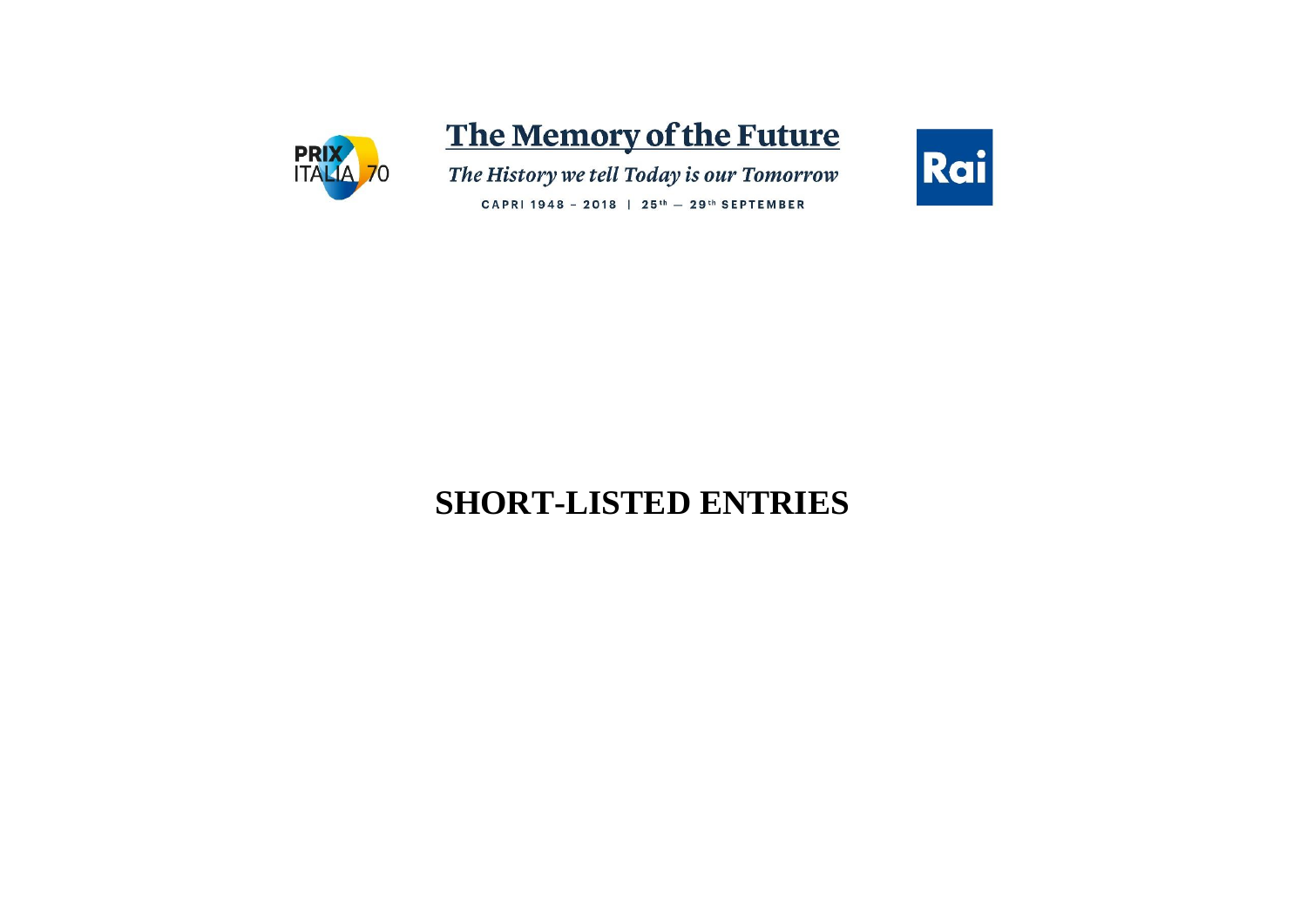PRIX ITALIA 70

# The Memory of the Future

*The History we tell Today is our Tomorrow*

CAPRI 1948 – 2018 | 25th — 29th SEPTEMBER

Rai

# SHORT-LISTED ENTRIES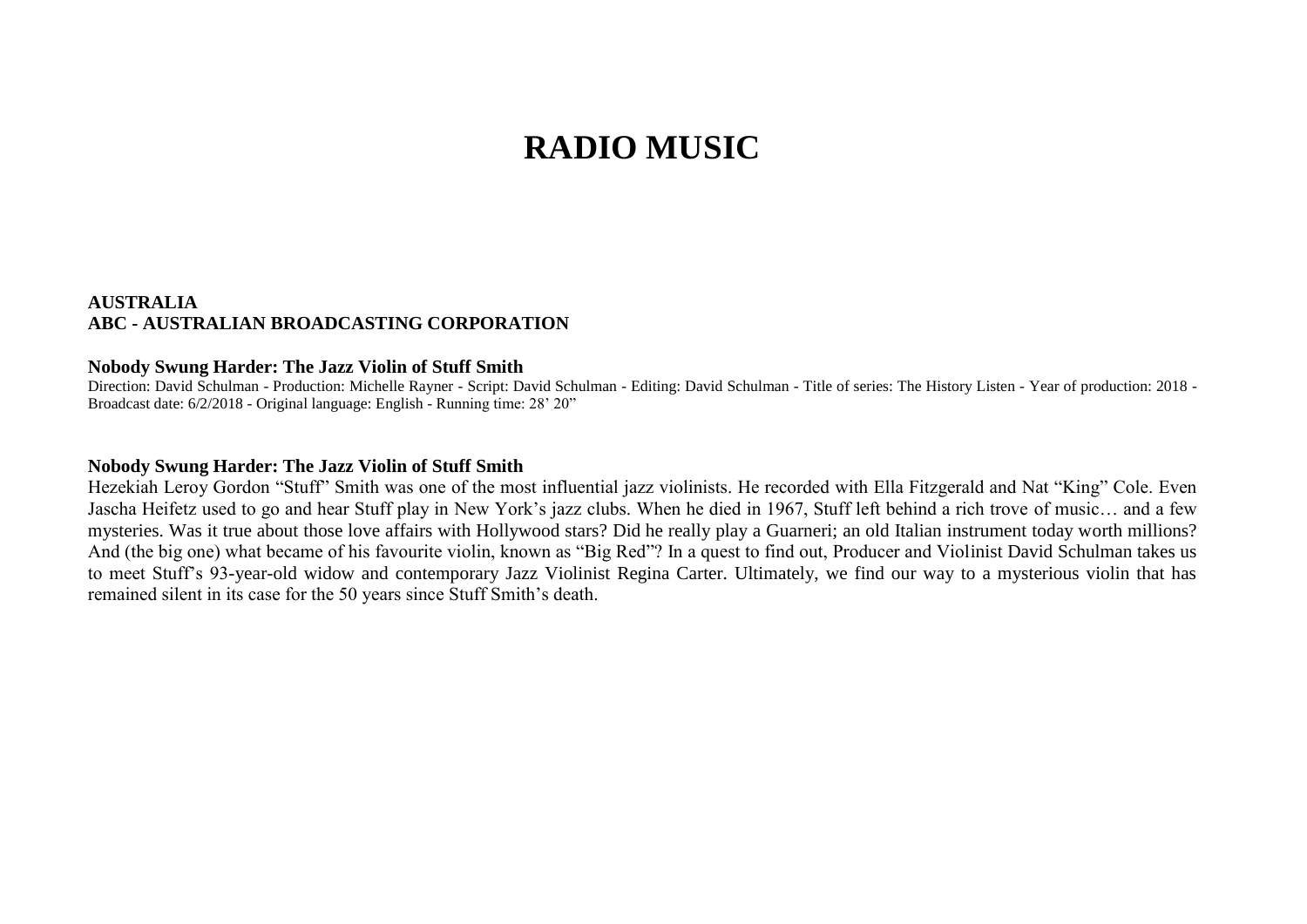# RADIO MUSIC

**AUSTRALIA**
**ABC - AUSTRALIAN BROADCASTING CORPORATION**

**Nobody Swung Harder: The Jazz Violin of Stuff Smith**
Direction: David Schulman - Production: Michelle Rayner - Script: David Schulman - Editing: David Schulman - Title of series: The History Listen - Year of production: 2018 - Broadcast date: 6/2/2018 - Original language: English - Running time: 28' 20"

**Nobody Swung Harder: The Jazz Violin of Stuff Smith**
Hezekiah Leroy Gordon "Stuff" Smith was one of the most influential jazz violinists. He recorded with Ella Fitzgerald and Nat "King" Cole. Even Jascha Heifetz used to go and hear Stuff play in New York's jazz clubs. When he died in 1967, Stuff left behind a rich trove of music… and a few mysteries. Was it true about those love affairs with Hollywood stars? Did he really play a Guarneri; an old Italian instrument today worth millions? And (the big one) what became of his favourite violin, known as "Big Red"? In a quest to find out, Producer and Violinist David Schulman takes us to meet Stuff's 93-year-old widow and contemporary Jazz Violinist Regina Carter. Ultimately, we find our way to a mysterious violin that has remained silent in its case for the 50 years since Stuff Smith's death.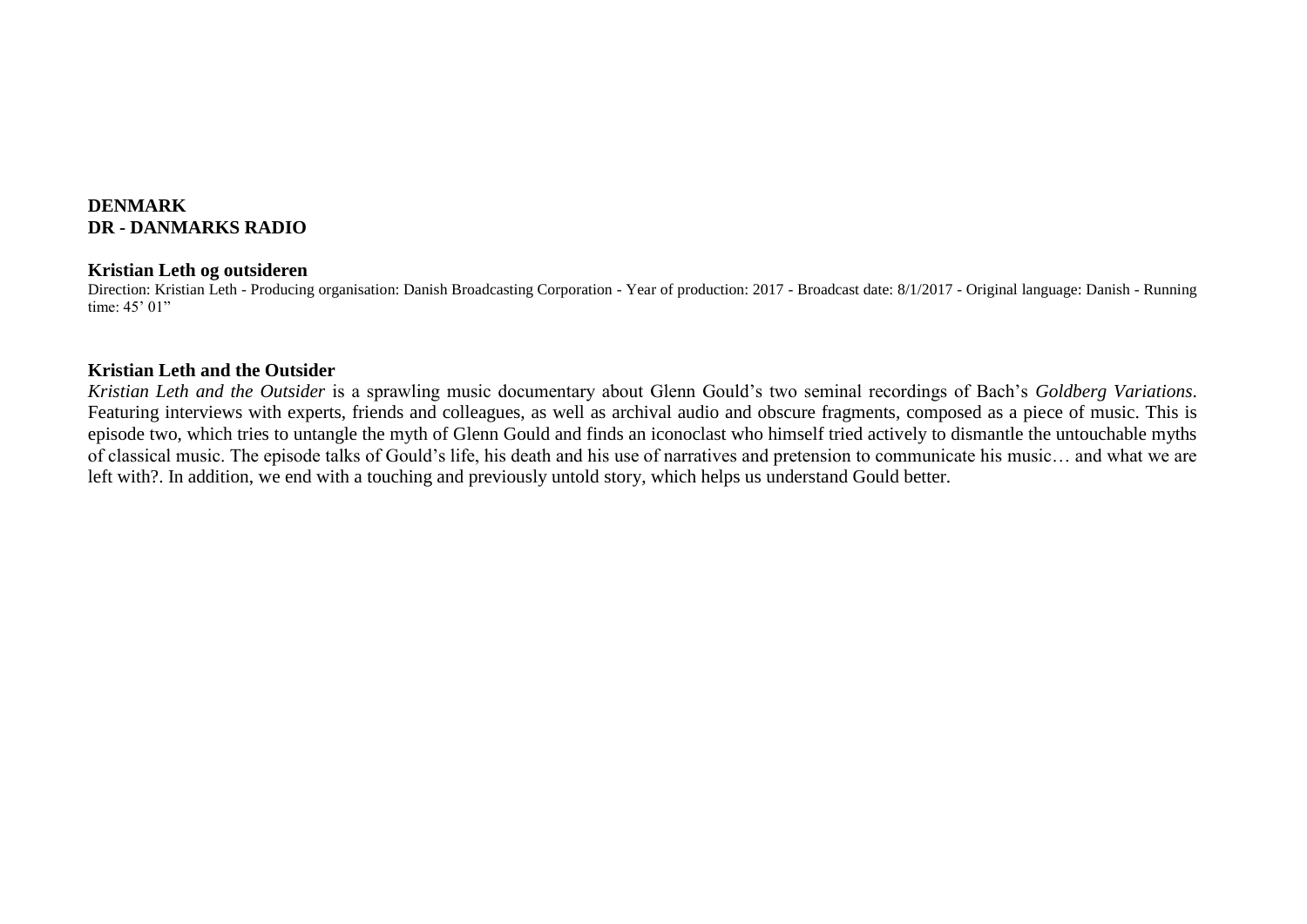**DENMARK**
**DR - DANMARKS RADIO**

**Kristian Leth og outsideren**
Direction: Kristian Leth - Producing organisation: Danish Broadcasting Corporation - Year of production: 2017 - Broadcast date: 8/1/2017 - Original language: Danish - Running time: 45' 01"

**Kristian Leth and the Outsider**
*Kristian Leth and the Outsider* is a sprawling music documentary about Glenn Gould's two seminal recordings of Bach's *Goldberg Variations*. Featuring interviews with experts, friends and colleagues, as well as archival audio and obscure fragments, composed as a piece of music. This is episode two, which tries to untangle the myth of Glenn Gould and finds an iconoclast who himself tried actively to dismantle the untouchable myths of classical music. The episode talks of Gould's life, his death and his use of narratives and pretension to communicate his music… and what we are left with?. In addition, we end with a touching and previously untold story, which helps us understand Gould better.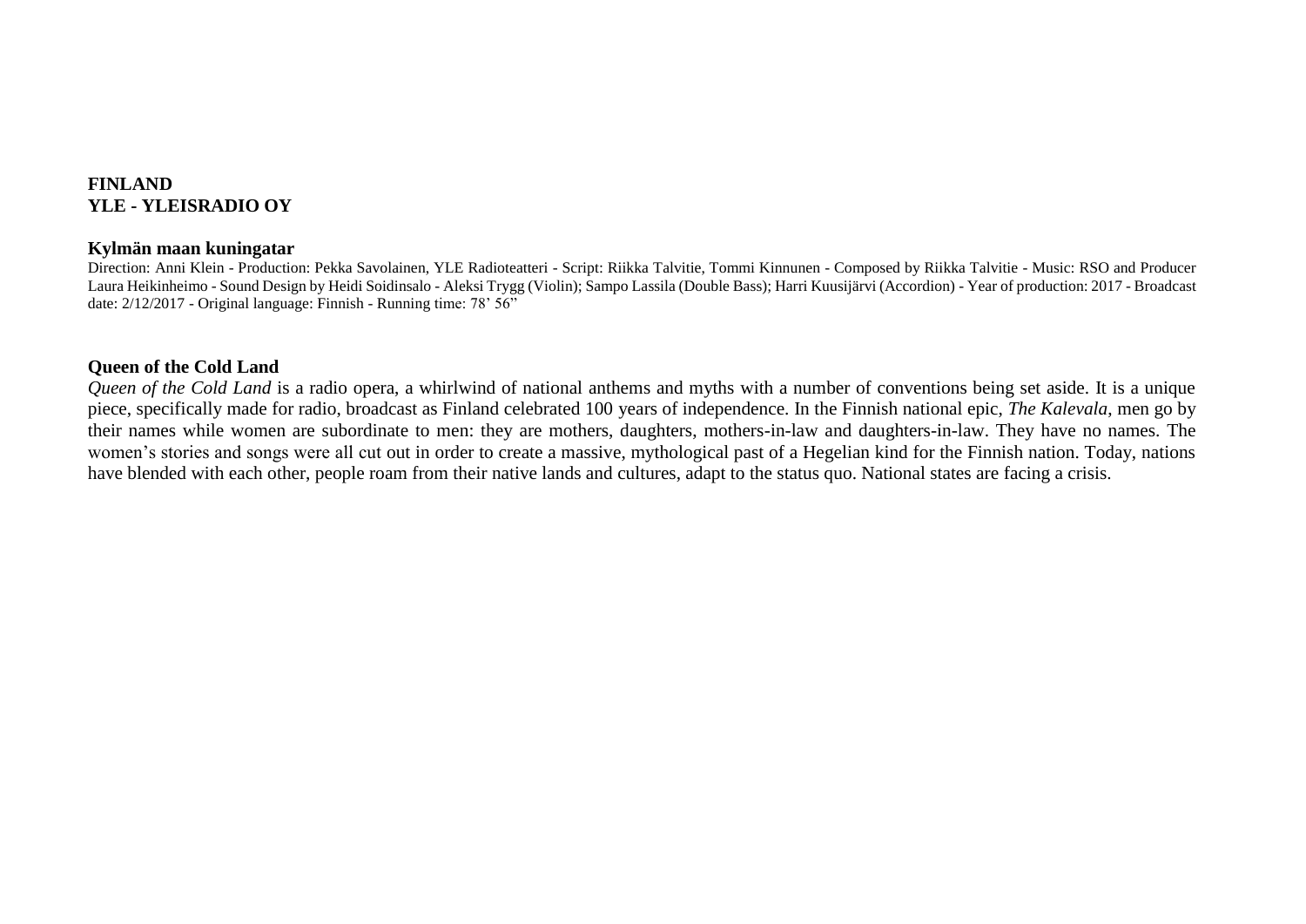**FINLAND**
**YLE - YLEISRADIO OY**

**Kylmän maan kuningatar**

Direction: Anni Klein - Production: Pekka Savolainen, YLE Radioteatteri - Script: Riikka Talvitie, Tommi Kinnunen - Composed by Riikka Talvitie - Music: RSO and Producer Laura Heikinheimo - Sound Design by Heidi Soidinsalo - Aleksi Trygg (Violin); Sampo Lassila (Double Bass); Harri Kuusijärvi (Accordion) - Year of production: 2017 - Broadcast date: 2/12/2017 - Original language: Finnish - Running time: 78' 56"

**Queen of the Cold Land**

*Queen of the Cold Land* is a radio opera, a whirlwind of national anthems and myths with a number of conventions being set aside. It is a unique piece, specifically made for radio, broadcast as Finland celebrated 100 years of independence. In the Finnish national epic, *The Kalevala*, men go by their names while women are subordinate to men: they are mothers, daughters, mothers-in-law and daughters-in-law. They have no names. The women's stories and songs were all cut out in order to create a massive, mythological past of a Hegelian kind for the Finnish nation. Today, nations have blended with each other, people roam from their native lands and cultures, adapt to the status quo. National states are facing a crisis.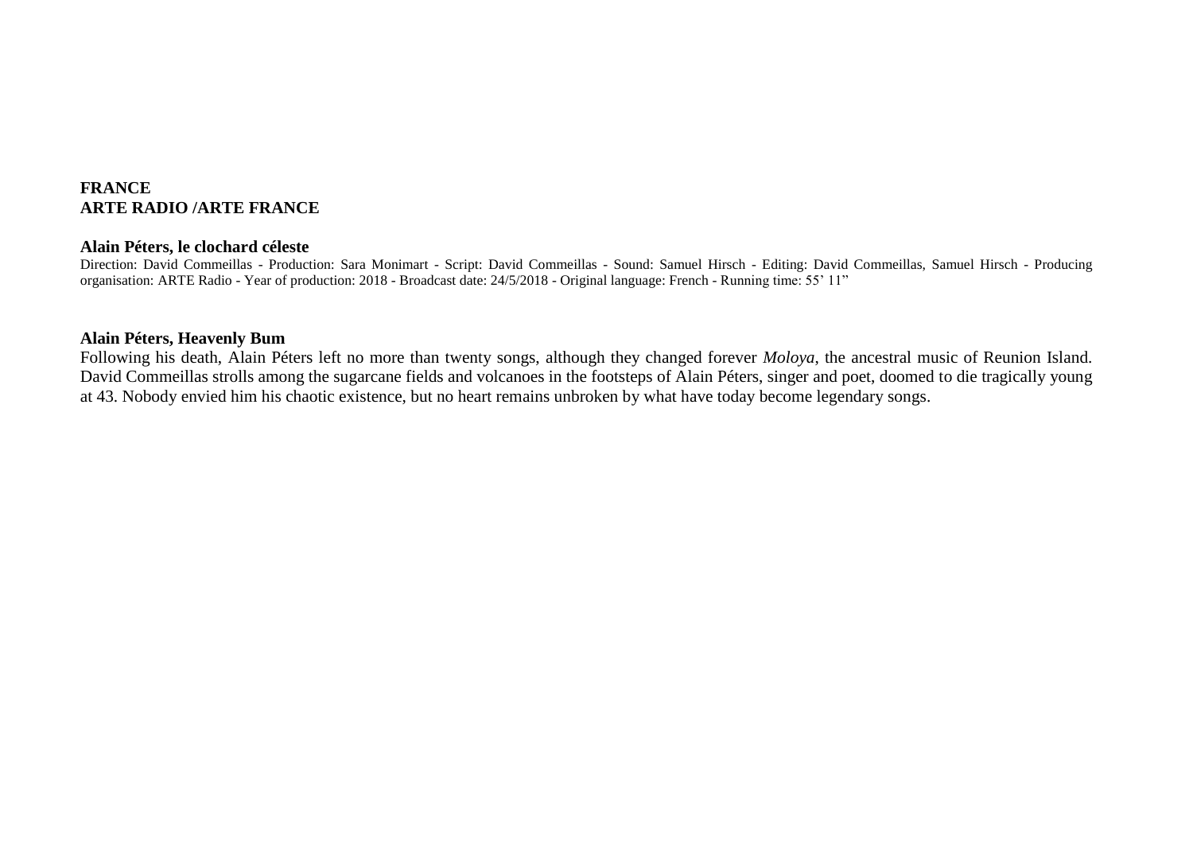**FRANCE**
**ARTE RADIO /ARTE FRANCE**

**Alain Péters, le clochard céleste**

Direction: David Commeillas - Production: Sara Monimart - Script: David Commeillas - Sound: Samuel Hirsch - Editing: David Commeillas, Samuel Hirsch - Producing organisation: ARTE Radio - Year of production: 2018 - Broadcast date: 24/5/2018 - Original language: French - Running time: 55’ 11”

**Alain Péters, Heavenly Bum**

Following his death, Alain Péters left no more than twenty songs, although they changed forever *Moloya*, the ancestral music of Reunion Island. David Commeillas strolls among the sugarcane fields and volcanoes in the footsteps of Alain Péters, singer and poet, doomed to die tragically young at 43. Nobody envied him his chaotic existence, but no heart remains unbroken by what have today become legendary songs.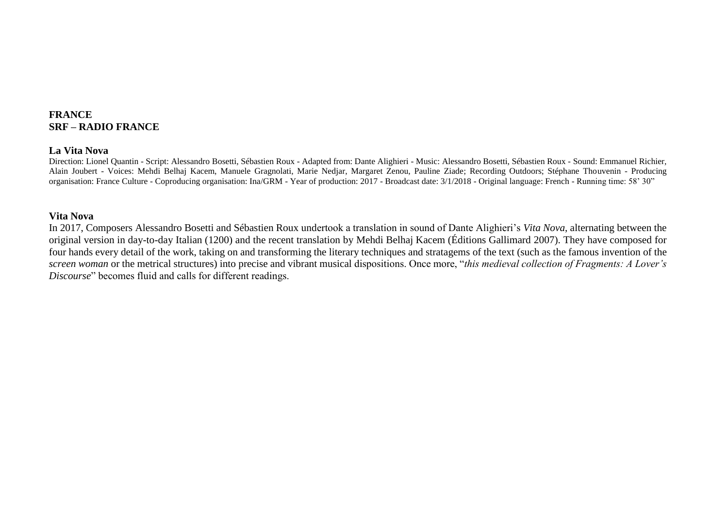**FRANCE**
**SRF – RADIO FRANCE**

**La Vita Nova**

Direction: Lionel Quantin - Script: Alessandro Bosetti, Sébastien Roux - Adapted from: Dante Alighieri - Music: Alessandro Bosetti, Sébastien Roux - Sound: Emmanuel Richier, Alain Joubert - Voices: Mehdi Belhaj Kacem, Manuele Gragnolati, Marie Nedjar, Margaret Zenou, Pauline Ziade; Recording Outdoors; Stéphane Thouvenin - Producing organisation: France Culture - Coproducing organisation: Ina/GRM - Year of production: 2017 - Broadcast date: 3/1/2018 - Original language: French - Running time: 58' 30"

**Vita Nova**

In 2017, Composers Alessandro Bosetti and Sébastien Roux undertook a translation in sound of Dante Alighieri's *Vita Nova*, alternating between the original version in day-to-day Italian (1200) and the recent translation by Mehdi Belhaj Kacem (Éditions Gallimard 2007). They have composed for four hands every detail of the work, taking on and transforming the literary techniques and stratagems of the text (such as the famous invention of the *screen woman* or the metrical structures) into precise and vibrant musical dispositions. Once more, "*this medieval collection of Fragments: A Lover's Discourse*" becomes fluid and calls for different readings.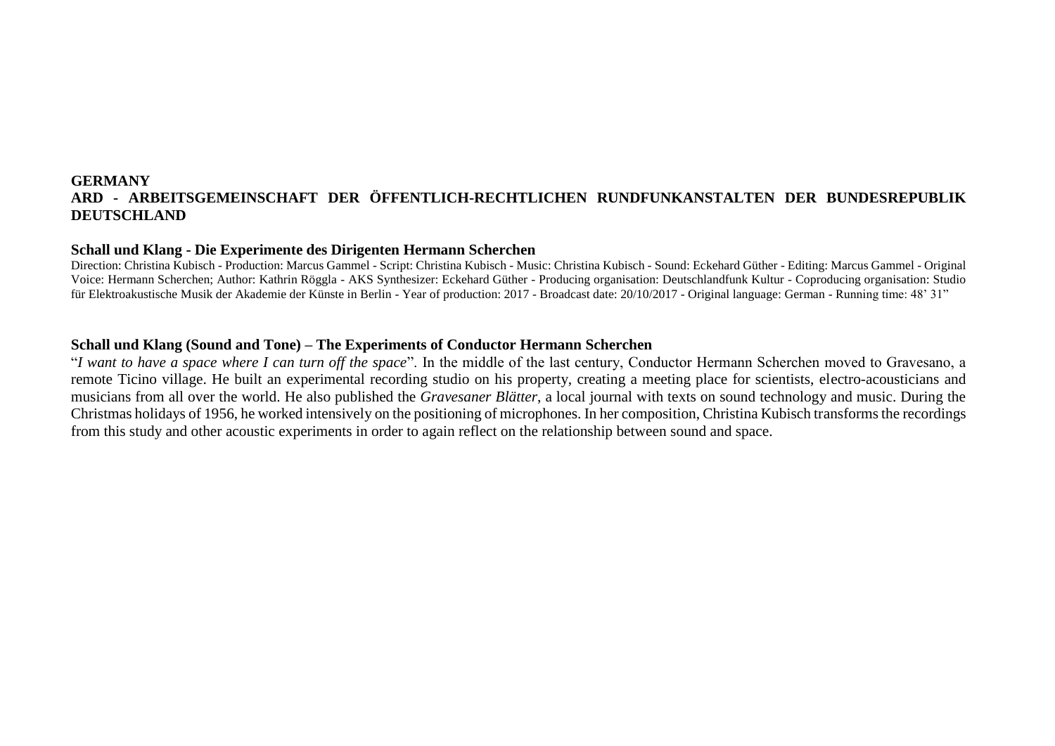**GERMANY**
**ARD - ARBEITSGEMEINSCHAFT DER ÖFFENTLICH-RECHTLICHEN RUNDFUNKANSTALTEN DER BUNDESREPUBLIK DEUTSCHLAND**

**Schall und Klang - Die Experimente des Dirigenten Hermann Scherchen**

Direction: Christina Kubisch - Production: Marcus Gammel - Script: Christina Kubisch - Music: Christina Kubisch - Sound: Eckehard Güther - Editing: Marcus Gammel - Original Voice: Hermann Scherchen; Author: Kathrin Röggla - AKS Synthesizer: Eckehard Güther - Producing organisation: Deutschlandfunk Kultur - Coproducing organisation: Studio für Elektroakustische Musik der Akademie der Künste in Berlin - Year of production: 2017 - Broadcast date: 20/10/2017 - Original language: German - Running time: 48' 31"

**Schall und Klang (Sound and Tone) – The Experiments of Conductor Hermann Scherchen**

"*I want to have a space where I can turn off the space*". In the middle of the last century, Conductor Hermann Scherchen moved to Gravesano, a remote Ticino village. He built an experimental recording studio on his property, creating a meeting place for scientists, electro-acousticians and musicians from all over the world. He also published the *Gravesaner Blätter*, a local journal with texts on sound technology and music. During the Christmas holidays of 1956, he worked intensively on the positioning of microphones. In her composition, Christina Kubisch transforms the recordings from this study and other acoustic experiments in order to again reflect on the relationship between sound and space.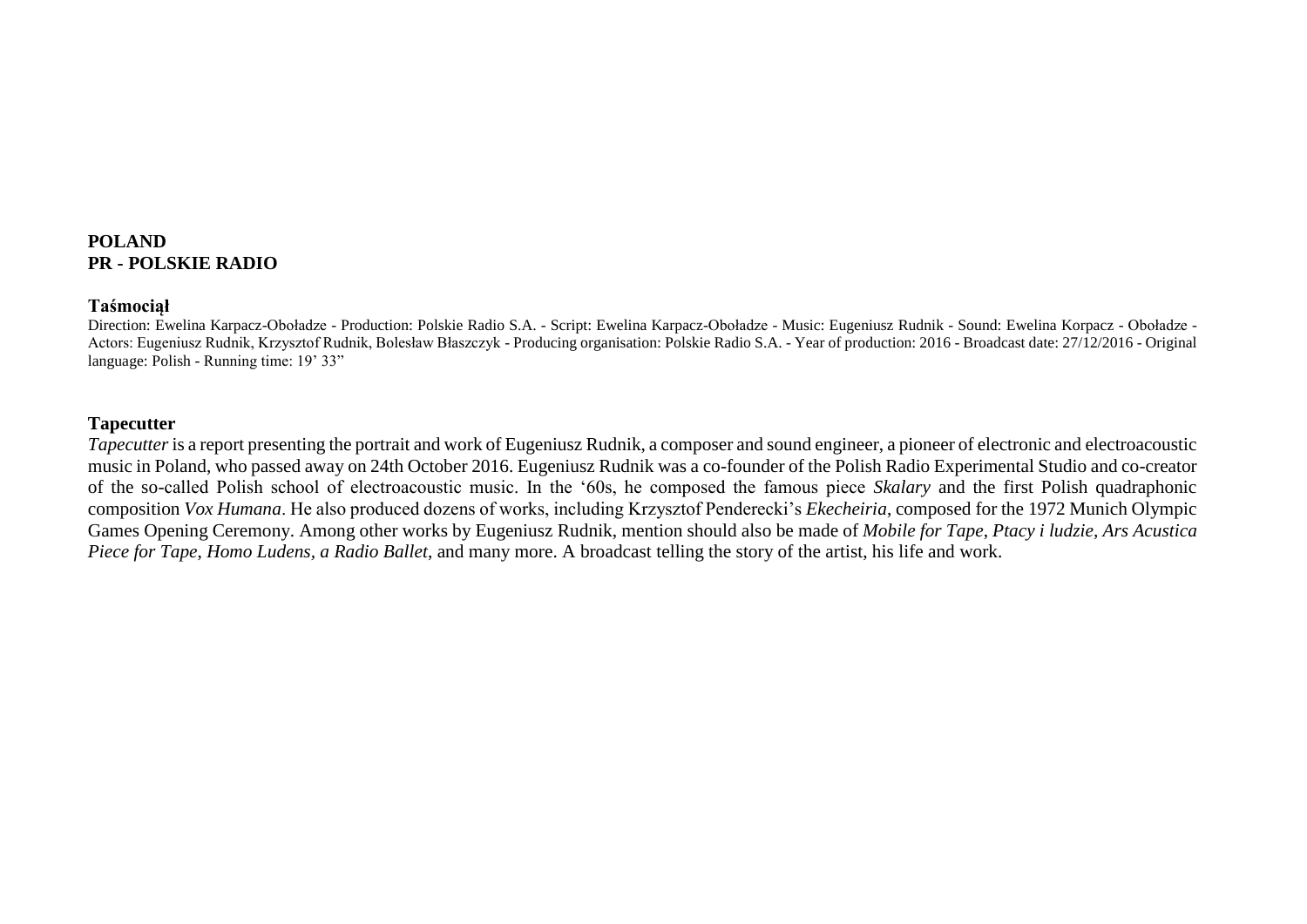**POLAND**
**PR - POLSKIE RADIO**

**Taśmociął**

Direction: Ewelina Karpacz-Oboładze - Production: Polskie Radio S.A. - Script: Ewelina Karpacz-Oboładze - Music: Eugeniusz Rudnik - Sound: Ewelina Korpacz - Obоładze - Actors: Eugeniusz Rudnik, Krzysztof Rudnik, Bolesław Błaszczyk - Producing organisation: Polskie Radio S.A. - Year of production: 2016 - Broadcast date: 27/12/2016 - Original language: Polish - Running time: 19' 33"

**Tapecutter**

*Tapecutter* is a report presenting the portrait and work of Eugeniusz Rudnik, a composer and sound engineer, a pioneer of electronic and electroacoustic music in Poland, who passed away on 24th October 2016. Eugeniusz Rudnik was a co-founder of the Polish Radio Experimental Studio and co-creator of the so-called Polish school of electroacoustic music. In the '60s, he composed the famous piece *Skalary* and the first Polish quadraphonic composition *Vox Humana*. He also produced dozens of works, including Krzysztof Penderecki's *Ekecheiria*, composed for the 1972 Munich Olympic Games Opening Ceremony. Among other works by Eugeniusz Rudnik, mention should also be made of *Mobile for Tape*, *Ptacy i ludzie*, *Ars Acustica Piece for Tape*, *Homo Ludens, a Radio Ballet*, and many more. A broadcast telling the story of the artist, his life and work.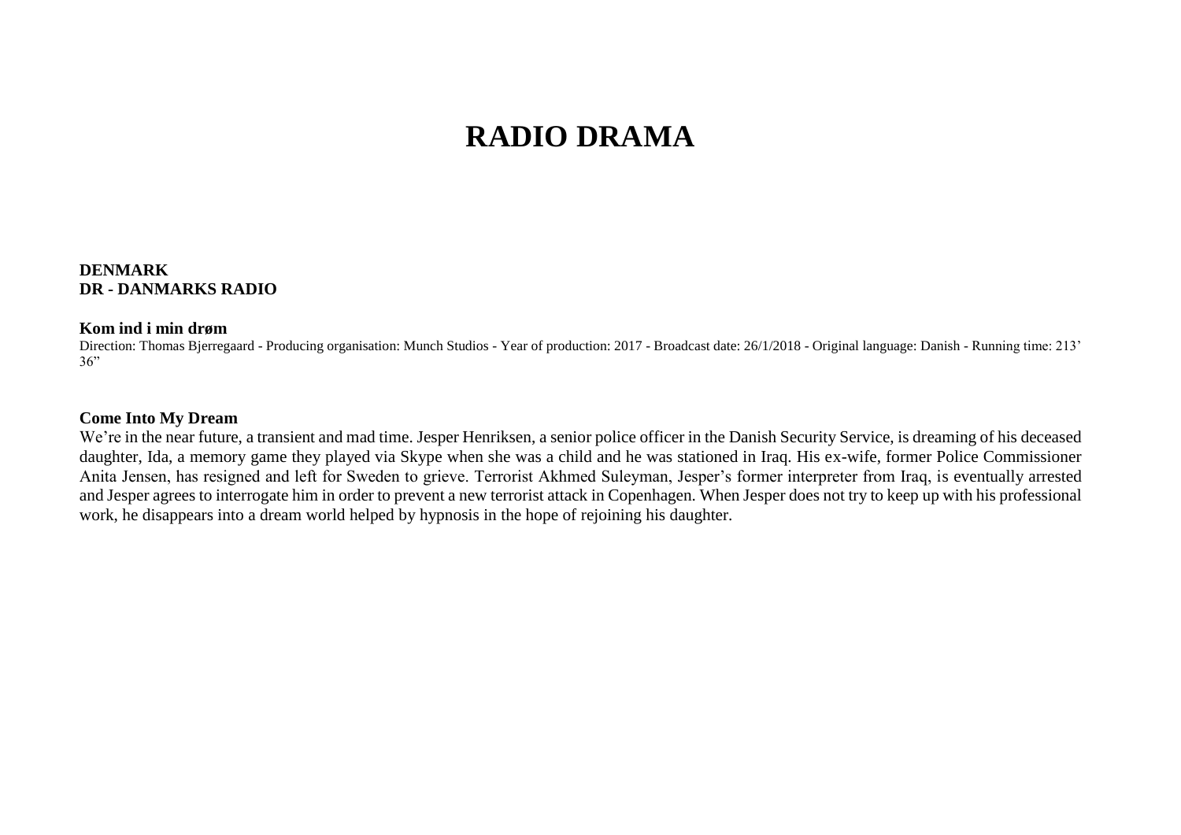# RADIO DRAMA

**DENMARK**
**DR - DANMARKS RADIO**

**Kom ind i min drøm**

Direction: Thomas Bjerregaard - Producing organisation: Munch Studios - Year of production: 2017 - Broadcast date: 26/1/2018 - Original language: Danish - Running time: 213’ 36”

**Come Into My Dream**

We’re in the near future, a transient and mad time. Jesper Henriksen, a senior police officer in the Danish Security Service, is dreaming of his deceased daughter, Ida, a memory game they played via Skype when she was a child and he was stationed in Iraq. His ex-wife, former Police Commissioner Anita Jensen, has resigned and left for Sweden to grieve. Terrorist Akhmed Suleyman, Jesper’s former interpreter from Iraq, is eventually arrested and Jesper agrees to interrogate him in order to prevent a new terrorist attack in Copenhagen. When Jesper does not try to keep up with his professional work, he disappears into a dream world helped by hypnosis in the hope of rejoining his daughter.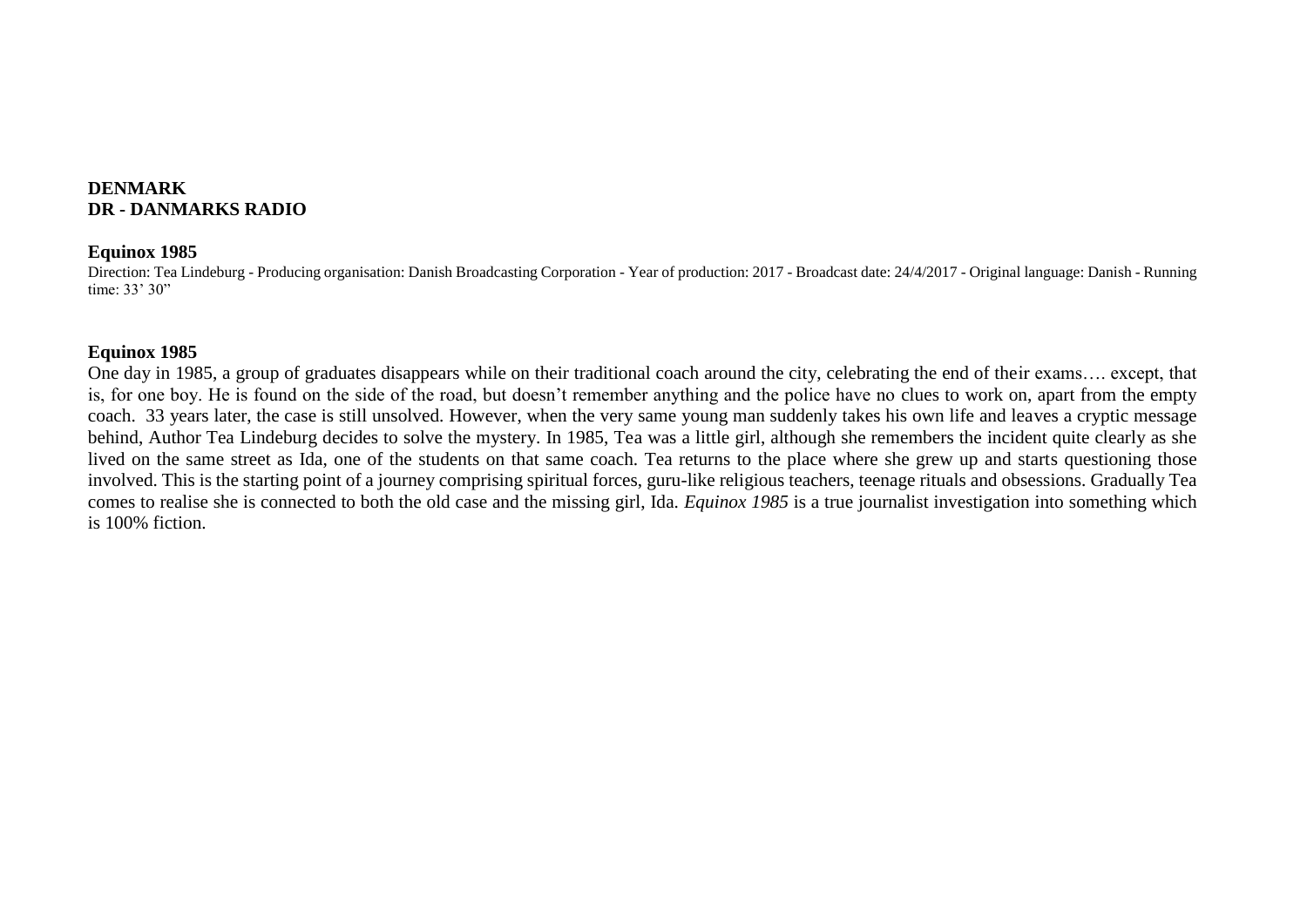**DENMARK**
**DR - DANMARKS RADIO**

**Equinox 1985**

Direction: Tea Lindeburg - Producing organisation: Danish Broadcasting Corporation - Year of production: 2017 - Broadcast date: 24/4/2017 - Original language: Danish - Running time: 33' 30"

**Equinox 1985**

One day in 1985, a group of graduates disappears while on their traditional coach around the city, celebrating the end of their exams…. except, that is, for one boy. He is found on the side of the road, but doesn't remember anything and the police have no clues to work on, apart from the empty coach. 33 years later, the case is still unsolved. However, when the very same young man suddenly takes his own life and leaves a cryptic message behind, Author Tea Lindeburg decides to solve the mystery. In 1985, Tea was a little girl, although she remembers the incident quite clearly as she lived on the same street as Ida, one of the students on that same coach. Tea returns to the place where she grew up and starts questioning those involved. This is the starting point of a journey comprising spiritual forces, guru-like religious teachers, teenage rituals and obsessions. Gradually Tea comes to realise she is connected to both the old case and the missing girl, Ida. *Equinox 1985* is a true journalist investigation into something which is 100% fiction.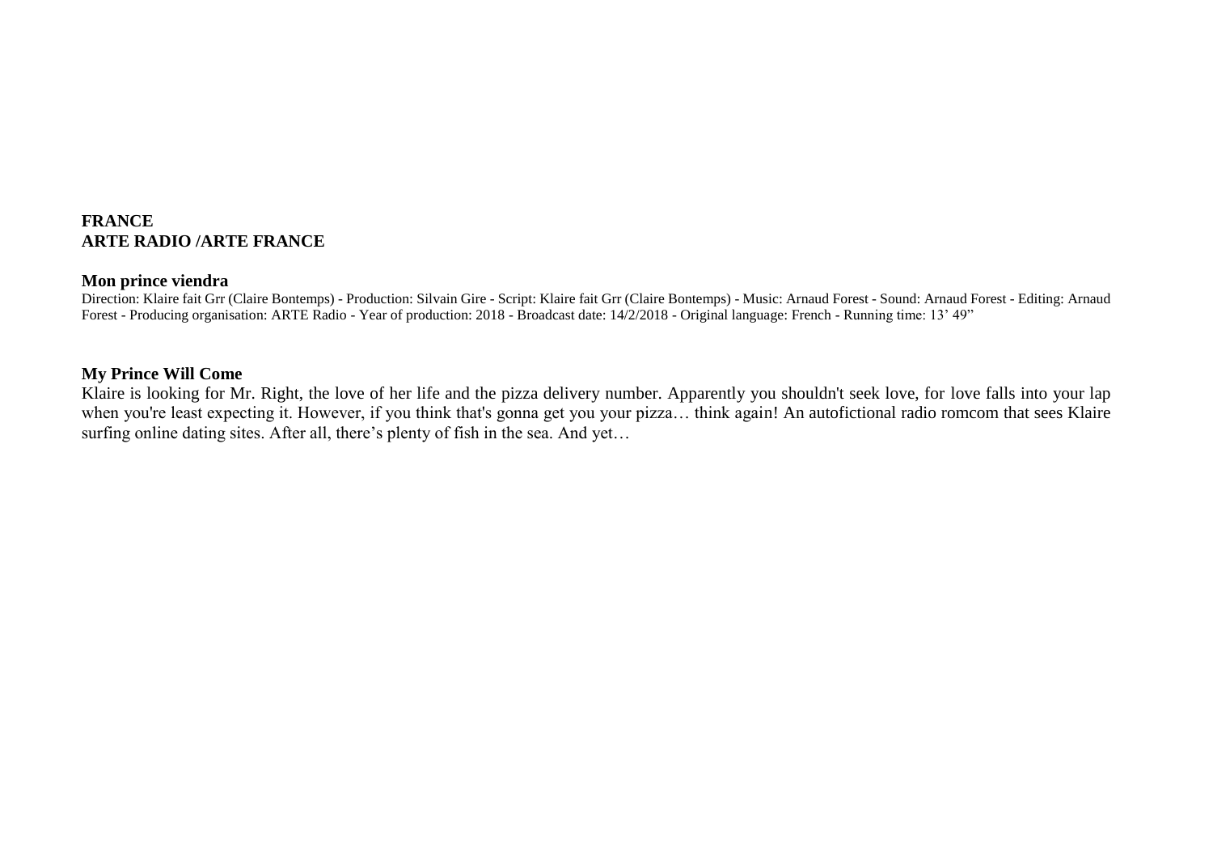**FRANCE**
**ARTE RADIO /ARTE FRANCE**

**Mon prince viendra**

Direction: Klaire fait Grr (Claire Bontemps) - Production: Silvain Gire - Script: Klaire fait Grr (Claire Bontemps) - Music: Arnaud Forest - Sound: Arnaud Forest - Editing: Arnaud Forest - Producing organisation: ARTE Radio - Year of production: 2018 - Broadcast date: 14/2/2018 - Original language: French - Running time: 13’ 49”

**My Prince Will Come**

Klaire is looking for Mr. Right, the love of her life and the pizza delivery number. Apparently you shouldn't seek love, for love falls into your lap when you're least expecting it. However, if you think that's gonna get you your pizza… think again! An autofictional radio romcom that sees Klaire surfing online dating sites. After all, there’s plenty of fish in the sea. And yet…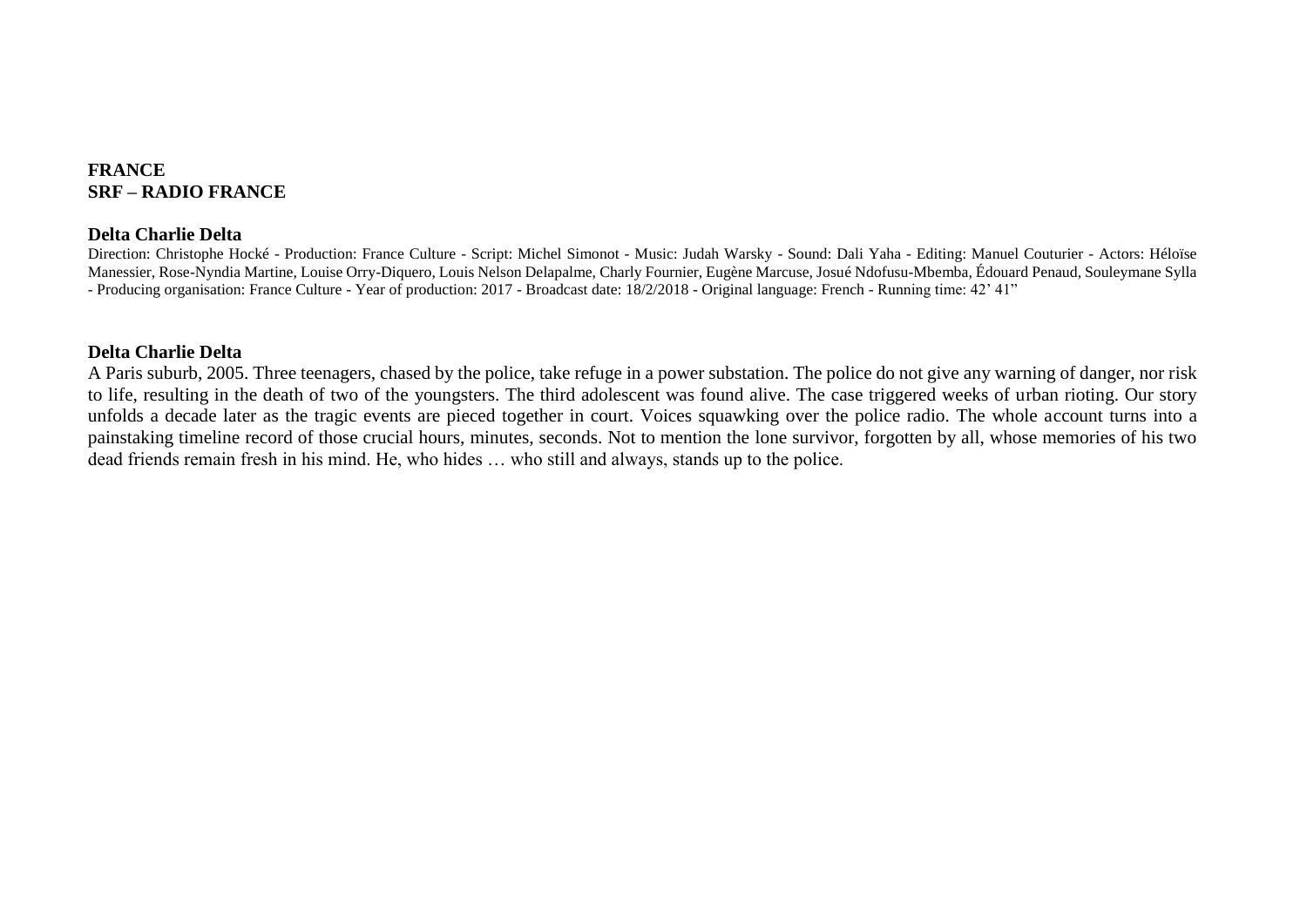**FRANCE**
**SRF – RADIO FRANCE**

**Delta Charlie Delta**

Direction: Christophe Hocké - Production: France Culture - Script: Michel Simonot - Music: Judah Warsky - Sound: Dali Yaha - Editing: Manuel Couturier - Actors: Héloïse Manessier, Rose-Nyndia Martine, Louise Orry-Diquero, Louis Nelson Delapalme, Charly Fournier, Eugène Marcuse, Josué Ndofusu-Mbemba, Édouard Penaud, Souleymane Sylla - Producing organisation: France Culture - Year of production: 2017 - Broadcast date: 18/2/2018 - Original language: French - Running time: 42' 41"

**Delta Charlie Delta**

A Paris suburb, 2005. Three teenagers, chased by the police, take refuge in a power substation. The police do not give any warning of danger, nor risk to life, resulting in the death of two of the youngsters. The third adolescent was found alive. The case triggered weeks of urban rioting. Our story unfolds a decade later as the tragic events are pieced together in court. Voices squawking over the police radio. The whole account turns into a painstaking timeline record of those crucial hours, minutes, seconds. Not to mention the lone survivor, forgotten by all, whose memories of his two dead friends remain fresh in his mind. He, who hides … who still and always, stands up to the police.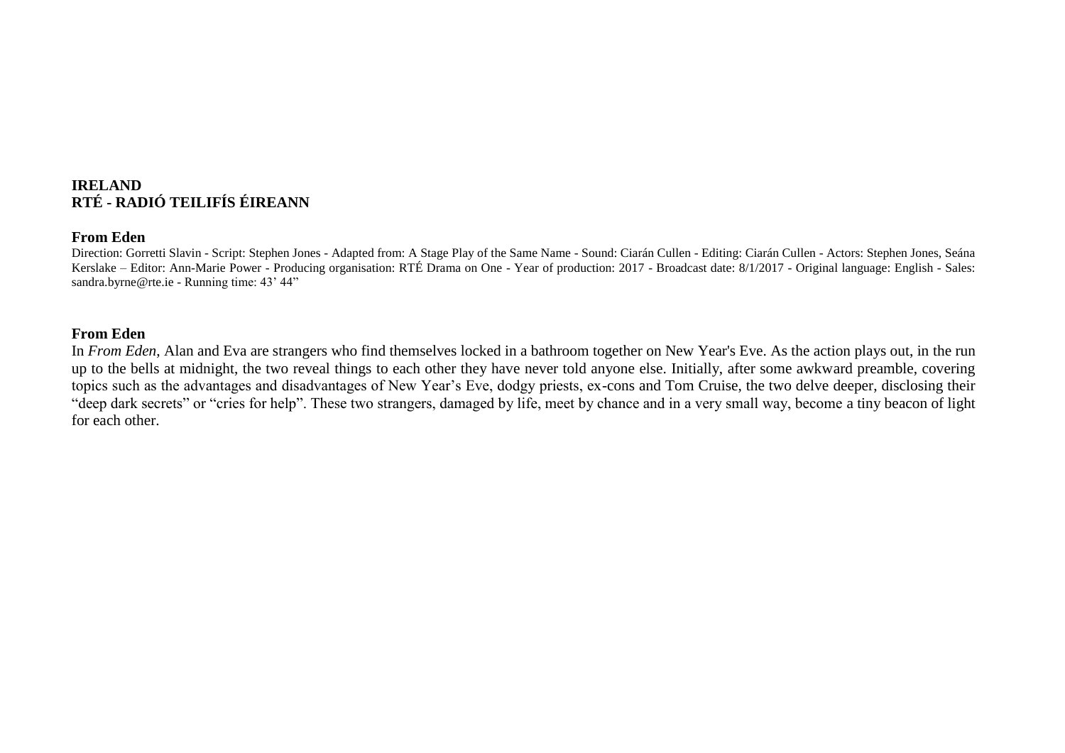**IRELAND**
**RTÉ - RADIÓ TEILIFÍS ÉIREANN**

**From Eden**

Direction: Gorretti Slavin - Script: Stephen Jones - Adapted from: A Stage Play of the Same Name - Sound: Ciarán Cullen - Editing: Ciarán Cullen - Actors: Stephen Jones, Seána Kerslake – Editor: Ann-Marie Power - Producing organisation: RTÉ Drama on One - Year of production: 2017 - Broadcast date: 8/1/2017 - Original language: English - Sales: sandra.byrne@rte.ie - Running time: 43' 44"

**From Eden**

In *From Eden*, Alan and Eva are strangers who find themselves locked in a bathroom together on New Year's Eve. As the action plays out, in the run up to the bells at midnight, the two reveal things to each other they have never told anyone else. Initially, after some awkward preamble, covering topics such as the advantages and disadvantages of New Year's Eve, dodgy priests, ex-cons and Tom Cruise, the two delve deeper, disclosing their "deep dark secrets" or "cries for help". These two strangers, damaged by life, meet by chance and in a very small way, become a tiny beacon of light for each other.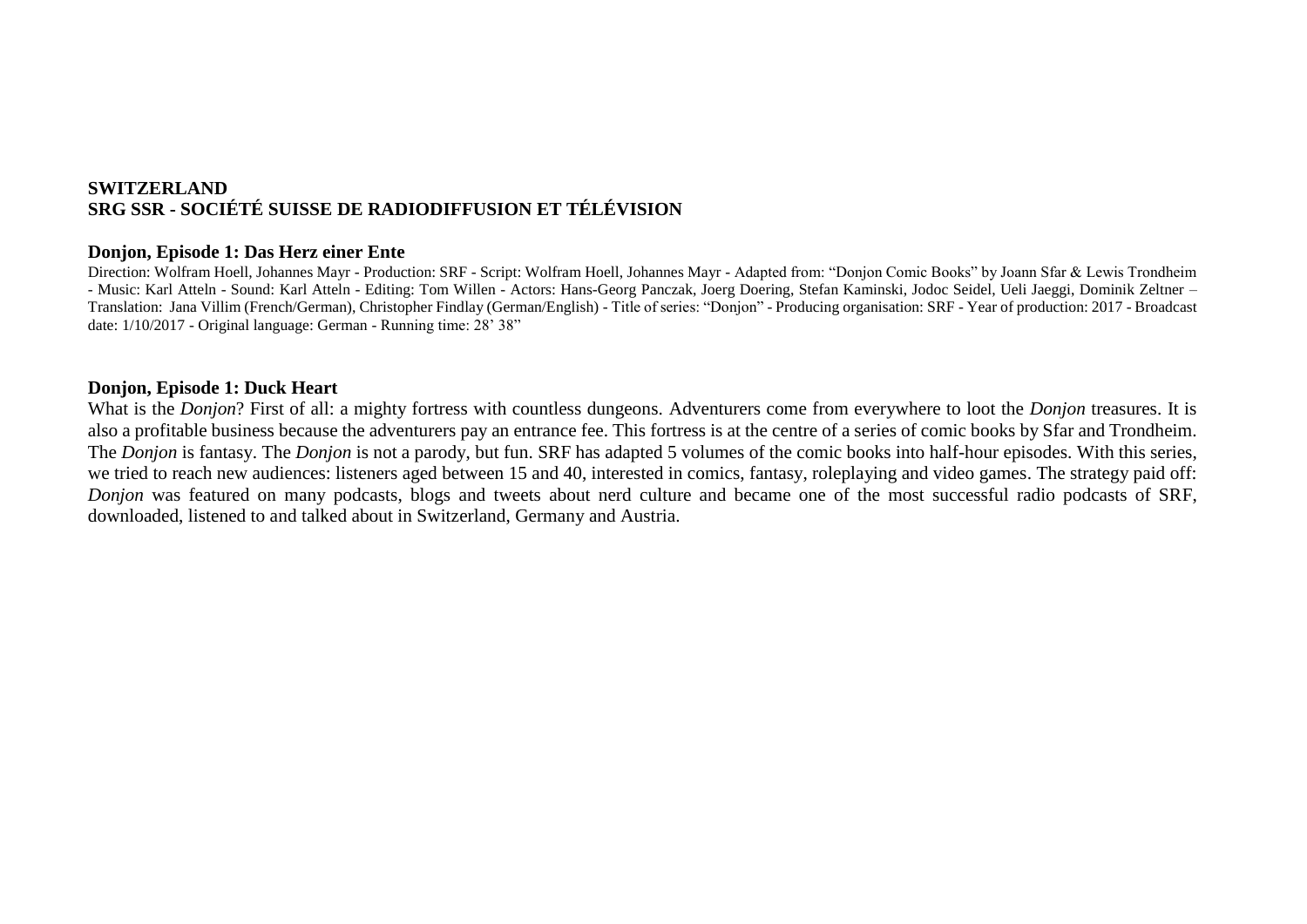**SWITZERLAND**
**SRG SSR - SOCIÉTÉ SUISSE DE RADIODIFFUSION ET TÉLÉVISION**

**Donjon, Episode 1: Das Herz einer Ente**

Direction: Wolfram Hoell, Johannes Mayr - Production: SRF - Script: Wolfram Hoell, Johannes Mayr - Adapted from: "Donjon Comic Books" by Joann Sfar & Lewis Trondheim - Music: Karl Atteln - Sound: Karl Atteln - Editing: Tom Willen - Actors: Hans-Georg Panczak, Joerg Doering, Stefan Kaminski, Jodoc Seidel, Ueli Jaeggi, Dominik Zeltner – Translation: Jana Villim (French/German), Christopher Findlay (German/English) - Title of series: "Donjon" - Producing organisation: SRF - Year of production: 2017 - Broadcast date: 1/10/2017 - Original language: German - Running time: 28' 38"

**Donjon, Episode 1: Duck Heart**

What is the *Donjon*? First of all: a mighty fortress with countless dungeons. Adventurers come from everywhere to loot the *Donjon* treasures. It is also a profitable business because the adventurers pay an entrance fee. This fortress is at the centre of a series of comic books by Sfar and Trondheim. The *Donjon* is fantasy. The *Donjon* is not a parody, but fun. SRF has adapted 5 volumes of the comic books into half-hour episodes. With this series, we tried to reach new audiences: listeners aged between 15 and 40, interested in comics, fantasy, roleplaying and video games. The strategy paid off: *Donjon* was featured on many podcasts, blogs and tweets about nerd culture and became one of the most successful radio podcasts of SRF, downloaded, listened to and talked about in Switzerland, Germany and Austria.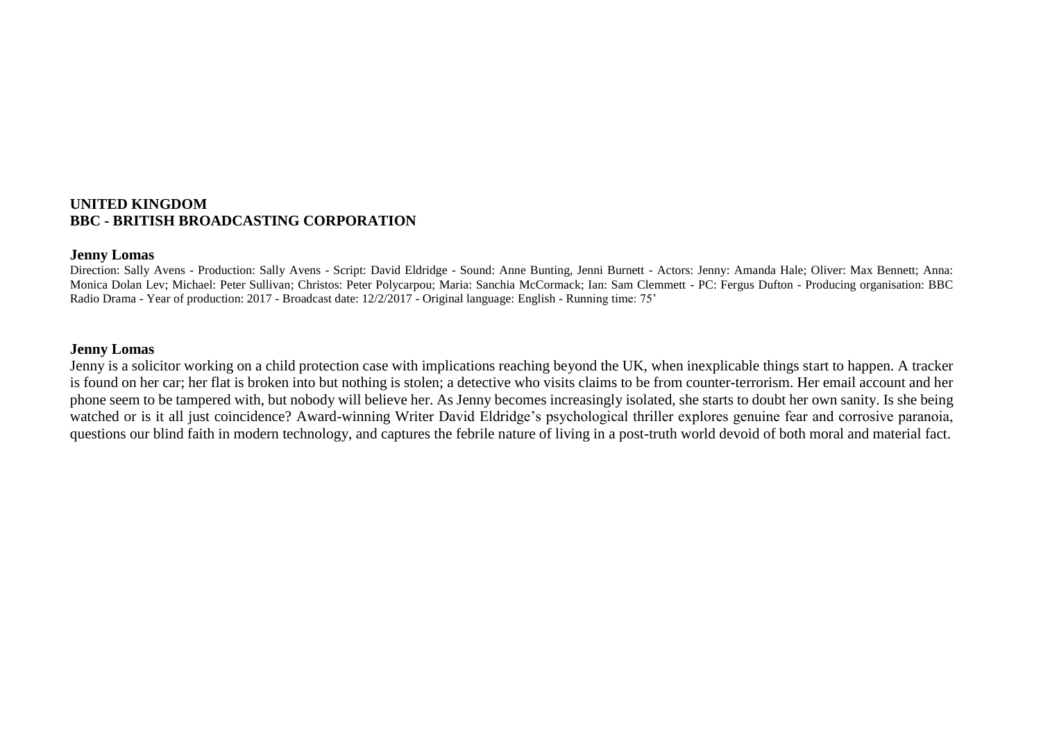**UNITED KINGDOM**
**BBC - BRITISH BROADCASTING CORPORATION**

**Jenny Lomas**

Direction: Sally Avens - Production: Sally Avens - Script: David Eldridge - Sound: Anne Bunting, Jenni Burnett - Actors: Jenny: Amanda Hale; Oliver: Max Bennett; Anna: Monica Dolan Lev; Michael: Peter Sullivan; Christos: Peter Polycarpou; Maria: Sanchia McCormack; Ian: Sam Clemmett - PC: Fergus Dufton - Producing organisation: BBC Radio Drama - Year of production: 2017 - Broadcast date: 12/2/2017 - Original language: English - Running time: 75'

**Jenny Lomas**

Jenny is a solicitor working on a child protection case with implications reaching beyond the UK, when inexplicable things start to happen. A tracker is found on her car; her flat is broken into but nothing is stolen; a detective who visits claims to be from counter-terrorism. Her email account and her phone seem to be tampered with, but nobody will believe her. As Jenny becomes increasingly isolated, she starts to doubt her own sanity. Is she being watched or is it all just coincidence? Award-winning Writer David Eldridge's psychological thriller explores genuine fear and corrosive paranoia, questions our blind faith in modern technology, and captures the febrile nature of living in a post-truth world devoid of both moral and material fact.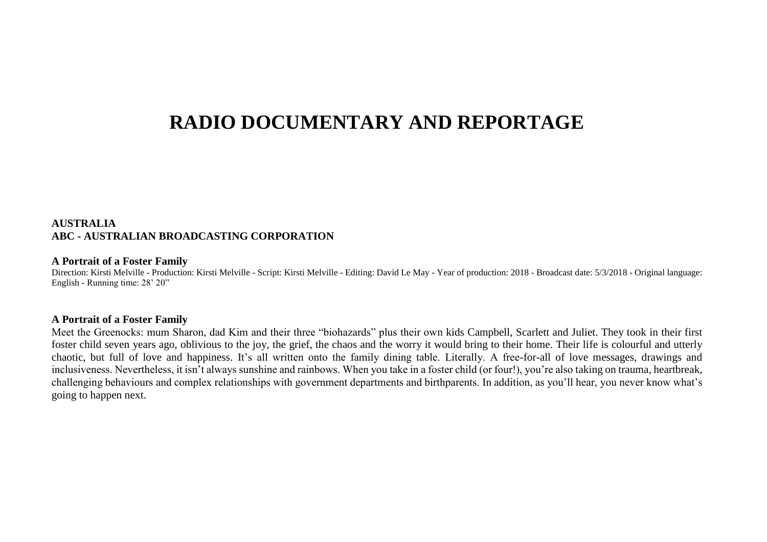# RADIO DOCUMENTARY AND REPORTAGE

**AUSTRALIA**
**ABC - AUSTRALIAN BROADCASTING CORPORATION**

**A Portrait of a Foster Family**
Direction: Kirsti Melville - Production: Kirsti Melville - Script: Kirsti Melville - Editing: David Le May - Year of production: 2018 - Broadcast date: 5/3/2018 - Original language: English - Running time: 28' 20"

**A Portrait of a Foster Family**
Meet the Greenocks: mum Sharon, dad Kim and their three "biohazards" plus their own kids Campbell, Scarlett and Juliet. They took in their first foster child seven years ago, oblivious to the joy, the grief, the chaos and the worry it would bring to their home. Their life is colourful and utterly chaotic, but full of love and happiness. It's all written onto the family dining table. Literally. A free-for-all of love messages, drawings and inclusiveness. Nevertheless, it isn't always sunshine and rainbows. When you take in a foster child (or four!), you're also taking on trauma, heartbreak, challenging behaviours and complex relationships with government departments and birthparents. In addition, as you'll hear, you never know what's going to happen next.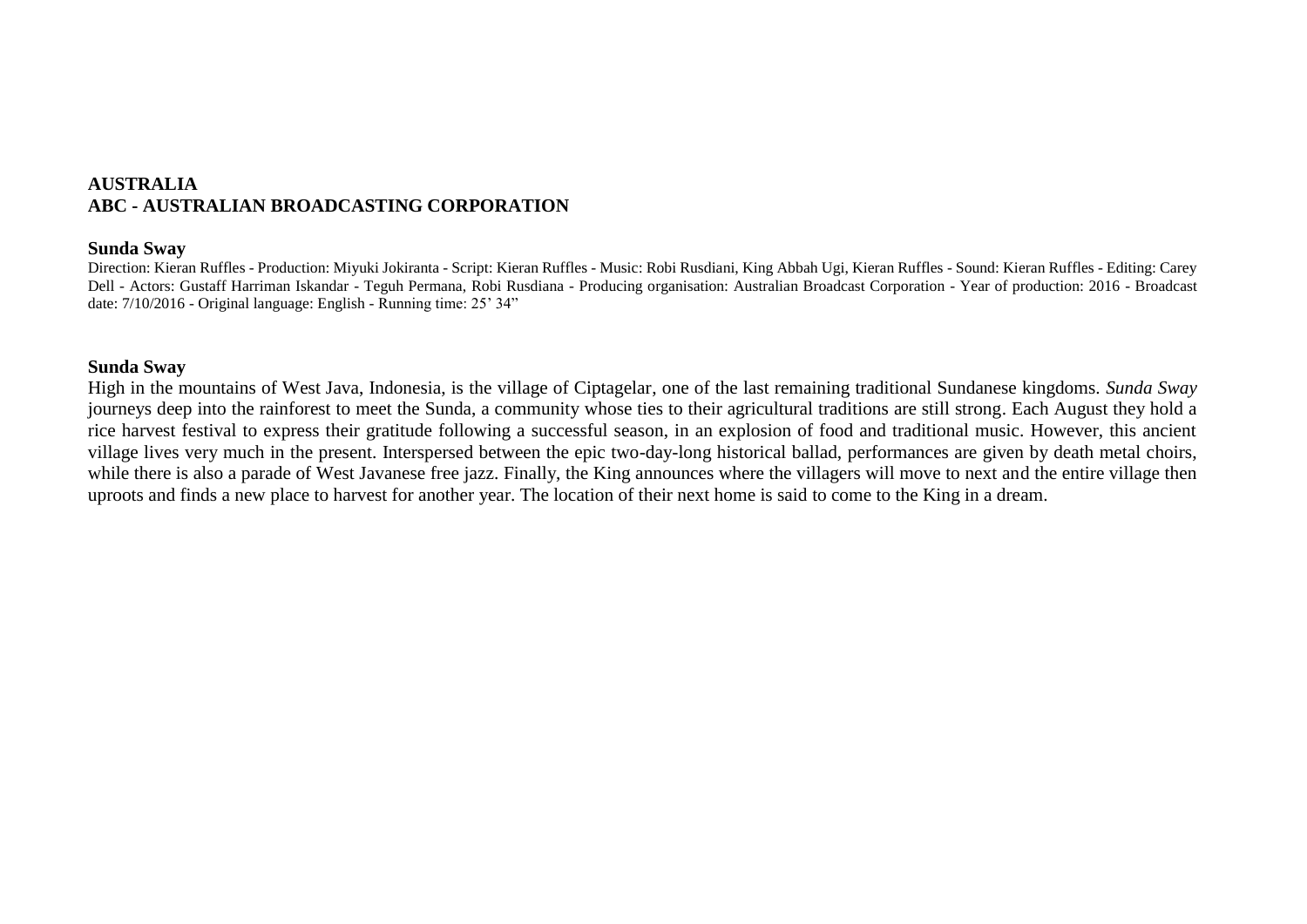**AUSTRALIA**
**ABC - AUSTRALIAN BROADCASTING CORPORATION**

**Sunda Sway**

Direction: Kieran Ruffles - Production: Miyuki Jokiranta - Script: Kieran Ruffles - Music: Robi Rusdiani, King Abbah Ugi, Kieran Ruffles - Sound: Kieran Ruffles - Editing: Carey Dell - Actors: Gustaff Harriman Iskandar - Teguh Permana, Robi Rusdiana - Producing organisation: Australian Broadcast Corporation - Year of production: 2016 - Broadcast date: 7/10/2016 - Original language: English - Running time: 25' 34"

**Sunda Sway**

High in the mountains of West Java, Indonesia, is the village of Ciptagelar, one of the last remaining traditional Sundanese kingdoms. *Sunda Sway* journeys deep into the rainforest to meet the Sunda, a community whose ties to their agricultural traditions are still strong. Each August they hold a rice harvest festival to express their gratitude following a successful season, in an explosion of food and traditional music. However, this ancient village lives very much in the present. Interspersed between the epic two-day-long historical ballad, performances are given by death metal choirs, while there is also a parade of West Javanese free jazz. Finally, the King announces where the villagers will move to next and the entire village then uproots and finds a new place to harvest for another year. The location of their next home is said to come to the King in a dream.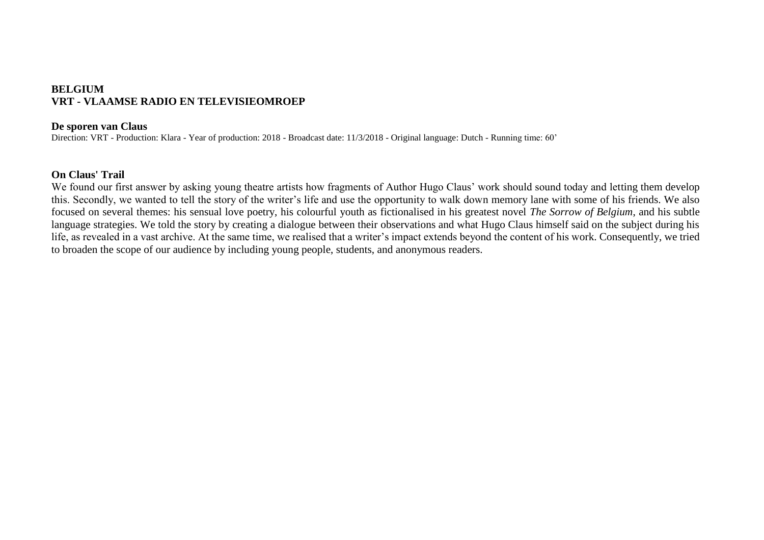**BELGIUM**
**VRT - VLAAMSE RADIO EN TELEVISIEOMROEP**

**De sporen van Claus**

Direction: VRT - Production: Klara - Year of production: 2018 - Broadcast date: 11/3/2018 - Original language: Dutch - Running time: 60’

**On Claus' Trail**

We found our first answer by asking young theatre artists how fragments of Author Hugo Claus’ work should sound today and letting them develop this. Secondly, we wanted to tell the story of the writer’s life and use the opportunity to walk down memory lane with some of his friends. We also focused on several themes: his sensual love poetry, his colourful youth as fictionalised in his greatest novel *The Sorrow of Belgium*, and his subtle language strategies. We told the story by creating a dialogue between their observations and what Hugo Claus himself said on the subject during his life, as revealed in a vast archive. At the same time, we realised that a writer’s impact extends beyond the content of his work. Consequently, we tried to broaden the scope of our audience by including young people, students, and anonymous readers.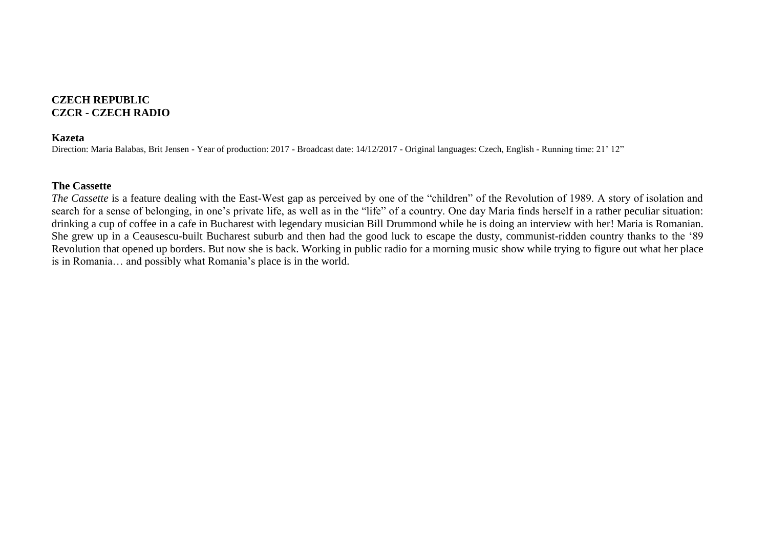**CZECH REPUBLIC**
**CZCR - CZECH RADIO**

**Kazeta**
Direction: Maria Balabas, Brit Jensen - Year of production: 2017 - Broadcast date: 14/12/2017 - Original languages: Czech, English - Running time: 21' 12"

**The Cassette**
*The Cassette* is a feature dealing with the East-West gap as perceived by one of the "children" of the Revolution of 1989. A story of isolation and search for a sense of belonging, in one's private life, as well as in the "life" of a country. One day Maria finds herself in a rather peculiar situation: drinking a cup of coffee in a cafe in Bucharest with legendary musician Bill Drummond while he is doing an interview with her! Maria is Romanian. She grew up in a Ceausescu-built Bucharest suburb and then had the good luck to escape the dusty, communist-ridden country thanks to the '89 Revolution that opened up borders. But now she is back. Working in public radio for a morning music show while trying to figure out what her place is in Romania… and possibly what Romania's place is in the world.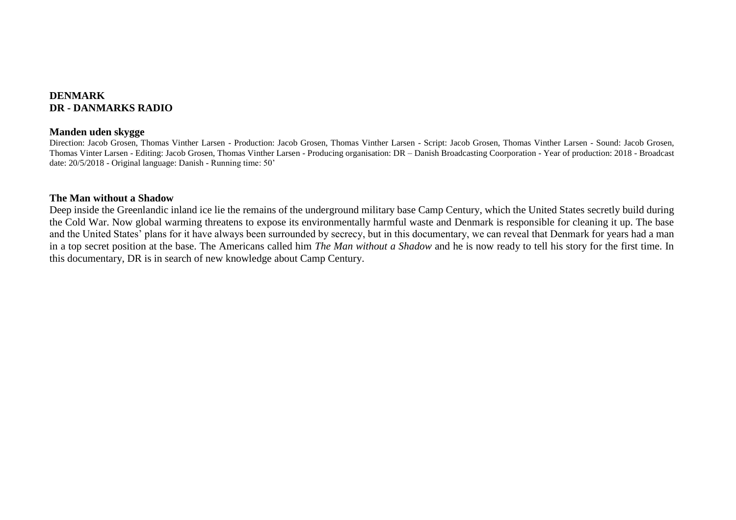**DENMARK**
**DR - DANMARKS RADIO**

**Manden uden skygge**

Direction: Jacob Grosen, Thomas Vinther Larsen - Production: Jacob Grosen, Thomas Vinther Larsen - Script: Jacob Grosen, Thomas Vinther Larsen - Sound: Jacob Grosen, Thomas Vinter Larsen - Editing: Jacob Grosen, Thomas Vinther Larsen - Producing organisation: DR – Danish Broadcasting Coorporation - Year of production: 2018 - Broadcast date: 20/5/2018 - Original language: Danish - Running time: 50'

**The Man without a Shadow**

Deep inside the Greenlandic inland ice lie the remains of the underground military base Camp Century, which the United States secretly build during the Cold War. Now global warming threatens to expose its environmentally harmful waste and Denmark is responsible for cleaning it up. The base and the United States' plans for it have always been surrounded by secrecy, but in this documentary, we can reveal that Denmark for years had a man in a top secret position at the base. The Americans called him *The Man without a Shadow* and he is now ready to tell his story for the first time. In this documentary, DR is in search of new knowledge about Camp Century.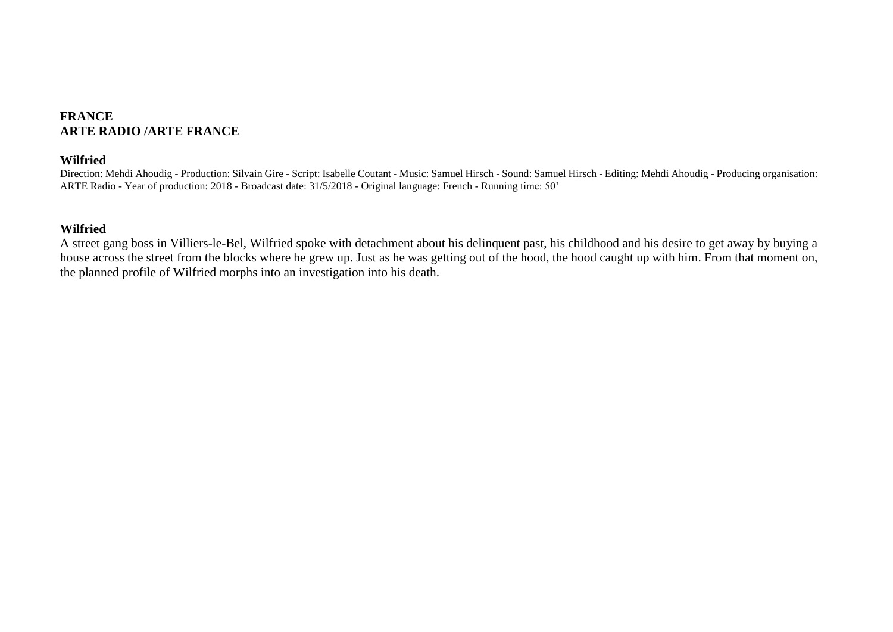**FRANCE**
**ARTE RADIO /ARTE FRANCE**

**Wilfried**

Direction: Mehdi Ahoudig - Production: Silvain Gire - Script: Isabelle Coutant - Music: Samuel Hirsch - Sound: Samuel Hirsch - Editing: Mehdi Ahoudig - Producing organisation: ARTE Radio - Year of production: 2018 - Broadcast date: 31/5/2018 - Original language: French - Running time: 50'

**Wilfried**

A street gang boss in Villiers-le-Bel, Wilfried spoke with detachment about his delinquent past, his childhood and his desire to get away by buying a house across the street from the blocks where he grew up. Just as he was getting out of the hood, the hood caught up with him. From that moment on, the planned profile of Wilfried morphs into an investigation into his death.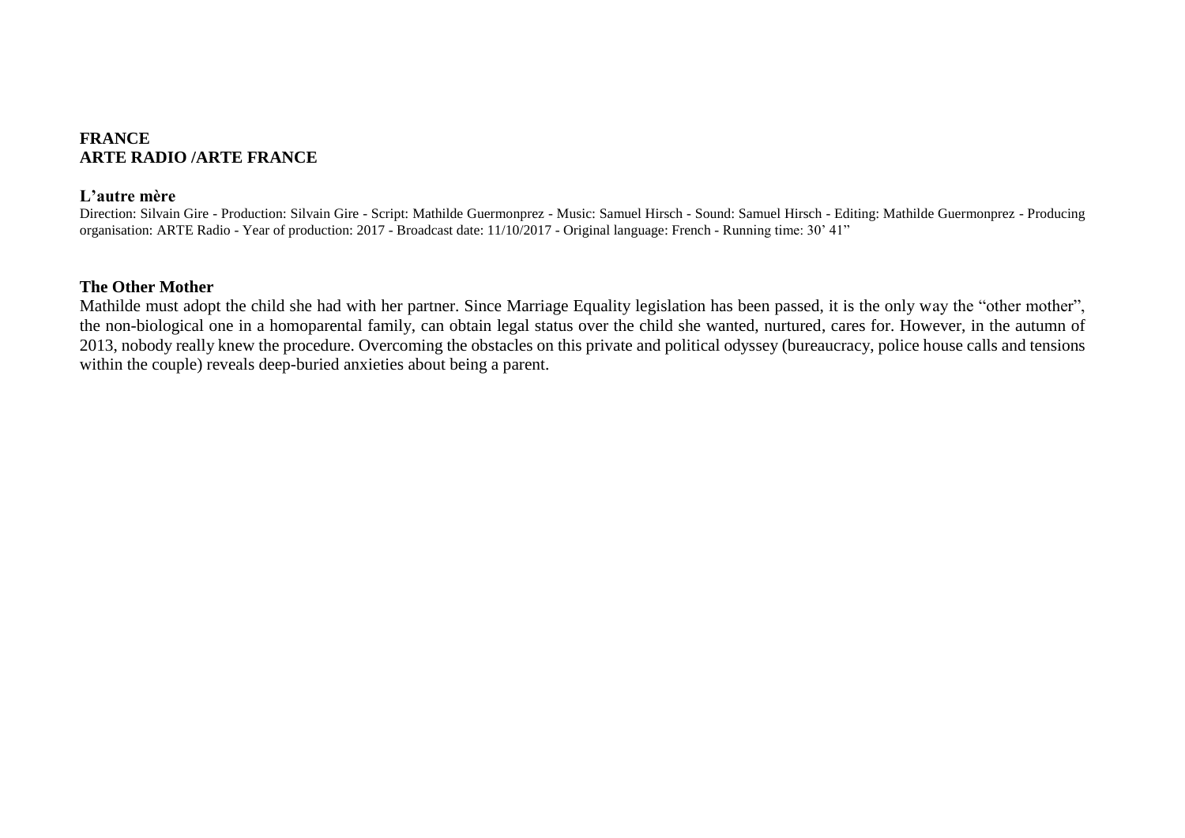**FRANCE**
**ARTE RADIO /ARTE FRANCE**

**L’autre mère**

Direction: Silvain Gire - Production: Silvain Gire - Script: Mathilde Guermonprez - Music: Samuel Hirsch - Sound: Samuel Hirsch - Editing: Mathilde Guermonprez - Producing organisation: ARTE Radio - Year of production: 2017 - Broadcast date: 11/10/2017 - Original language: French - Running time: 30’ 41”

**The Other Mother**

Mathilde must adopt the child she had with her partner. Since Marriage Equality legislation has been passed, it is the only way the “other mother”, the non-biological one in a homoparental family, can obtain legal status over the child she wanted, nurtured, cares for. However, in the autumn of 2013, nobody really knew the procedure. Overcoming the obstacles on this private and political odyssey (bureaucracy, police house calls and tensions within the couple) reveals deep-buried anxieties about being a parent.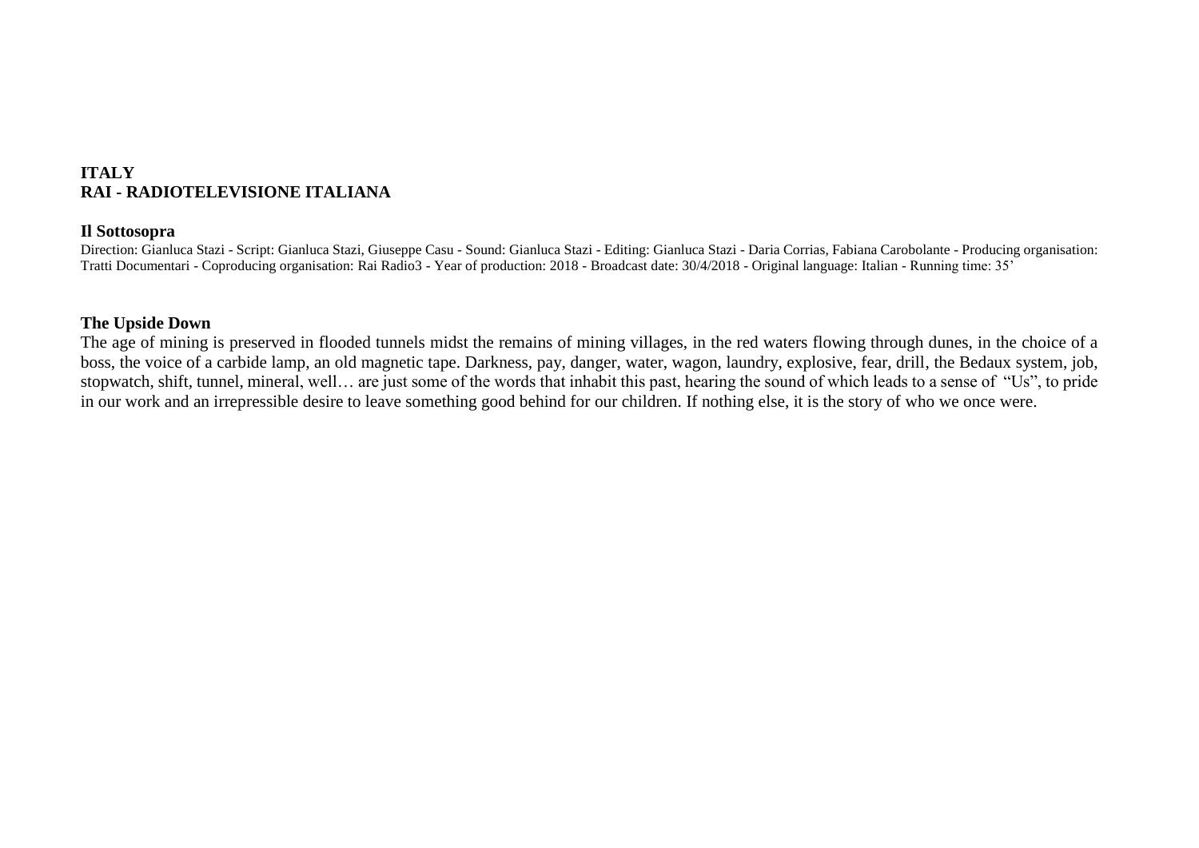**ITALY**
**RAI - RADIOTELEVISIONE ITALIANA**

**Il Sottosopra**

Direction: Gianluca Stazi - Script: Gianluca Stazi, Giuseppe Casu - Sound: Gianluca Stazi - Editing: Gianluca Stazi - Daria Corrias, Fabiana Carobolante - Producing organisation: Tratti Documentari - Coproducing organisation: Rai Radio3 - Year of production: 2018 - Broadcast date: 30/4/2018 - Original language: Italian - Running time: 35'

**The Upside Down**

The age of mining is preserved in flooded tunnels midst the remains of mining villages, in the red waters flowing through dunes, in the choice of a boss, the voice of a carbide lamp, an old magnetic tape. Darkness, pay, danger, water, wagon, laundry, explosive, fear, drill, the Bedaux system, job, stopwatch, shift, tunnel, mineral, well… are just some of the words that inhabit this past, hearing the sound of which leads to a sense of "Us", to pride in our work and an irrepressible desire to leave something good behind for our children. If nothing else, it is the story of who we once were.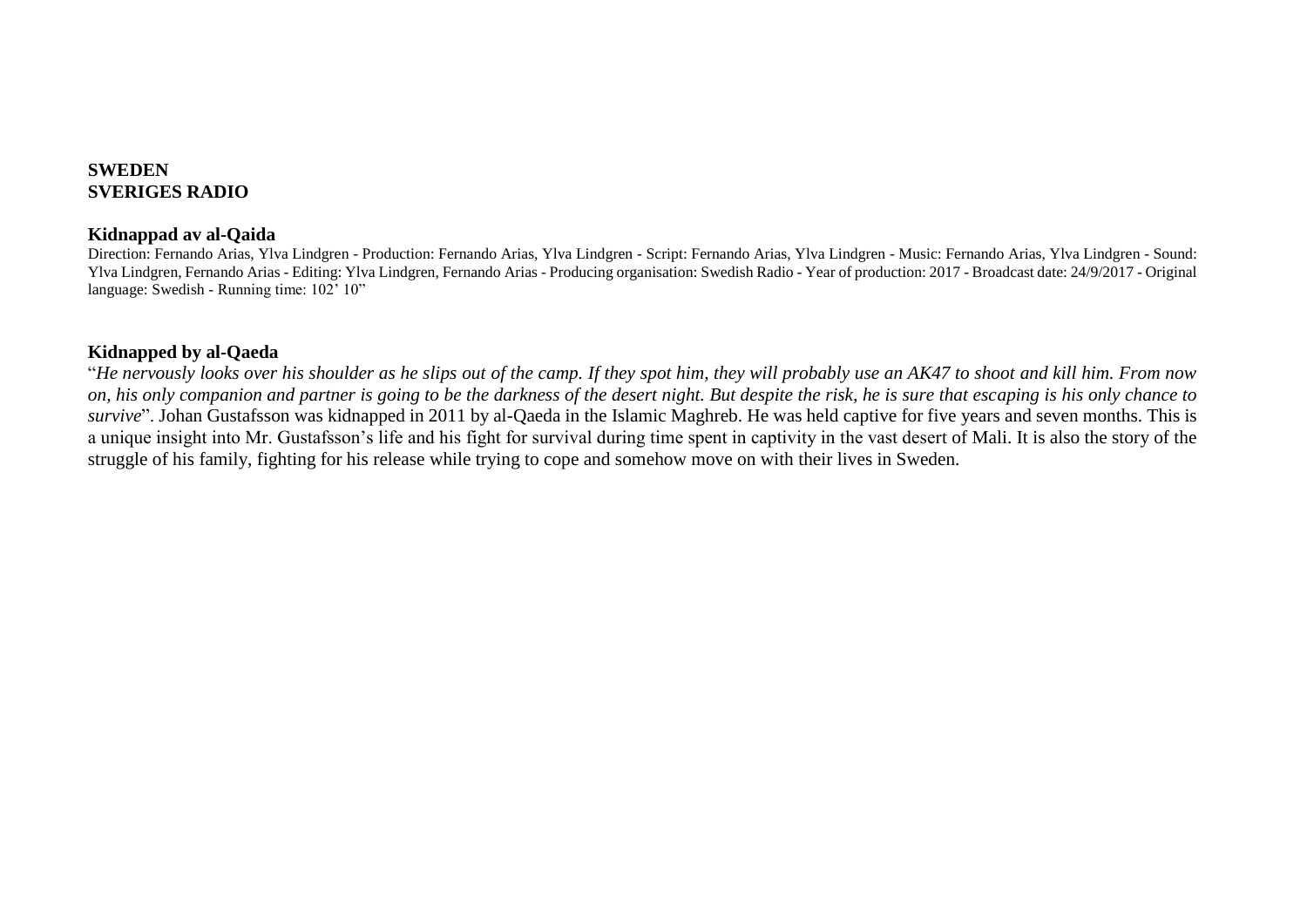**SWEDEN**
**SVERIGES RADIO**

**Kidnappad av al-Qaida**

Direction: Fernando Arias, Ylva Lindgren - Production: Fernando Arias, Ylva Lindgren - Script: Fernando Arias, Ylva Lindgren - Music: Fernando Arias, Ylva Lindgren - Sound: Ylva Lindgren, Fernando Arias - Editing: Ylva Lindgren, Fernando Arias - Producing organisation: Swedish Radio - Year of production: 2017 - Broadcast date: 24/9/2017 - Original language: Swedish - Running time: 102' 10"

**Kidnapped by al-Qaeda**

"*He nervously looks over his shoulder as he slips out of the camp. If they spot him, they will probably use an AK47 to shoot and kill him. From now on, his only companion and partner is going to be the darkness of the desert night. But despite the risk, he is sure that escaping is his only chance to survive*". Johan Gustafsson was kidnapped in 2011 by al-Qaeda in the Islamic Maghreb. He was held captive for five years and seven months. This is a unique insight into Mr. Gustafsson's life and his fight for survival during time spent in captivity in the vast desert of Mali. It is also the story of the struggle of his family, fighting for his release while trying to cope and somehow move on with their lives in Sweden.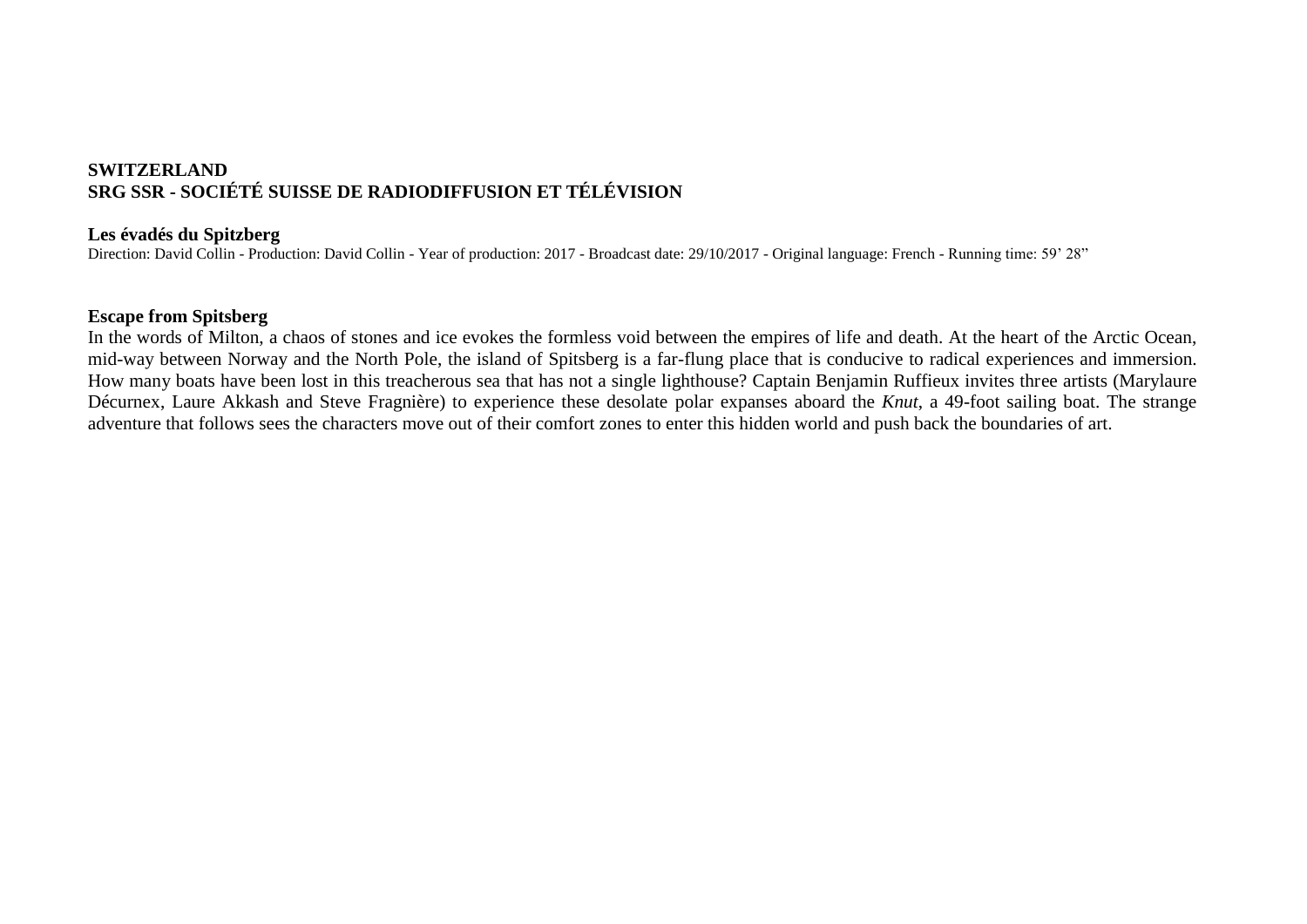**SWITZERLAND**
**SRG SSR - SOCIÉTÉ SUISSE DE RADIODIFFUSION ET TÉLÉVISION**

**Les évadés du Spitzberg**
Direction: David Collin - Production: David Collin - Year of production: 2017 - Broadcast date: 29/10/2017 - Original language: French - Running time: 59' 28"

**Escape from Spitsberg**
In the words of Milton, a chaos of stones and ice evokes the formless void between the empires of life and death. At the heart of the Arctic Ocean, mid-way between Norway and the North Pole, the island of Spitsberg is a far-flung place that is conducive to radical experiences and immersion. How many boats have been lost in this treacherous sea that has not a single lighthouse? Captain Benjamin Ruffieux invites three artists (Marylaure Décurnex, Laure Akkash and Steve Fragnière) to experience these desolate polar expanses aboard the *Knut*, a 49-foot sailing boat. The strange adventure that follows sees the characters move out of their comfort zones to enter this hidden world and push back the boundaries of art.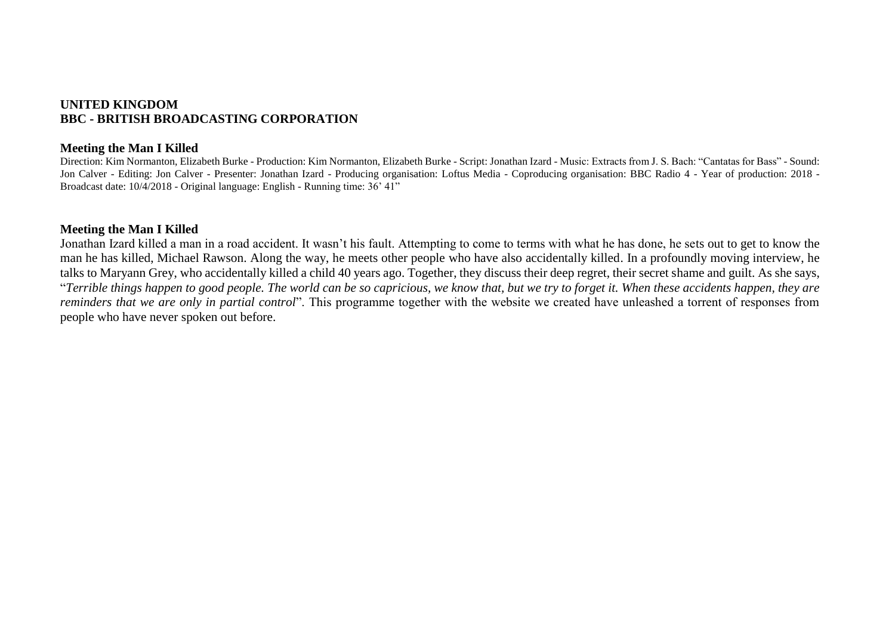**UNITED KINGDOM**
**BBC - BRITISH BROADCASTING CORPORATION**

**Meeting the Man I Killed**

Direction: Kim Normanton, Elizabeth Burke - Production: Kim Normanton, Elizabeth Burke - Script: Jonathan Izard - Music: Extracts from J. S. Bach: "Cantatas for Bass" - Sound: Jon Calver - Editing: Jon Calver - Presenter: Jonathan Izard - Producing organisation: Loftus Media - Coproducing organisation: BBC Radio 4 - Year of production: 2018 - Broadcast date: 10/4/2018 - Original language: English - Running time: 36' 41"

**Meeting the Man I Killed**

Jonathan Izard killed a man in a road accident. It wasn't his fault. Attempting to come to terms with what he has done, he sets out to get to know the man he has killed, Michael Rawson. Along the way, he meets other people who have also accidentally killed. In a profoundly moving interview, he talks to Maryann Grey, who accidentally killed a child 40 years ago. Together, they discuss their deep regret, their secret shame and guilt. As she says, "*Terrible things happen to good people. The world can be so capricious, we know that, but we try to forget it. When these accidents happen, they are reminders that we are only in partial control*". This programme together with the website we created have unleashed a torrent of responses from people who have never spoken out before.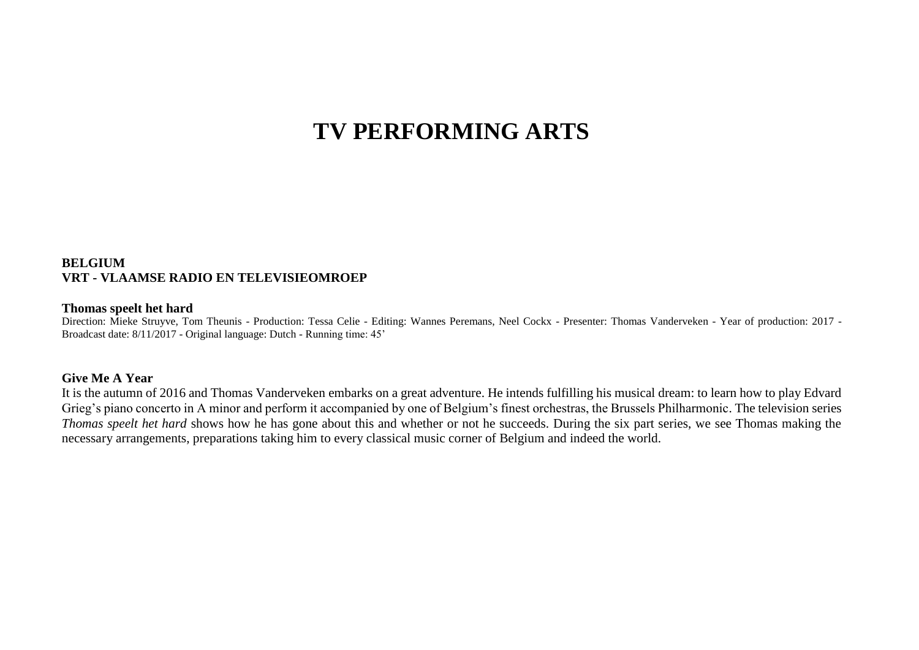# TV PERFORMING ARTS

**BELGIUM**
**VRT - VLAAMSE RADIO EN TELEVISIEOMROEP**

**Thomas speelt het hard**
Direction: Mieke Struyve, Tom Theunis - Production: Tessa Celie - Editing: Wannes Peremans, Neel Cockx - Presenter: Thomas Vanderveken - Year of production: 2017 - Broadcast date: 8/11/2017 - Original language: Dutch - Running time: 45'

**Give Me A Year**
It is the autumn of 2016 and Thomas Vanderveken embarks on a great adventure. He intends fulfilling his musical dream: to learn how to play Edvard Grieg's piano concerto in A minor and perform it accompanied by one of Belgium's finest orchestras, the Brussels Philharmonic. The television series *Thomas speelt het hard* shows how he has gone about this and whether or not he succeeds. During the six part series, we see Thomas making the necessary arrangements, preparations taking him to every classical music corner of Belgium and indeed the world.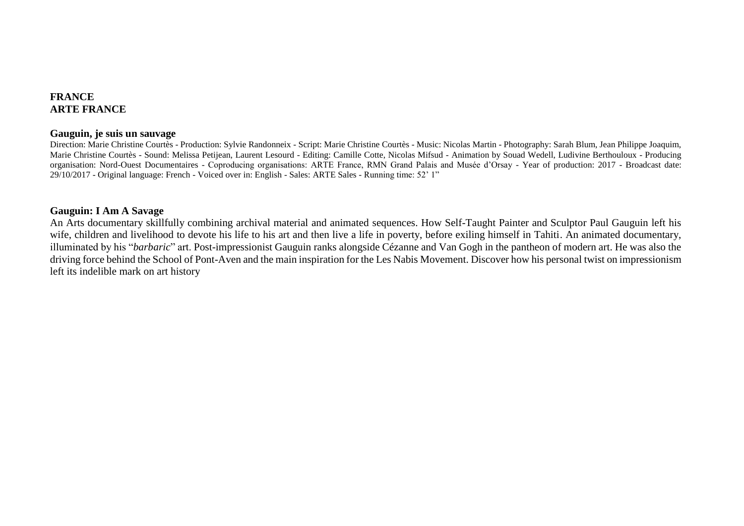**FRANCE**
**ARTE FRANCE**

**Gauguin, je suis un sauvage**

Direction: Marie Christine Courtès - Production: Sylvie Randonneix - Script: Marie Christine Courtès - Music: Nicolas Martin - Photography: Sarah Blum, Jean Philippe Joaquim, Marie Christine Courtès - Sound: Melissa Petijean, Laurent Lesourd - Editing: Camille Cotte, Nicolas Mifsud - Animation by Souad Wedell, Ludivine Berthouloux - Producing organisation: Nord-Ouest Documentaires - Coproducing organisations: ARTE France, RMN Grand Palais and Musée d'Orsay - Year of production: 2017 - Broadcast date: 29/10/2017 - Original language: French - Voiced over in: English - Sales: ARTE Sales - Running time: 52' 1"

**Gauguin: I Am A Savage**

An Arts documentary skillfully combining archival material and animated sequences. How Self-Taught Painter and Sculptor Paul Gauguin left his wife, children and livelihood to devote his life to his art and then live a life in poverty, before exiling himself in Tahiti. An animated documentary, illuminated by his "*barbaric*" art. Post-impressionist Gauguin ranks alongside Cézanne and Van Gogh in the pantheon of modern art. He was also the driving force behind the School of Pont-Aven and the main inspiration for the Les Nabis Movement. Discover how his personal twist on impressionism left its indelible mark on art history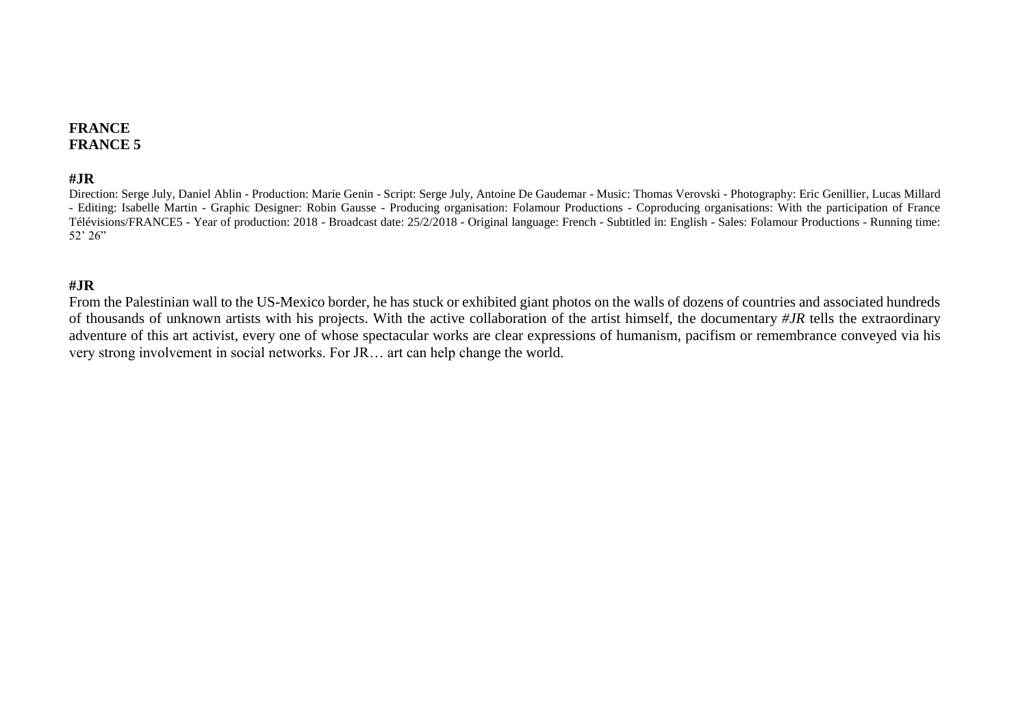**FRANCE**
**FRANCE 5**

### #JR

Direction: Serge July, Daniel Ablin - Production: Marie Genin - Script: Serge July, Antoine De Gaudemar - Music: Thomas Verovski - Photography: Eric Genillier, Lucas Millard - Editing: Isabelle Martin - Graphic Designer: Robin Gausse - Producing organisation: Folamour Productions - Coproducing organisations: With the participation of France Télévisions/FRANCE5 - Year of production: 2018 - Broadcast date: 25/2/2018 - Original language: French - Subtitled in: English - Sales: Folamour Productions - Running time: 52' 26"

### #JR

From the Palestinian wall to the US-Mexico border, he has stuck or exhibited giant photos on the walls of dozens of countries and associated hundreds of thousands of unknown artists with his projects. With the active collaboration of the artist himself, the documentary *#JR* tells the extraordinary adventure of this art activist, every one of whose spectacular works are clear expressions of humanism, pacifism or remembrance conveyed via his very strong involvement in social networks. For JR… art can help change the world.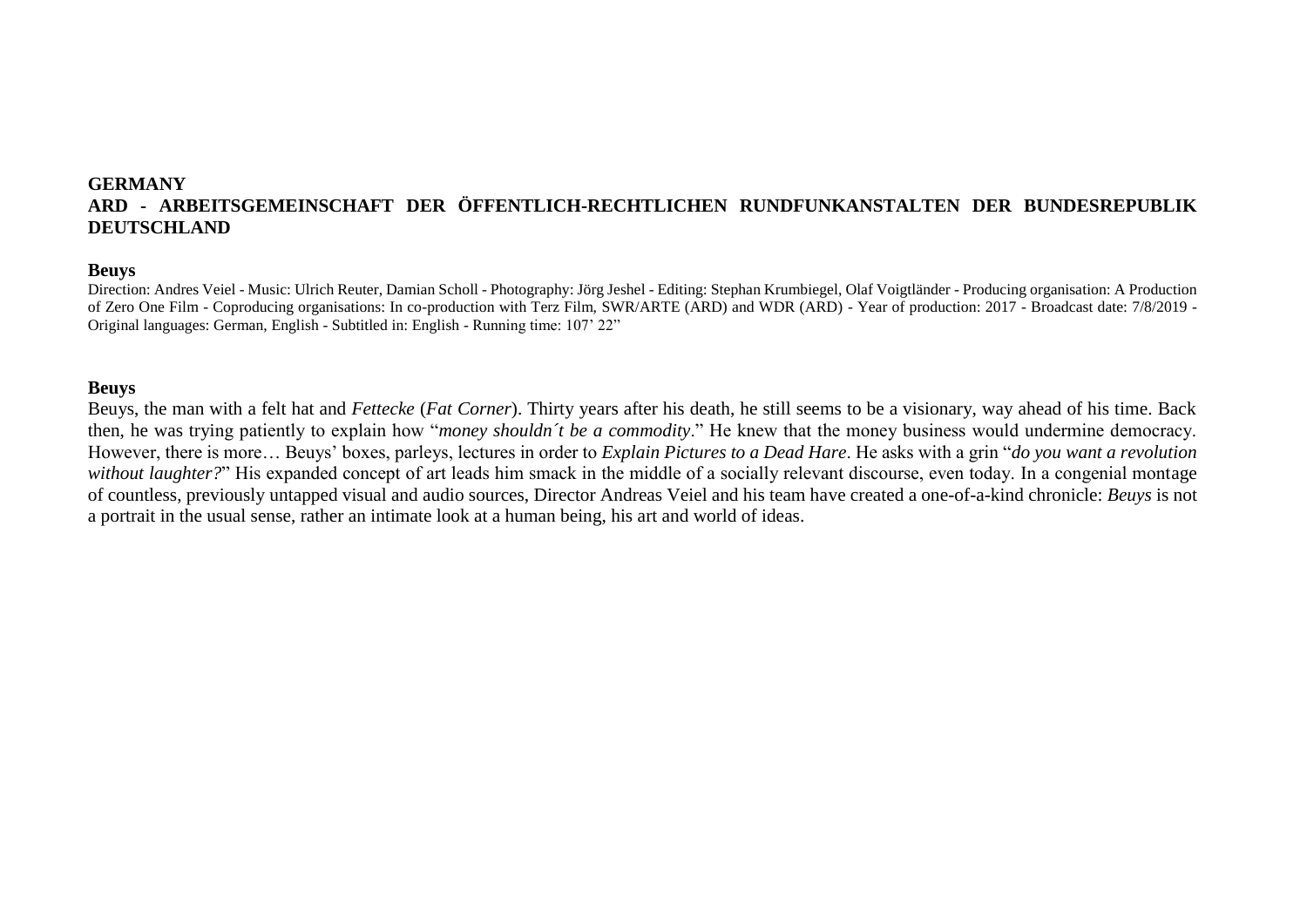**GERMANY**
**ARD - ARBEITSGEMEINSCHAFT DER ÖFFENTLICH-RECHTLICHEN RUNDFUNKANSTALTEN DER BUNDESREPUBLIK DEUTSCHLAND**

**Beuys**

Direction: Andres Veiel - Music: Ulrich Reuter, Damian Scholl - Photography: Jörg Jeshel - Editing: Stephan Krumbiegel, Olaf Voigtländer - Producing organisation: A Production of Zero One Film - Coproducing organisations: In co-production with Terz Film, SWR/ARTE (ARD) and WDR (ARD) - Year of production: 2017 - Broadcast date: 7/8/2019 - Original languages: German, English - Subtitled in: English - Running time: 107' 22"

**Beuys**

Beuys, the man with a felt hat and *Fettecke* (*Fat Corner*). Thirty years after his death, he still seems to be a visionary, way ahead of his time. Back then, he was trying patiently to explain how "*money shouldn´t be a commodity*." He knew that the money business would undermine democracy. However, there is more… Beuys' boxes, parleys, lectures in order to *Explain Pictures to a Dead Hare*. He asks with a grin "*do you want a revolution without laughter?*" His expanded concept of art leads him smack in the middle of a socially relevant discourse, even today. In a congenial montage of countless, previously untapped visual and audio sources, Director Andreas Veiel and his team have created a one-of-a-kind chronicle: *Beuys* is not a portrait in the usual sense, rather an intimate look at a human being, his art and world of ideas.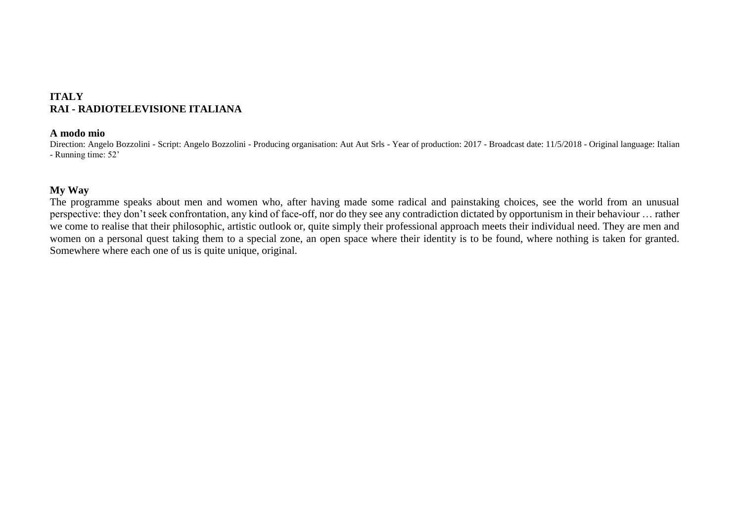**ITALY**
**RAI - RADIOTELEVISIONE ITALIANA**

**A modo mio**
Direction: Angelo Bozzolini - Script: Angelo Bozzolini - Producing organisation: Aut Aut Srls - Year of production: 2017 - Broadcast date: 11/5/2018 - Original language: Italian - Running time: 52'

**My Way**
The programme speaks about men and women who, after having made some radical and painstaking choices, see the world from an unusual perspective: they don't seek confrontation, any kind of face-off, nor do they see any contradiction dictated by opportunism in their behaviour … rather we come to realise that their philosophic, artistic outlook or, quite simply their professional approach meets their individual need. They are men and women on a personal quest taking them to a special zone, an open space where their identity is to be found, where nothing is taken for granted. Somewhere where each one of us is quite unique, original.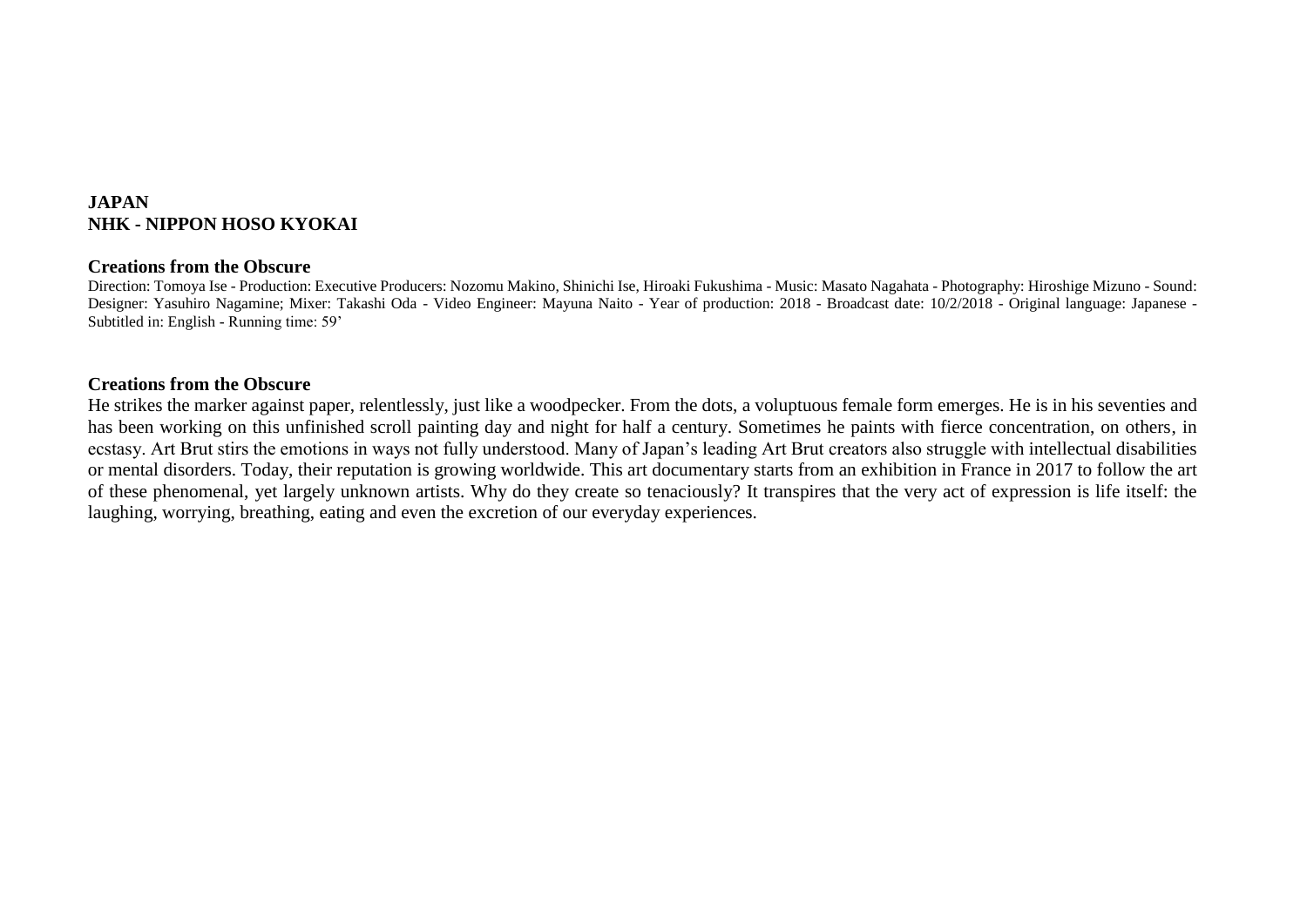**JAPAN**
**NHK - NIPPON HOSO KYOKAI**

**Creations from the Obscure**

Direction: Tomoya Ise - Production: Executive Producers: Nozomu Makino, Shinichi Ise, Hiroaki Fukushima - Music: Masato Nagahata - Photography: Hiroshige Mizuno - Sound: Designer: Yasuhiro Nagamine; Mixer: Takashi Oda - Video Engineer: Mayuna Naito - Year of production: 2018 - Broadcast date: 10/2/2018 - Original language: Japanese - Subtitled in: English - Running time: 59'

**Creations from the Obscure**

He strikes the marker against paper, relentlessly, just like a woodpecker. From the dots, a voluptuous female form emerges. He is in his seventies and has been working on this unfinished scroll painting day and night for half a century. Sometimes he paints with fierce concentration, on others, in ecstasy. Art Brut stirs the emotions in ways not fully understood. Many of Japan's leading Art Brut creators also struggle with intellectual disabilities or mental disorders. Today, their reputation is growing worldwide. This art documentary starts from an exhibition in France in 2017 to follow the art of these phenomenal, yet largely unknown artists. Why do they create so tenaciously? It transpires that the very act of expression is life itself: the laughing, worrying, breathing, eating and even the excretion of our everyday experiences.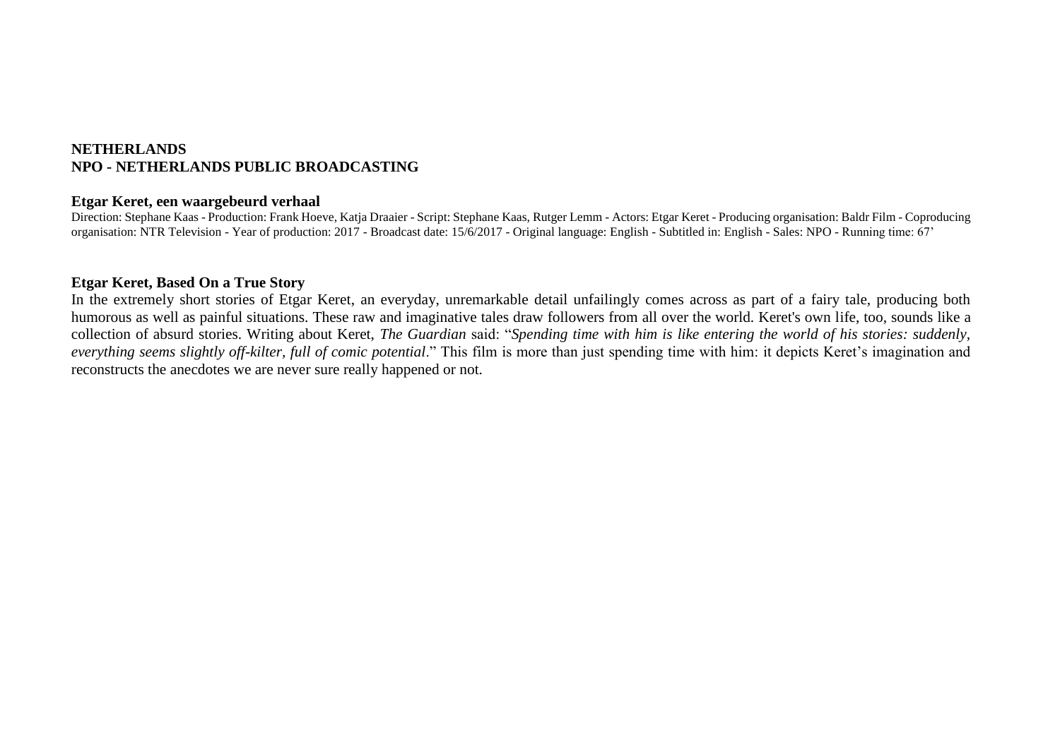**NETHERLANDS**
**NPO - NETHERLANDS PUBLIC BROADCASTING**

**Etgar Keret, een waargebeurd verhaal**

Direction: Stephane Kaas - Production: Frank Hoeve, Katja Draaier - Script: Stephane Kaas, Rutger Lemm - Actors: Etgar Keret - Producing organisation: Baldr Film - Coproducing organisation: NTR Television - Year of production: 2017 - Broadcast date: 15/6/2017 - Original language: English - Subtitled in: English - Sales: NPO - Running time: 67'

**Etgar Keret, Based On a True Story**

In the extremely short stories of Etgar Keret, an everyday, unremarkable detail unfailingly comes across as part of a fairy tale, producing both humorous as well as painful situations. These raw and imaginative tales draw followers from all over the world. Keret's own life, too, sounds like a collection of absurd stories. Writing about Keret, *The Guardian* said: "*Spending time with him is like entering the world of his stories: suddenly, everything seems slightly off-kilter, full of comic potential*." This film is more than just spending time with him: it depicts Keret's imagination and reconstructs the anecdotes we are never sure really happened or not.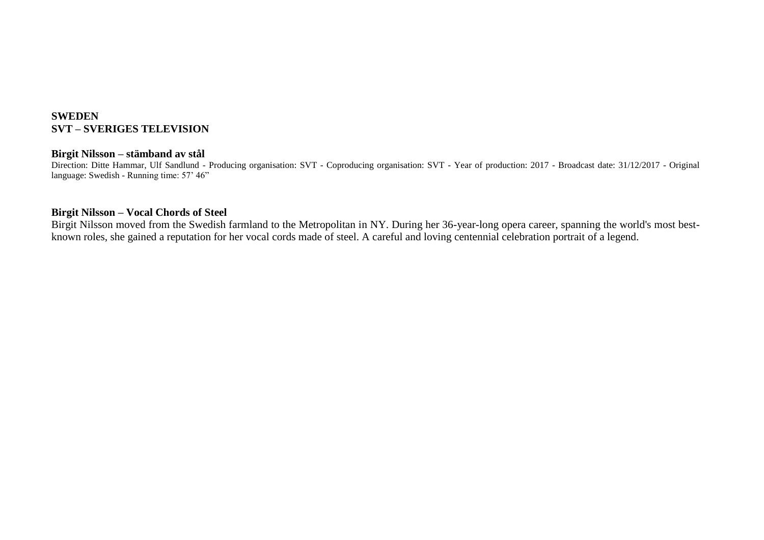**SWEDEN**
**SVT – SVERIGES TELEVISION**

**Birgit Nilsson – stämband av stål**
Direction: Ditte Hammar, Ulf Sandlund - Producing organisation: SVT - Coproducing organisation: SVT - Year of production: 2017 - Broadcast date: 31/12/2017 - Original language: Swedish - Running time: 57’ 46”

**Birgit Nilsson – Vocal Chords of Steel**
Birgit Nilsson moved from the Swedish farmland to the Metropolitan in NY. During her 36-year-long opera career, spanning the world's most best-known roles, she gained a reputation for her vocal cords made of steel. A careful and loving centennial celebration portrait of a legend.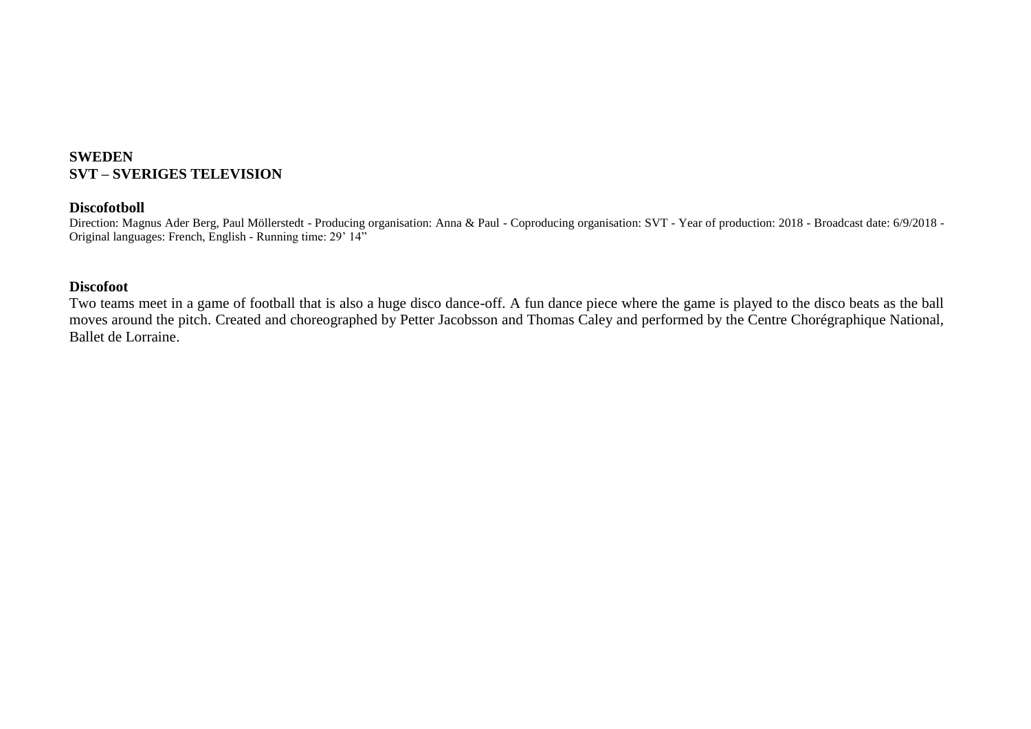**SWEDEN**
**SVT – SVERIGES TELEVISION**

**Discofotboll**
Direction: Magnus Ader Berg, Paul Möllerstedt - Producing organisation: Anna & Paul - Coproducing organisation: SVT - Year of production: 2018 - Broadcast date: 6/9/2018 - Original languages: French, English - Running time: 29’ 14”

**Discofoot**
Two teams meet in a game of football that is also a huge disco dance-off. A fun dance piece where the game is played to the disco beats as the ball moves around the pitch. Created and choreographed by Petter Jacobsson and Thomas Caley and performed by the Centre Chorégraphique National, Ballet de Lorraine.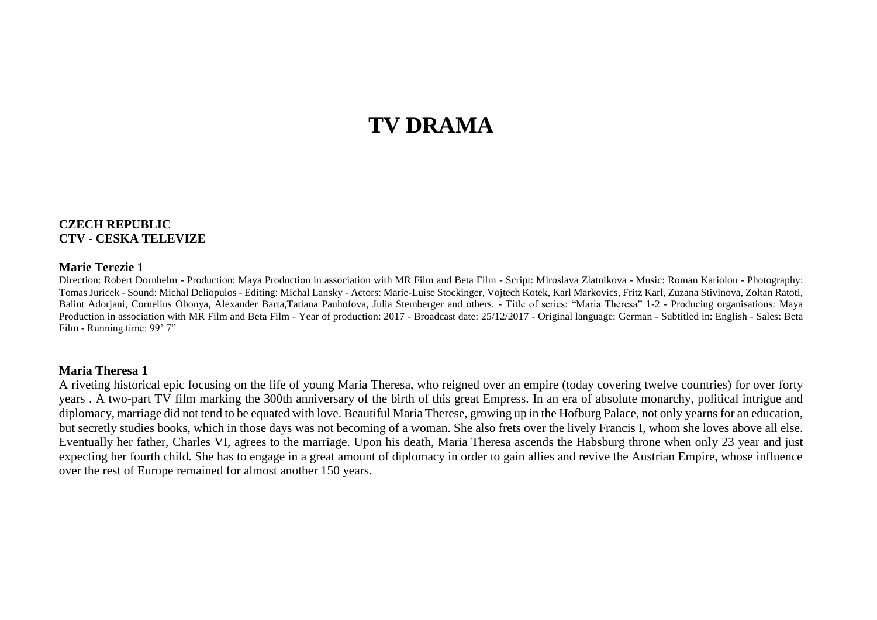# TV DRAMA

**CZECH REPUBLIC**
**CTV - CESKA TELEVIZE**

**Marie Terezie 1**

Direction: Robert Dornhelm - Production: Maya Production in association with MR Film and Beta Film - Script: Miroslava Zlatnikova - Music: Roman Kariolou - Photography: Tomas Juricek - Sound: Michal Deliopulos - Editing: Michal Lansky - Actors: Marie-Luise Stockinger, Vojtech Kotek, Karl Markovics, Fritz Karl, Zuzana Stivinova, Zoltan Ratoti, Balint Adorjani, Cornelius Obonya, Alexander Barta,Tatiana Pauhofova, Julia Stemberger and others. - Title of series: "Maria Theresa" 1-2 - Producing organisations: Maya Production in association with MR Film and Beta Film - Year of production: 2017 - Broadcast date: 25/12/2017 - Original language: German - Subtitled in: English - Sales: Beta Film - Running time: 99' 7"

**Maria Theresa 1**

A riveting historical epic focusing on the life of young Maria Theresa, who reigned over an empire (today covering twelve countries) for over forty years . A two-part TV film marking the 300th anniversary of the birth of this great Empress. In an era of absolute monarchy, political intrigue and diplomacy, marriage did not tend to be equated with love. Beautiful Maria Therese, growing up in the Hofburg Palace, not only yearns for an education, but secretly studies books, which in those days was not becoming of a woman. She also frets over the lively Francis I, whom she loves above all else. Eventually her father, Charles VI, agrees to the marriage. Upon his death, Maria Theresa ascends the Habsburg throne when only 23 year and just expecting her fourth child. She has to engage in a great amount of diplomacy in order to gain allies and revive the Austrian Empire, whose influence over the rest of Europe remained for almost another 150 years.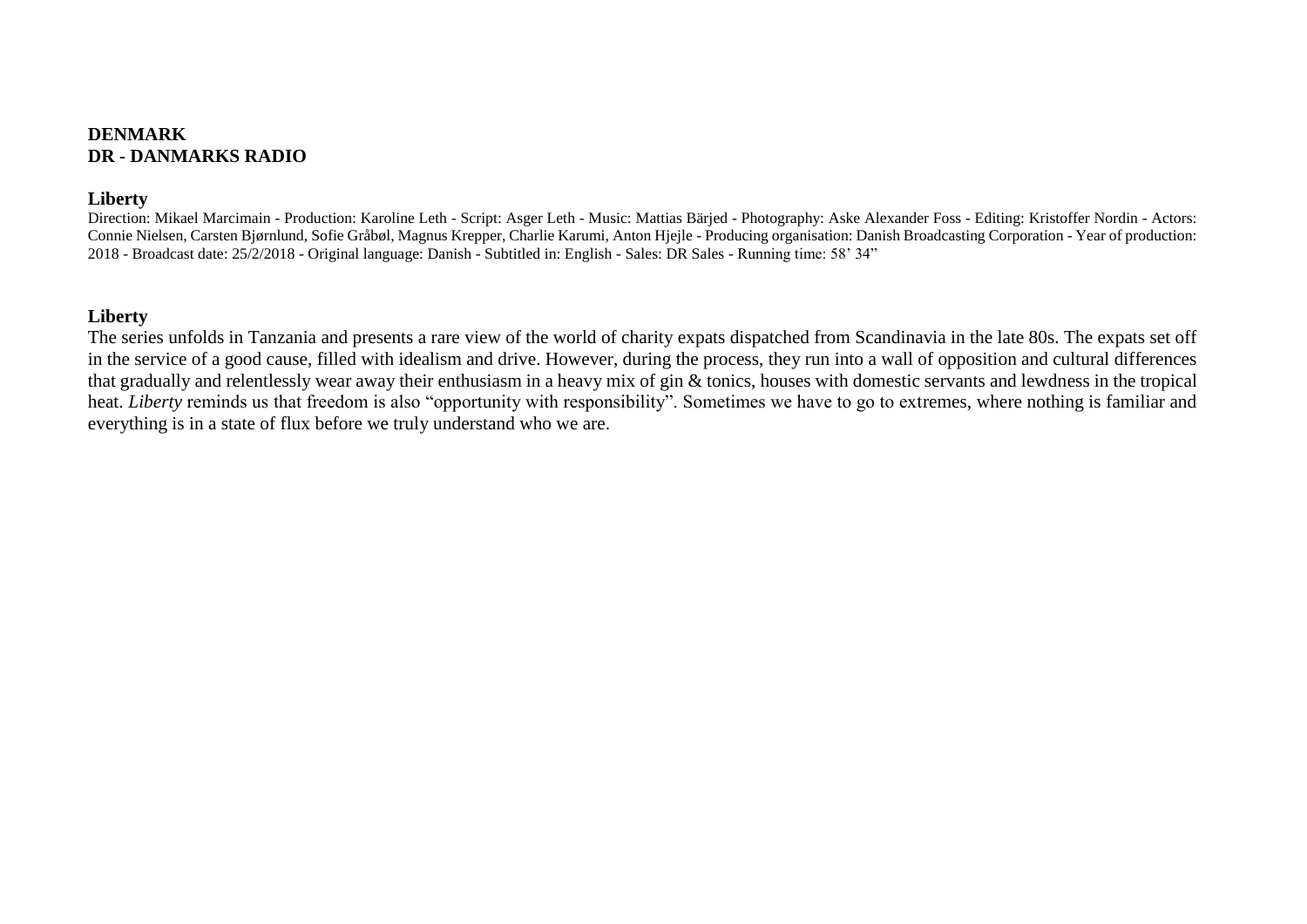**DENMARK**
**DR - DANMARKS RADIO**

**Liberty**

Direction: Mikael Marcimain - Production: Karoline Leth - Script: Asger Leth - Music: Mattias Bärjed - Photography: Aske Alexander Foss - Editing: Kristoffer Nordin - Actors: Connie Nielsen, Carsten Bjørnlund, Sofie Gråbøl, Magnus Krepper, Charlie Karumi, Anton Hjejle - Producing organisation: Danish Broadcasting Corporation - Year of production: 2018 - Broadcast date: 25/2/2018 - Original language: Danish - Subtitled in: English - Sales: DR Sales - Running time: 58' 34"

**Liberty**

The series unfolds in Tanzania and presents a rare view of the world of charity expats dispatched from Scandinavia in the late 80s. The expats set off in the service of a good cause, filled with idealism and drive. However, during the process, they run into a wall of opposition and cultural differences that gradually and relentlessly wear away their enthusiasm in a heavy mix of gin & tonics, houses with domestic servants and lewdness in the tropical heat. *Liberty* reminds us that freedom is also "opportunity with responsibility". Sometimes we have to go to extremes, where nothing is familiar and everything is in a state of flux before we truly understand who we are.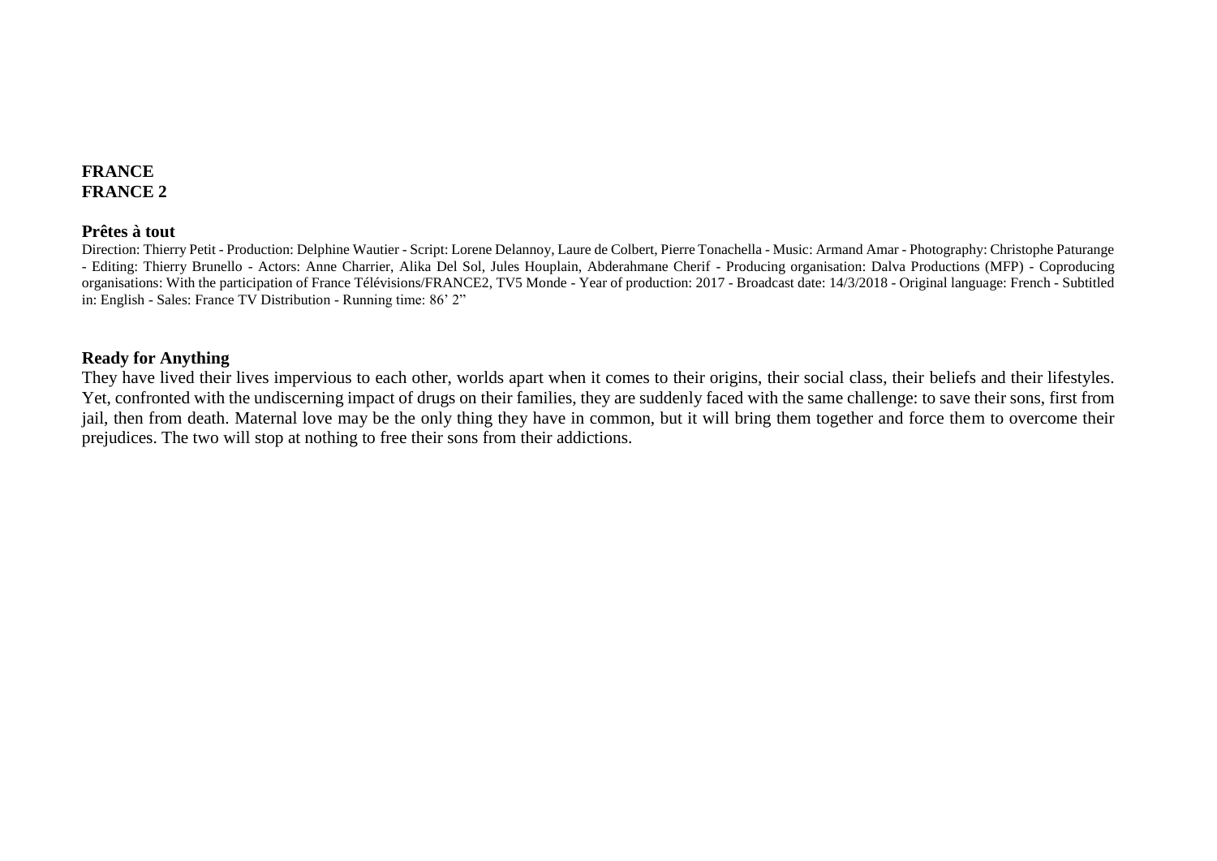**FRANCE**
**FRANCE 2**

**Prêtes à tout**

Direction: Thierry Petit - Production: Delphine Wautier - Script: Lorene Delannoy, Laure de Colbert, Pierre Tonachella - Music: Armand Amar - Photography: Christophe Paturange - Editing: Thierry Brunello - Actors: Anne Charrier, Alika Del Sol, Jules Houplain, Abderahmane Cherif - Producing organisation: Dalva Productions (MFP) - Coproducing organisations: With the participation of France Télévisions/FRANCE2, TV5 Monde - Year of production: 2017 - Broadcast date: 14/3/2018 - Original language: French - Subtitled in: English - Sales: France TV Distribution - Running time: 86' 2"

**Ready for Anything**

They have lived their lives impervious to each other, worlds apart when it comes to their origins, their social class, their beliefs and their lifestyles. Yet, confronted with the undiscerning impact of drugs on their families, they are suddenly faced with the same challenge: to save their sons, first from jail, then from death. Maternal love may be the only thing they have in common, but it will bring them together and force them to overcome their prejudices. The two will stop at nothing to free their sons from their addictions.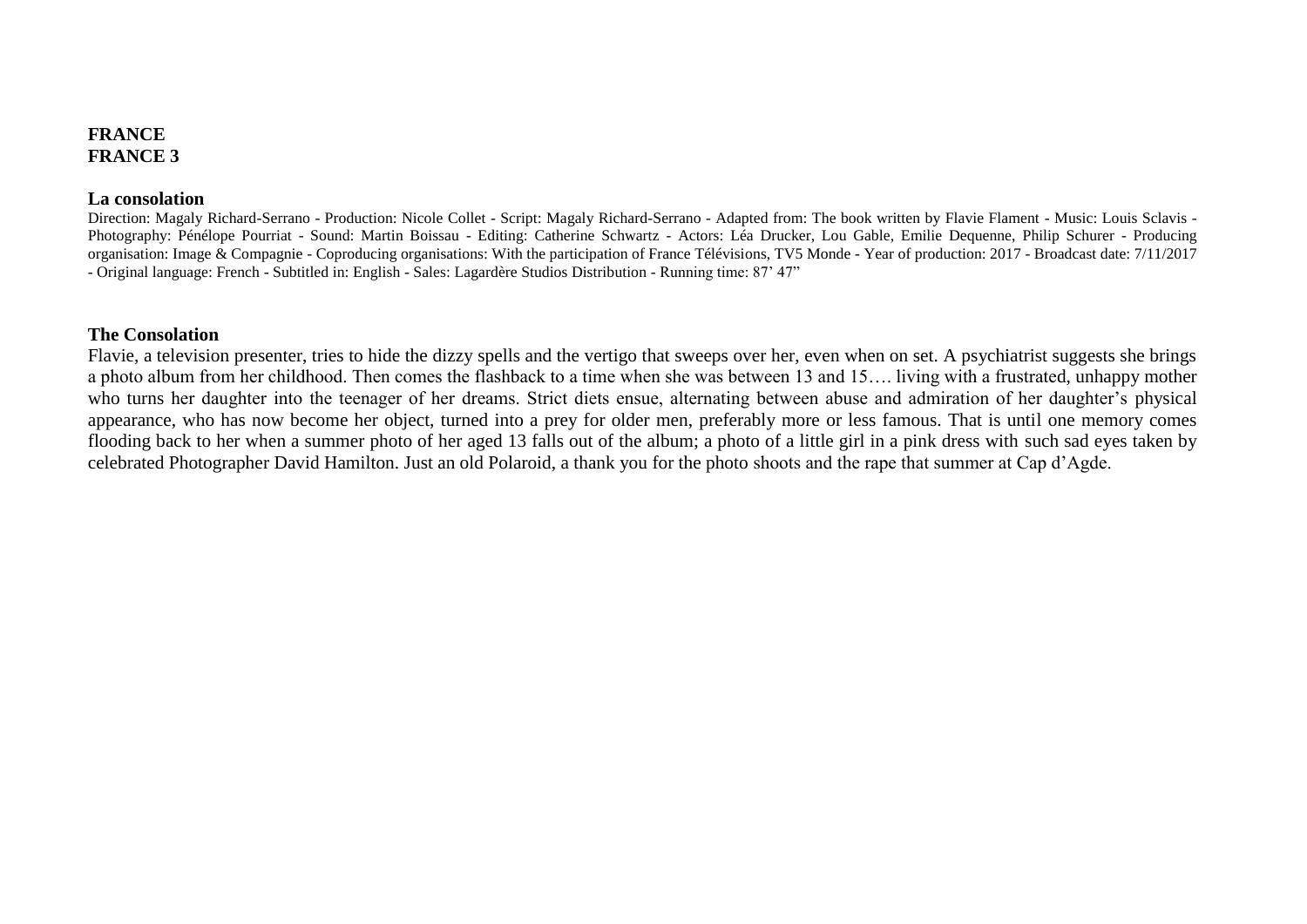**FRANCE**
**FRANCE 3**

**La consolation**

Direction: Magaly Richard-Serrano - Production: Nicole Collet - Script: Magaly Richard-Serrano - Adapted from: The book written by Flavie Flament - Music: Louis Sclavis - Photography: Pénélope Pourriat - Sound: Martin Boissau - Editing: Catherine Schwartz - Actors: Léa Drucker, Lou Gable, Emilie Dequenne, Philip Schurer - Producing organisation: Image & Compagnie - Coproducing organisations: With the participation of France Télévisions, TV5 Monde - Year of production: 2017 - Broadcast date: 7/11/2017 - Original language: French - Subtitled in: English - Sales: Lagardère Studios Distribution - Running time: 87' 47"

**The Consolation**

Flavie, a television presenter, tries to hide the dizzy spells and the vertigo that sweeps over her, even when on set. A psychiatrist suggests she brings a photo album from her childhood. Then comes the flashback to a time when she was between 13 and 15…. living with a frustrated, unhappy mother who turns her daughter into the teenager of her dreams. Strict diets ensue, alternating between abuse and admiration of her daughter's physical appearance, who has now become her object, turned into a prey for older men, preferably more or less famous. That is until one memory comes flooding back to her when a summer photo of her aged 13 falls out of the album; a photo of a little girl in a pink dress with such sad eyes taken by celebrated Photographer David Hamilton. Just an old Polaroid, a thank you for the photo shoots and the rape that summer at Cap d'Agde.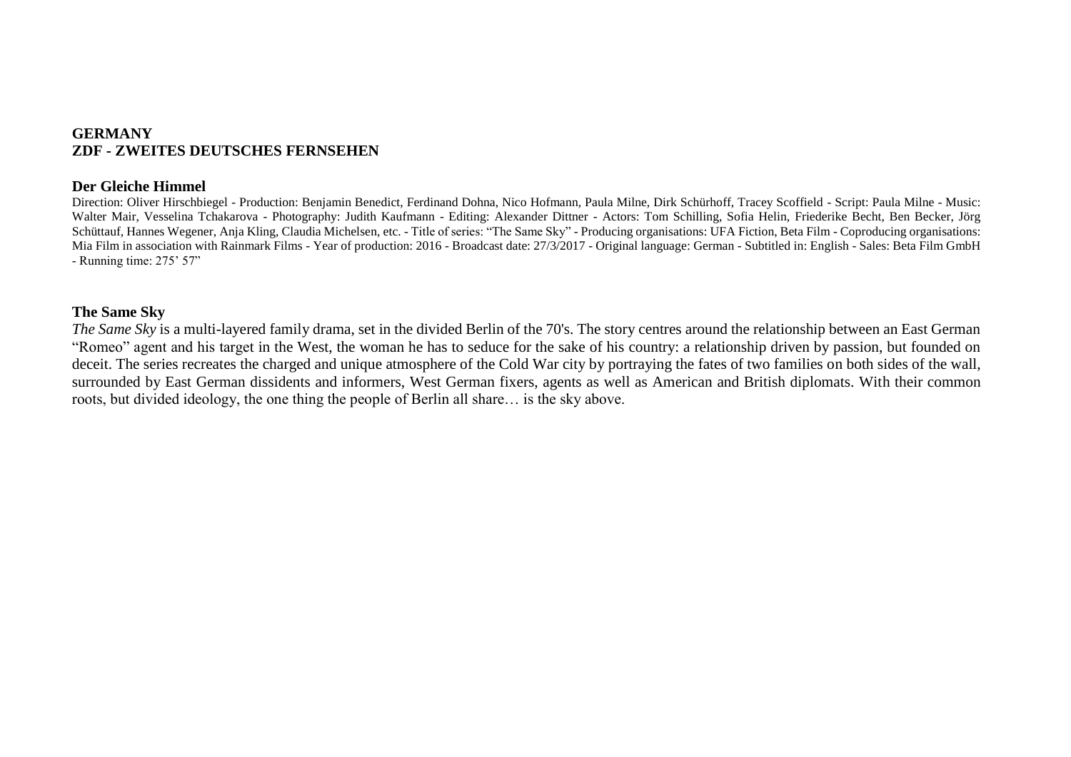**GERMANY**
**ZDF - ZWEITES DEUTSCHES FERNSEHEN**

**Der Gleiche Himmel**

Direction: Oliver Hirschbiegel - Production: Benjamin Benedict, Ferdinand Dohna, Nico Hofmann, Paula Milne, Dirk Schürhoff, Tracey Scoffield - Script: Paula Milne - Music: Walter Mair, Vesselina Tchakarova - Photography: Judith Kaufmann - Editing: Alexander Dittner - Actors: Tom Schilling, Sofia Helin, Friederike Becht, Ben Becker, Jörg Schüttauf, Hannes Wegener, Anja Kling, Claudia Michelsen, etc. - Title of series: "The Same Sky" - Producing organisations: UFA Fiction, Beta Film - Coproducing organisations: Mia Film in association with Rainmark Films - Year of production: 2016 - Broadcast date: 27/3/2017 - Original language: German - Subtitled in: English - Sales: Beta Film GmbH - Running time: 275' 57"

**The Same Sky**

*The Same Sky* is a multi-layered family drama, set in the divided Berlin of the 70's. The story centres around the relationship between an East German "Romeo" agent and his target in the West, the woman he has to seduce for the sake of his country: a relationship driven by passion, but founded on deceit. The series recreates the charged and unique atmosphere of the Cold War city by portraying the fates of two families on both sides of the wall, surrounded by East German dissidents and informers, West German fixers, agents as well as American and British diplomats. With their common roots, but divided ideology, the one thing the people of Berlin all share… is the sky above.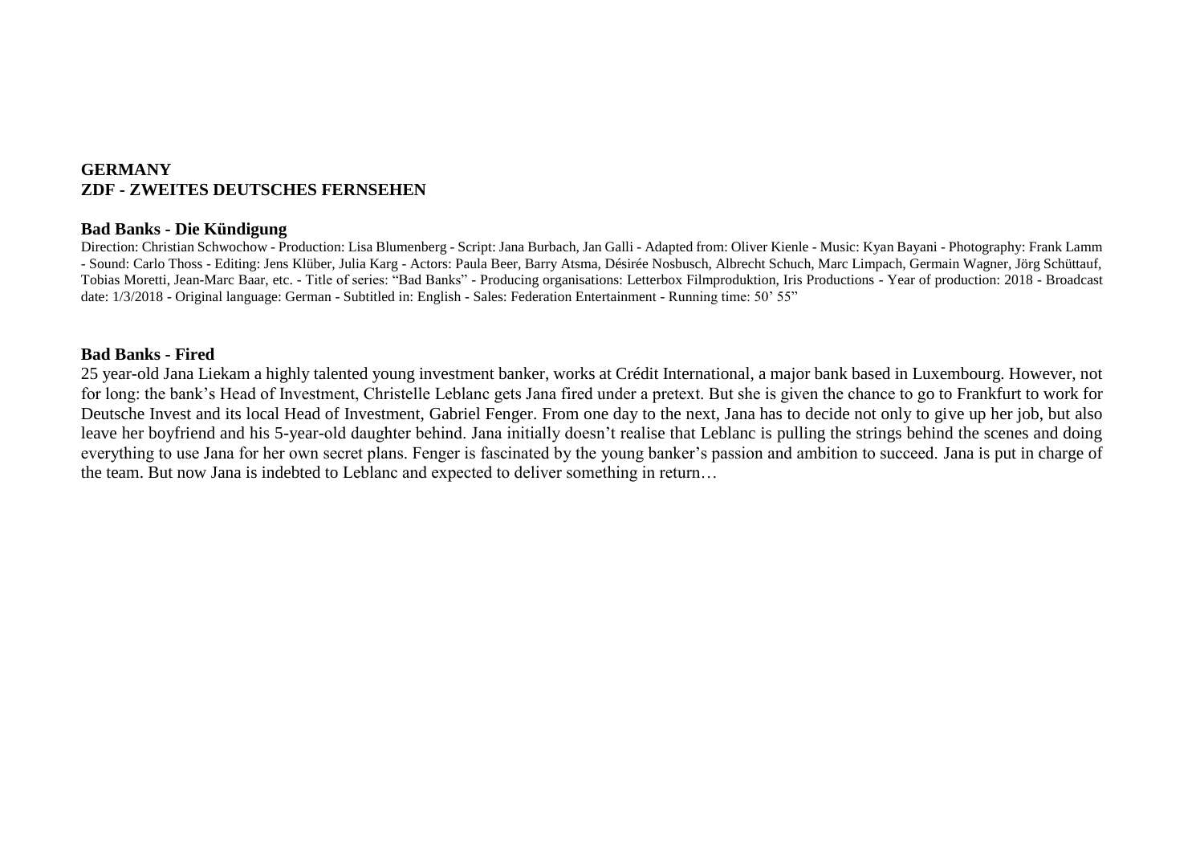**GERMANY**
**ZDF - ZWEITES DEUTSCHES FERNSEHEN**

**Bad Banks - Die Kündigung**

Direction: Christian Schwochow - Production: Lisa Blumenberg - Script: Jana Burbach, Jan Galli - Adapted from: Oliver Kienle - Music: Kyan Bayani - Photography: Frank Lamm - Sound: Carlo Thoss - Editing: Jens Klüber, Julia Karg - Actors: Paula Beer, Barry Atsma, Désirée Nosbusch, Albrecht Schuch, Marc Limpach, Germain Wagner, Jörg Schüttauf, Tobias Moretti, Jean-Marc Baar, etc. - Title of series: "Bad Banks" - Producing organisations: Letterbox Filmproduktion, Iris Productions - Year of production: 2018 - Broadcast date: 1/3/2018 - Original language: German - Subtitled in: English - Sales: Federation Entertainment - Running time: 50' 55"

**Bad Banks - Fired**

25 year-old Jana Liekam a highly talented young investment banker, works at Crédit International, a major bank based in Luxembourg. However, not for long: the bank's Head of Investment, Christelle Leblanc gets Jana fired under a pretext. But she is given the chance to go to Frankfurt to work for Deutsche Invest and its local Head of Investment, Gabriel Fenger. From one day to the next, Jana has to decide not only to give up her job, but also leave her boyfriend and his 5-year-old daughter behind. Jana initially doesn't realise that Leblanc is pulling the strings behind the scenes and doing everything to use Jana for her own secret plans. Fenger is fascinated by the young banker's passion and ambition to succeed. Jana is put in charge of the team. But now Jana is indebted to Leblanc and expected to deliver something in return…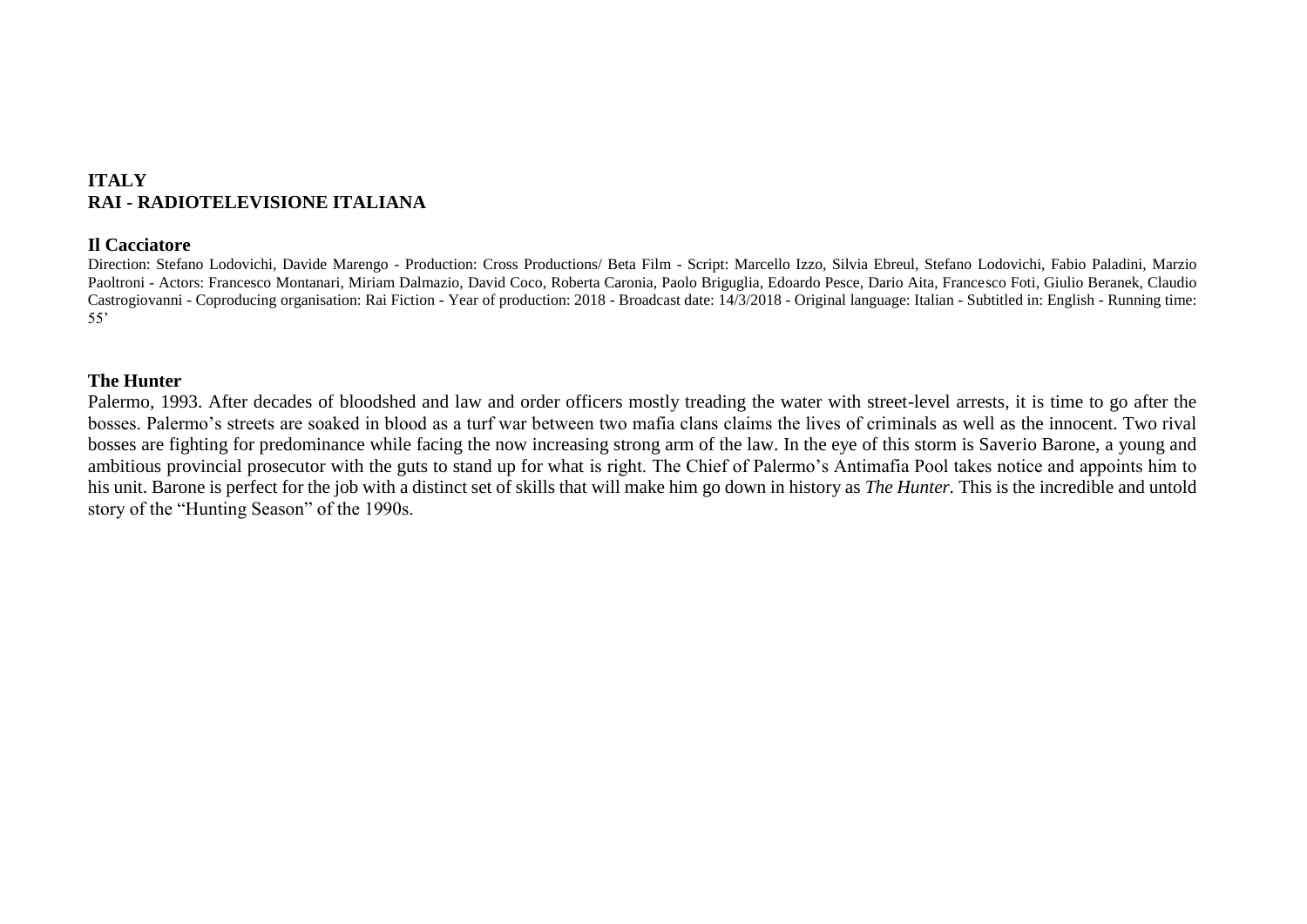**ITALY**
**RAI - RADIOTELEVISIONE ITALIANA**

**Il Cacciatore**

Direction: Stefano Lodovichi, Davide Marengo - Production: Cross Productions/ Beta Film - Script: Marcello Izzo, Silvia Ebreul, Stefano Lodovichi, Fabio Paladini, Marzio Paoltroni - Actors: Francesco Montanari, Miriam Dalmazio, David Coco, Roberta Caronia, Paolo Briguglia, Edoardo Pesce, Dario Aita, Francesco Foti, Giulio Beranek, Claudio Castrogiovanni - Coproducing organisation: Rai Fiction - Year of production: 2018 - Broadcast date: 14/3/2018 - Original language: Italian - Subtitled in: English - Running time: 55'

**The Hunter**

Palermo, 1993. After decades of bloodshed and law and order officers mostly treading the water with street-level arrests, it is time to go after the bosses. Palermo's streets are soaked in blood as a turf war between two mafia clans claims the lives of criminals as well as the innocent. Two rival bosses are fighting for predominance while facing the now increasing strong arm of the law. In the eye of this storm is Saverio Barone, a young and ambitious provincial prosecutor with the guts to stand up for what is right. The Chief of Palermo's Antimafia Pool takes notice and appoints him to his unit. Barone is perfect for the job with a distinct set of skills that will make him go down in history as *The Hunter*. This is the incredible and untold story of the "Hunting Season" of the 1990s.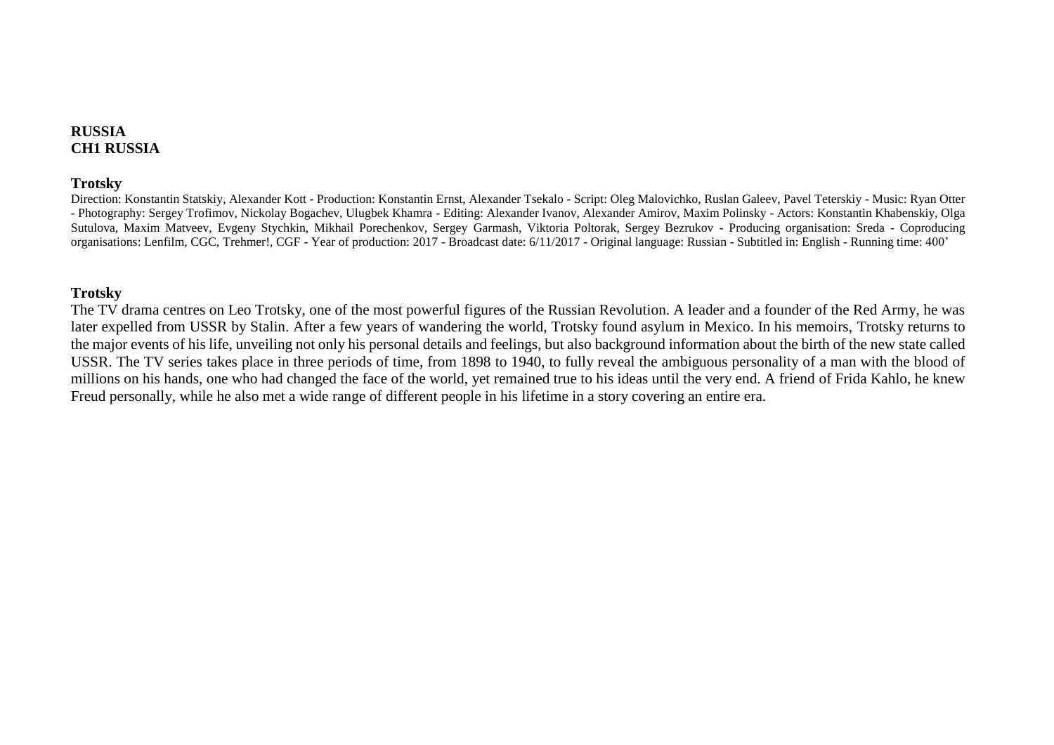**RUSSIA**
**CH1 RUSSIA**

**Trotsky**

Direction: Konstantin Statskiy, Alexander Kott - Production: Konstantin Ernst, Alexander Tsekalo - Script: Oleg Malovichko, Ruslan Galeev, Pavel Teterskiy - Music: Ryan Otter - Photography: Sergey Trofimov, Nickolay Bogachev, Ulugbek Khamra - Editing: Alexander Ivanov, Alexander Amirov, Maxim Polinsky - Actors: Konstantin Khabenskiy, Olga Sutulova, Maxim Matveev, Evgeny Stychkin, Mikhail Porechenkov, Sergey Garmash, Viktoria Poltorak, Sergey Bezrukov - Producing organisation: Sreda - Coproducing organisations: Lenfilm, CGC, Trehmer!, CGF - Year of production: 2017 - Broadcast date: 6/11/2017 - Original language: Russian - Subtitled in: English - Running time: 400’

**Trotsky**

The TV drama centres on Leo Trotsky, one of the most powerful figures of the Russian Revolution. A leader and a founder of the Red Army, he was later expelled from USSR by Stalin. After a few years of wandering the world, Trotsky found asylum in Mexico. In his memoirs, Trotsky returns to the major events of his life, unveiling not only his personal details and feelings, but also background information about the birth of the new state called USSR. The TV series takes place in three periods of time, from 1898 to 1940, to fully reveal the ambiguous personality of a man with the blood of millions on his hands, one who had changed the face of the world, yet remained true to his ideas until the very end. A friend of Frida Kahlo, he knew Freud personally, while he also met a wide range of different people in his lifetime in a story covering an entire era.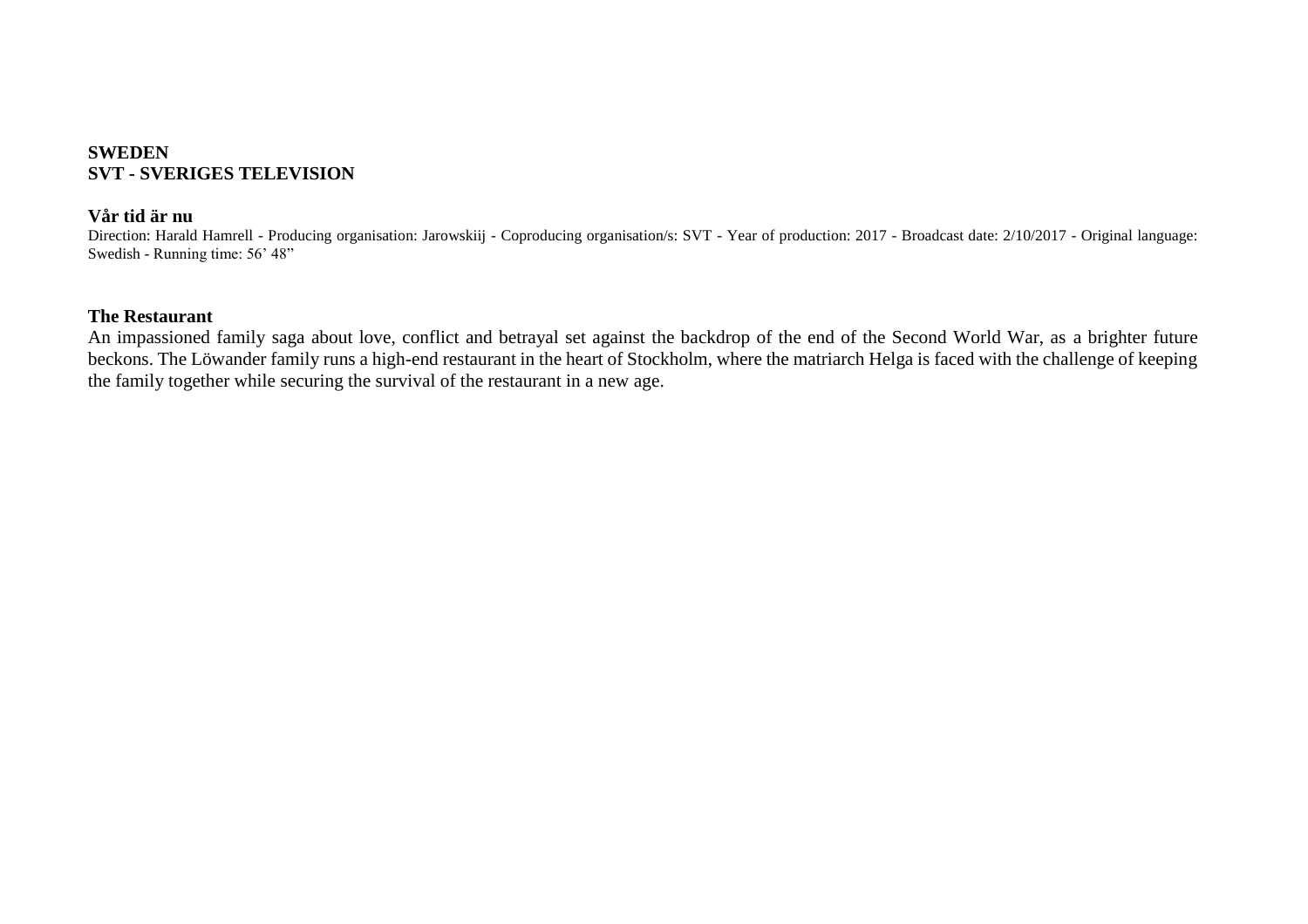**SWEDEN**
**SVT - SVERIGES TELEVISION**

**Vår tid är nu**

Direction: Harald Hamrell - Producing organisation: Jarowskiij - Coproducing organisation/s: SVT - Year of production: 2017 - Broadcast date: 2/10/2017 - Original language: Swedish - Running time: 56' 48"

**The Restaurant**

An impassioned family saga about love, conflict and betrayal set against the backdrop of the end of the Second World War, as a brighter future beckons. The Löwander family runs a high-end restaurant in the heart of Stockholm, where the matriarch Helga is faced with the challenge of keeping the family together while securing the survival of the restaurant in a new age.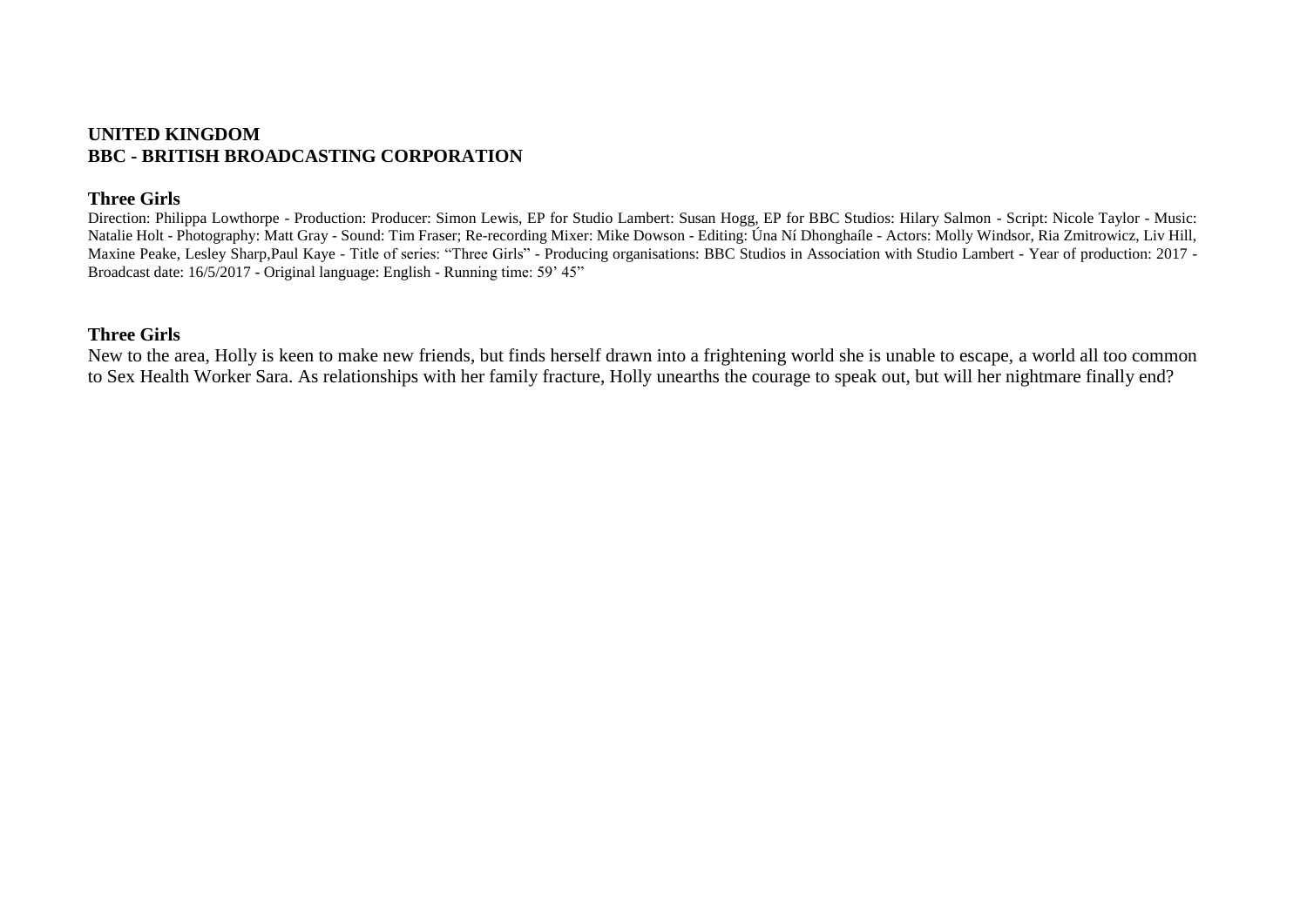**UNITED KINGDOM**
**BBC - BRITISH BROADCASTING CORPORATION**

**Three Girls**

Direction: Philippa Lowthorpe - Production: Producer: Simon Lewis, EP for Studio Lambert: Susan Hogg, EP for BBC Studios: Hilary Salmon - Script: Nicole Taylor - Music: Natalie Holt - Photography: Matt Gray - Sound: Tim Fraser; Re-recording Mixer: Mike Dowson - Editing: Úna Ní Dhonghaíle - Actors: Molly Windsor, Ria Zmitrowicz, Liv Hill, Maxine Peake, Lesley Sharp,Paul Kaye - Title of series: "Three Girls" - Producing organisations: BBC Studios in Association with Studio Lambert - Year of production: 2017 - Broadcast date: 16/5/2017 - Original language: English - Running time: 59' 45"

**Three Girls**

New to the area, Holly is keen to make new friends, but finds herself drawn into a frightening world she is unable to escape, a world all too common to Sex Health Worker Sara. As relationships with her family fracture, Holly unearths the courage to speak out, but will her nightmare finally end?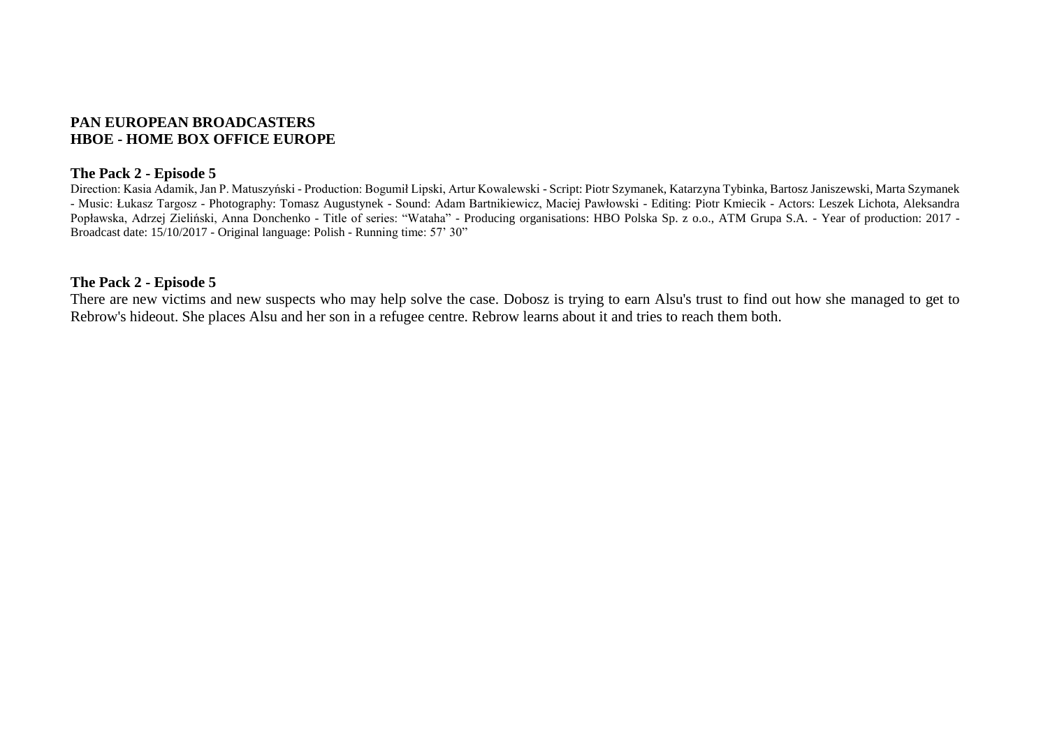**PAN EUROPEAN BROADCASTERS**
**HBOE - HOME BOX OFFICE EUROPE**

**The Pack 2 - Episode 5**

Direction: Kasia Adamik, Jan P. Matuszyński - Production: Bogumił Lipski, Artur Kowalewski - Script: Piotr Szymanek, Katarzyna Tybinka, Bartosz Janiszewski, Marta Szymanek - Music: Łukasz Targosz - Photography: Tomasz Augustynek - Sound: Adam Bartnikiewicz, Maciej Pawłowski - Editing: Piotr Kmiecik - Actors: Leszek Lichota, Aleksandra Popławska, Adrzej Zieliński, Anna Donchenko - Title of series: "Wataha" - Producing organisations: HBO Polska Sp. z o.o., ATM Grupa S.A. - Year of production: 2017 - Broadcast date: 15/10/2017 - Original language: Polish - Running time: 57' 30"

**The Pack 2 - Episode 5**

There are new victims and new suspects who may help solve the case. Dobosz is trying to earn Alsu's trust to find out how she managed to get to Rebrow's hideout. She places Alsu and her son in a refugee centre. Rebrow learns about it and tries to reach them both.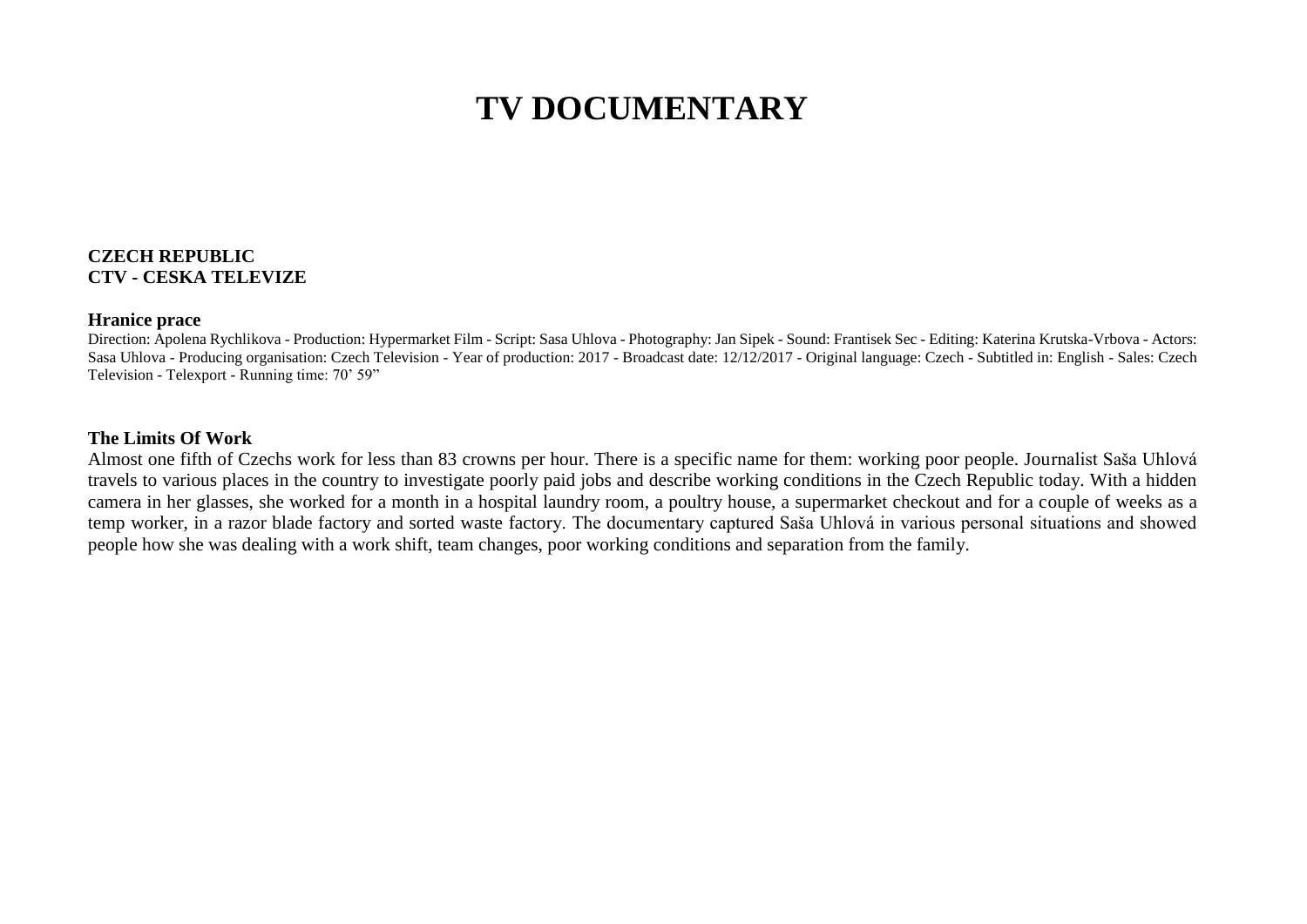# TV DOCUMENTARY

**CZECH REPUBLIC**
**CTV - CESKA TELEVIZE**

**Hranice prace**

Direction: Apolena Rychlikova - Production: Hypermarket Film - Script: Sasa Uhlova - Photography: Jan Sipek - Sound: Frantisek Sec - Editing: Katerina Krutska-Vrbova - Actors: Sasa Uhlova - Producing organisation: Czech Television - Year of production: 2017 - Broadcast date: 12/12/2017 - Original language: Czech - Subtitled in: English - Sales: Czech Television - Telexport - Running time: 70' 59"

**The Limits Of Work**

Almost one fifth of Czechs work for less than 83 crowns per hour. There is a specific name for them: working poor people. Journalist Saša Uhlová travels to various places in the country to investigate poorly paid jobs and describe working conditions in the Czech Republic today. With a hidden camera in her glasses, she worked for a month in a hospital laundry room, a poultry house, a supermarket checkout and for a couple of weeks as a temp worker, in a razor blade factory and sorted waste factory. The documentary captured Saša Uhlová in various personal situations and showed people how she was dealing with a work shift, team changes, poor working conditions and separation from the family.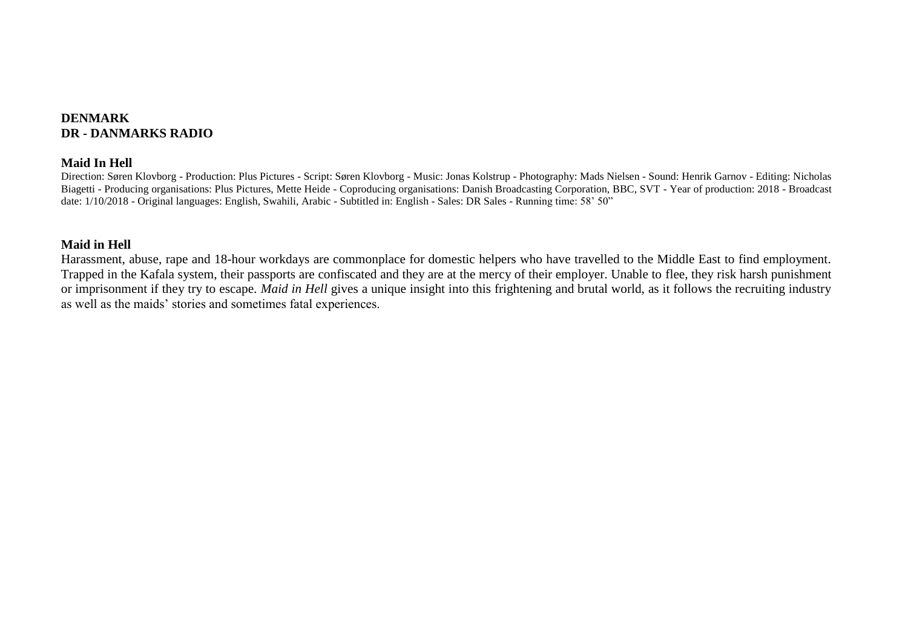**DENMARK**
**DR - DANMARKS RADIO**

**Maid In Hell**

Direction: Søren Klovborg - Production: Plus Pictures - Script: Søren Klovborg - Music: Jonas Kolstrup - Photography: Mads Nielsen - Sound: Henrik Garnov - Editing: Nicholas Biagetti - Producing organisations: Plus Pictures, Mette Heide - Coproducing organisations: Danish Broadcasting Corporation, BBC, SVT - Year of production: 2018 - Broadcast date: 1/10/2018 - Original languages: English, Swahili, Arabic - Subtitled in: English - Sales: DR Sales - Running time: 58' 50"

**Maid in Hell**

Harassment, abuse, rape and 18-hour workdays are commonplace for domestic helpers who have travelled to the Middle East to find employment. Trapped in the Kafala system, their passports are confiscated and they are at the mercy of their employer. Unable to flee, they risk harsh punishment or imprisonment if they try to escape. *Maid in Hell* gives a unique insight into this frightening and brutal world, as it follows the recruiting industry as well as the maids' stories and sometimes fatal experiences.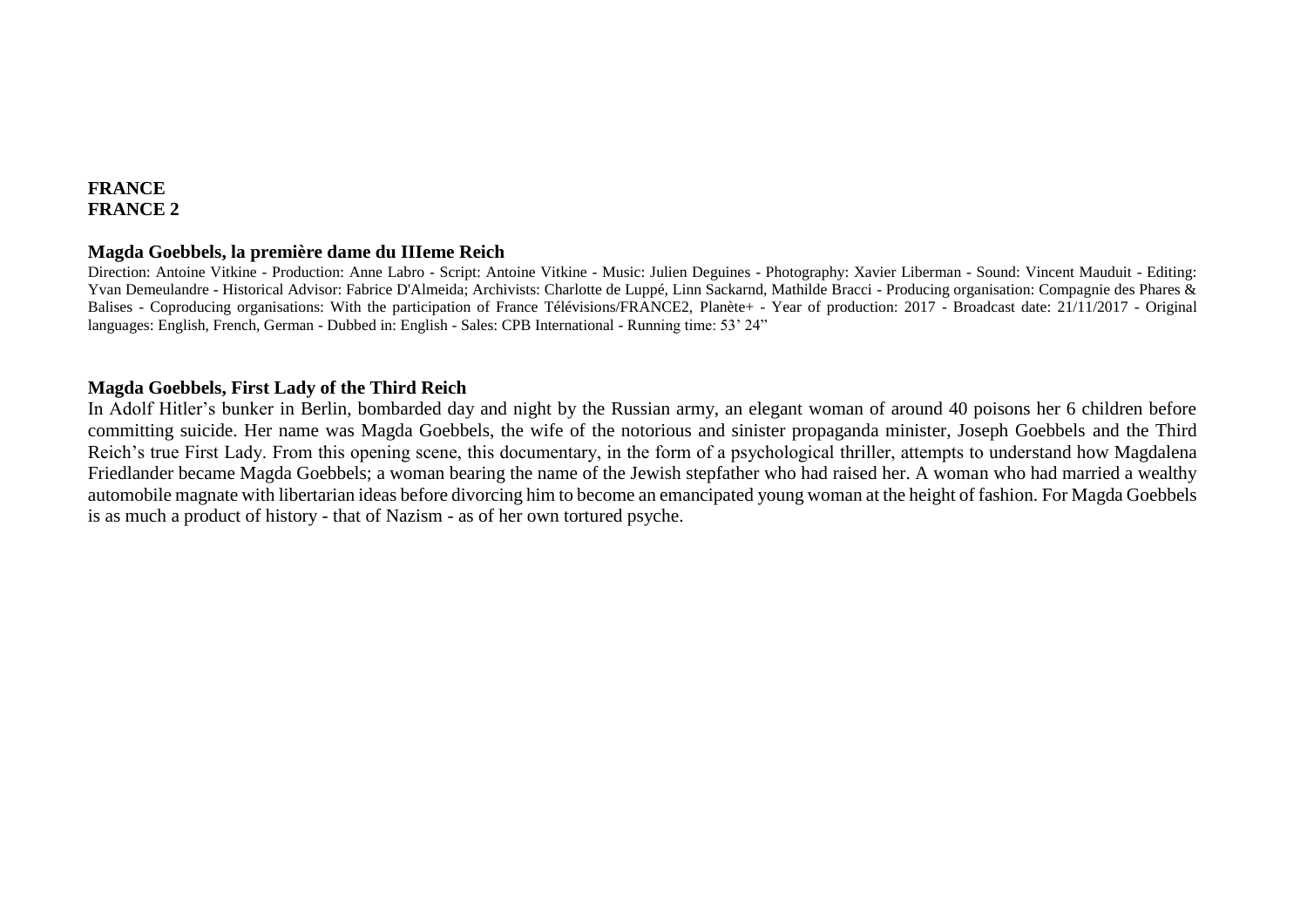**FRANCE**
**FRANCE 2**

**Magda Goebbels, la première dame du IIIeme Reich**

Direction: Antoine Vitkine - Production: Anne Labro - Script: Antoine Vitkine - Music: Julien Deguines - Photography: Xavier Liberman - Sound: Vincent Mauduit - Editing: Yvan Demeulandre - Historical Advisor: Fabrice D'Almeida; Archivists: Charlotte de Luppé, Linn Sackarnd, Mathilde Bracci - Producing organisation: Compagnie des Phares & Balises - Coproducing organisations: With the participation of France Télévisions/FRANCE2, Planète+ - Year of production: 2017 - Broadcast date: 21/11/2017 - Original languages: English, French, German - Dubbed in: English - Sales: CPB International - Running time: 53' 24"

**Magda Goebbels, First Lady of the Third Reich**

In Adolf Hitler's bunker in Berlin, bombarded day and night by the Russian army, an elegant woman of around 40 poisons her 6 children before committing suicide. Her name was Magda Goebbels, the wife of the notorious and sinister propaganda minister, Joseph Goebbels and the Third Reich's true First Lady. From this opening scene, this documentary, in the form of a psychological thriller, attempts to understand how Magdalena Friedlander became Magda Goebbels; a woman bearing the name of the Jewish stepfather who had raised her. A woman who had married a wealthy automobile magnate with libertarian ideas before divorcing him to become an emancipated young woman at the height of fashion. For Magda Goebbels is as much a product of history - that of Nazism - as of her own tortured psyche.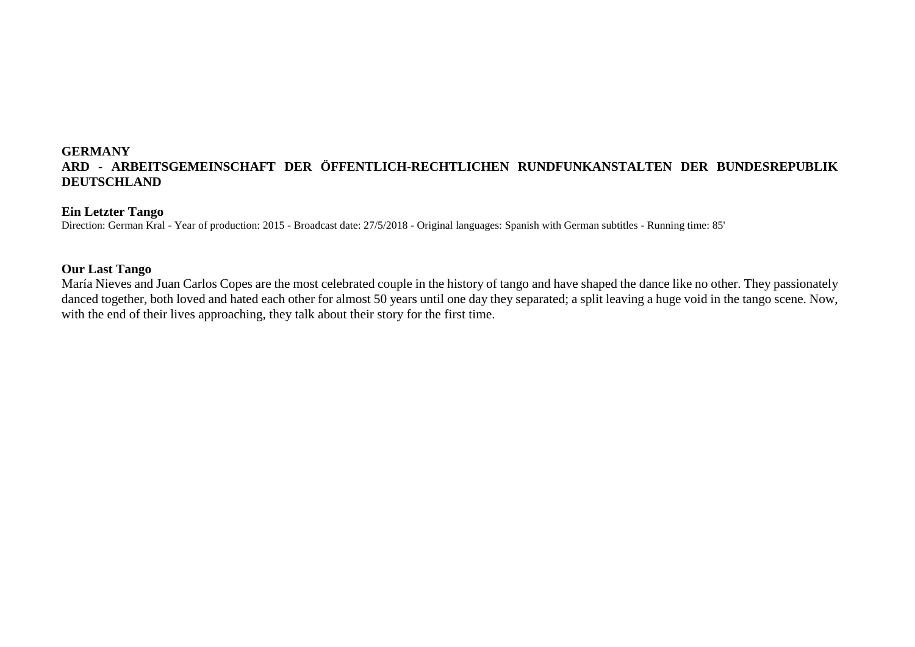**GERMANY**
**ARD - ARBEITSGEMEINSCHAFT DER ÖFFENTLICH-RECHTLICHEN RUNDFUNKANSTALTEN DER BUNDESREPUBLIK DEUTSCHLAND**

**Ein Letzter Tango**
Direction: German Kral - Year of production: 2015 - Broadcast date: 27/5/2018 - Original languages: Spanish with German subtitles - Running time: 85'

**Our Last Tango**
María Nieves and Juan Carlos Copes are the most celebrated couple in the history of tango and have shaped the dance like no other. They passionately danced together, both loved and hated each other for almost 50 years until one day they separated; a split leaving a huge void in the tango scene. Now, with the end of their lives approaching, they talk about their story for the first time.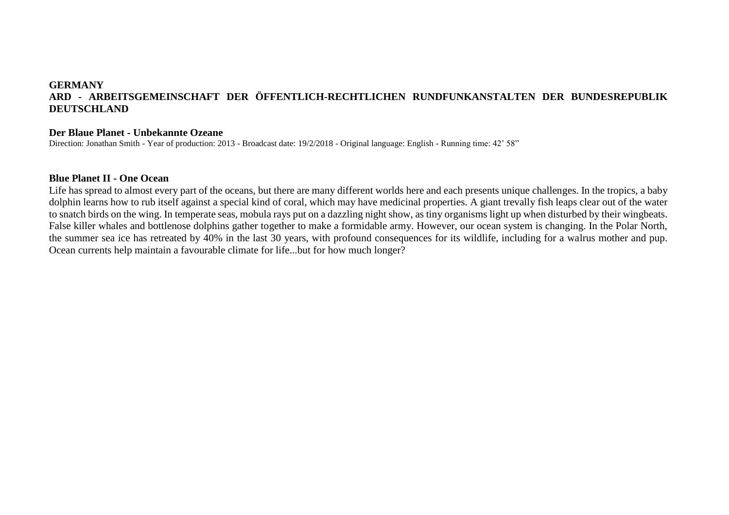**GERMANY**
**ARD - ARBEITSGEMEINSCHAFT DER ÖFFENTLICH-RECHTLICHEN RUNDFUNKANSTALTEN DER BUNDESREPUBLIK DEUTSCHLAND**

**Der Blaue Planet - Unbekannte Ozeane**
Direction: Jonathan Smith - Year of production: 2013 - Broadcast date: 19/2/2018 - Original language: English - Running time: 42' 58"

**Blue Planet II - One Ocean**
Life has spread to almost every part of the oceans, but there are many different worlds here and each presents unique challenges. In the tropics, a baby dolphin learns how to rub itself against a special kind of coral, which may have medicinal properties. A giant trevally fish leaps clear out of the water to snatch birds on the wing. In temperate seas, mobula rays put on a dazzling night show, as tiny organisms light up when disturbed by their wingbeats. False killer whales and bottlenose dolphins gather together to make a formidable army. However, our ocean system is changing. In the Polar North, the summer sea ice has retreated by 40% in the last 30 years, with profound consequences for its wildlife, including for a walrus mother and pup. Ocean currents help maintain a favourable climate for life...but for how much longer?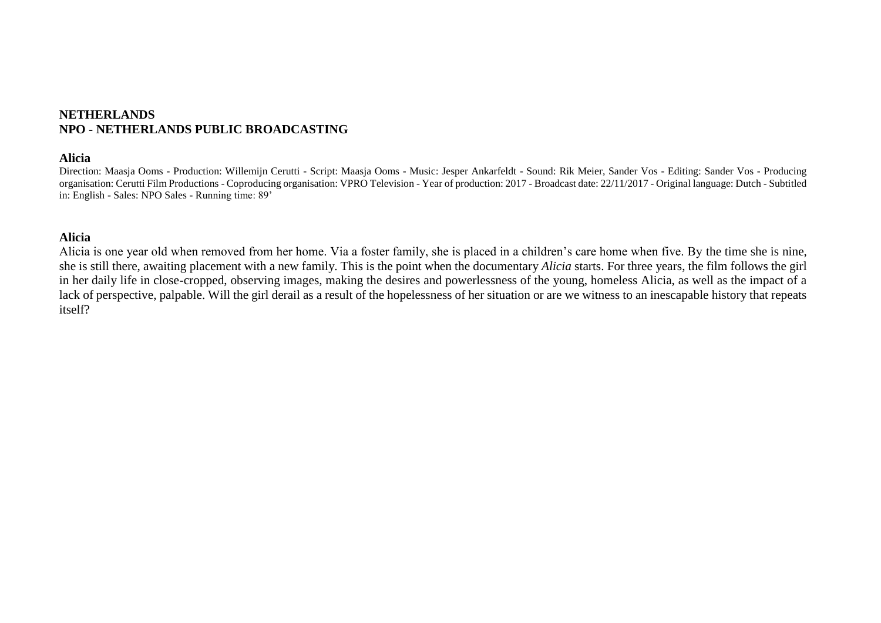**NETHERLANDS**
**NPO - NETHERLANDS PUBLIC BROADCASTING**

**Alicia**

Direction: Maasja Ooms - Production: Willemijn Cerutti - Script: Maasja Ooms - Music: Jesper Ankarfeldt - Sound: Rik Meier, Sander Vos - Editing: Sander Vos - Producing organisation: Cerutti Film Productions - Coproducing organisation: VPRO Television - Year of production: 2017 - Broadcast date: 22/11/2017 - Original language: Dutch - Subtitled in: English - Sales: NPO Sales - Running time: 89'

**Alicia**

Alicia is one year old when removed from her home. Via a foster family, she is placed in a children's care home when five. By the time she is nine, she is still there, awaiting placement with a new family. This is the point when the documentary *Alicia* starts. For three years, the film follows the girl in her daily life in close-cropped, observing images, making the desires and powerlessness of the young, homeless Alicia, as well as the impact of a lack of perspective, palpable. Will the girl derail as a result of the hopelessness of her situation or are we witness to an inescapable history that repeats itself?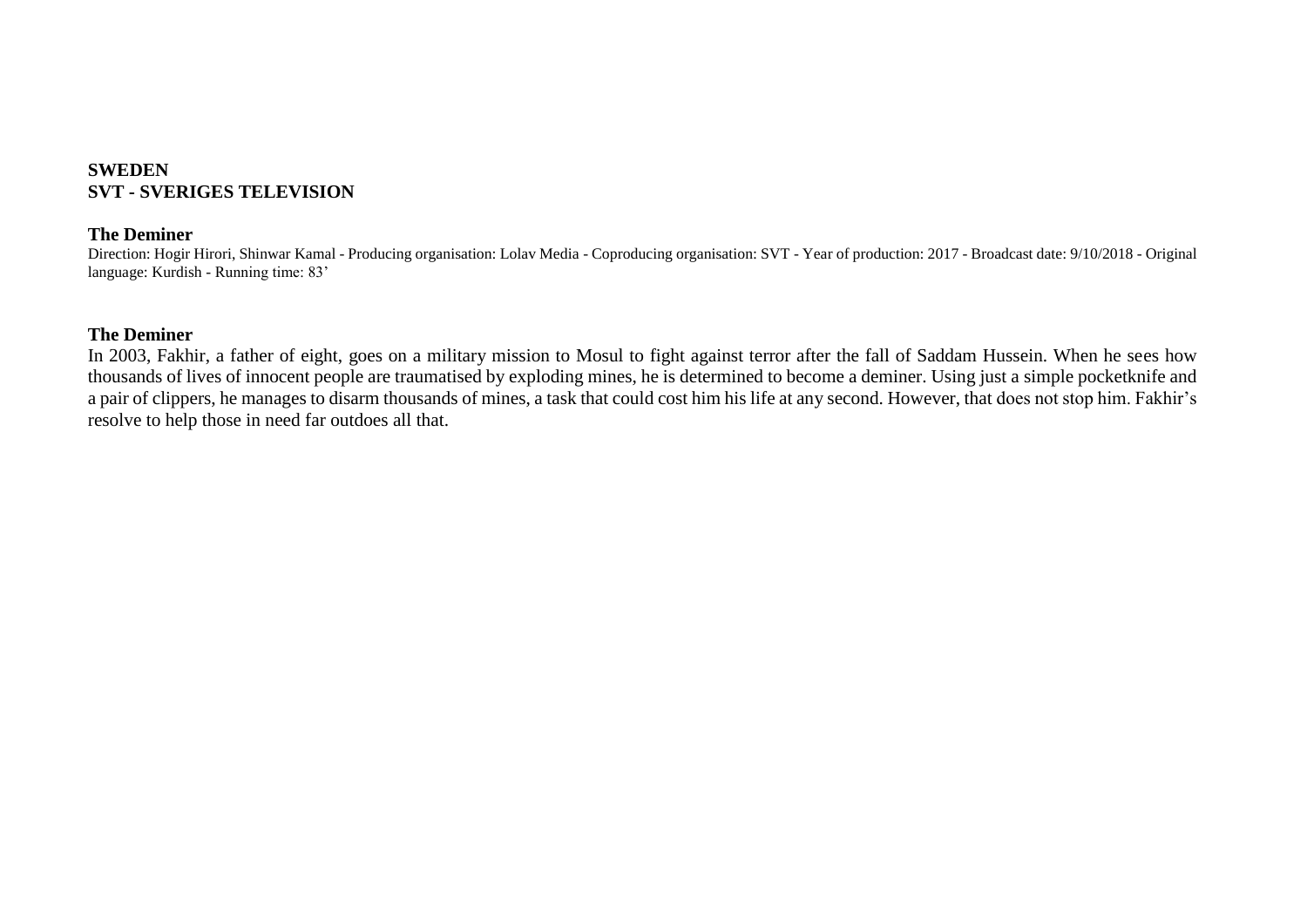**SWEDEN**
**SVT - SVERIGES TELEVISION**

**The Deminer**

Direction: Hogir Hirori, Shinwar Kamal - Producing organisation: Lolav Media - Coproducing organisation: SVT - Year of production: 2017 - Broadcast date: 9/10/2018 - Original language: Kurdish - Running time: 83'

**The Deminer**

In 2003, Fakhir, a father of eight, goes on a military mission to Mosul to fight against terror after the fall of Saddam Hussein. When he sees how thousands of lives of innocent people are traumatised by exploding mines, he is determined to become a deminer. Using just a simple pocketknife and a pair of clippers, he manages to disarm thousands of mines, a task that could cost him his life at any second. However, that does not stop him. Fakhir's resolve to help those in need far outdoes all that.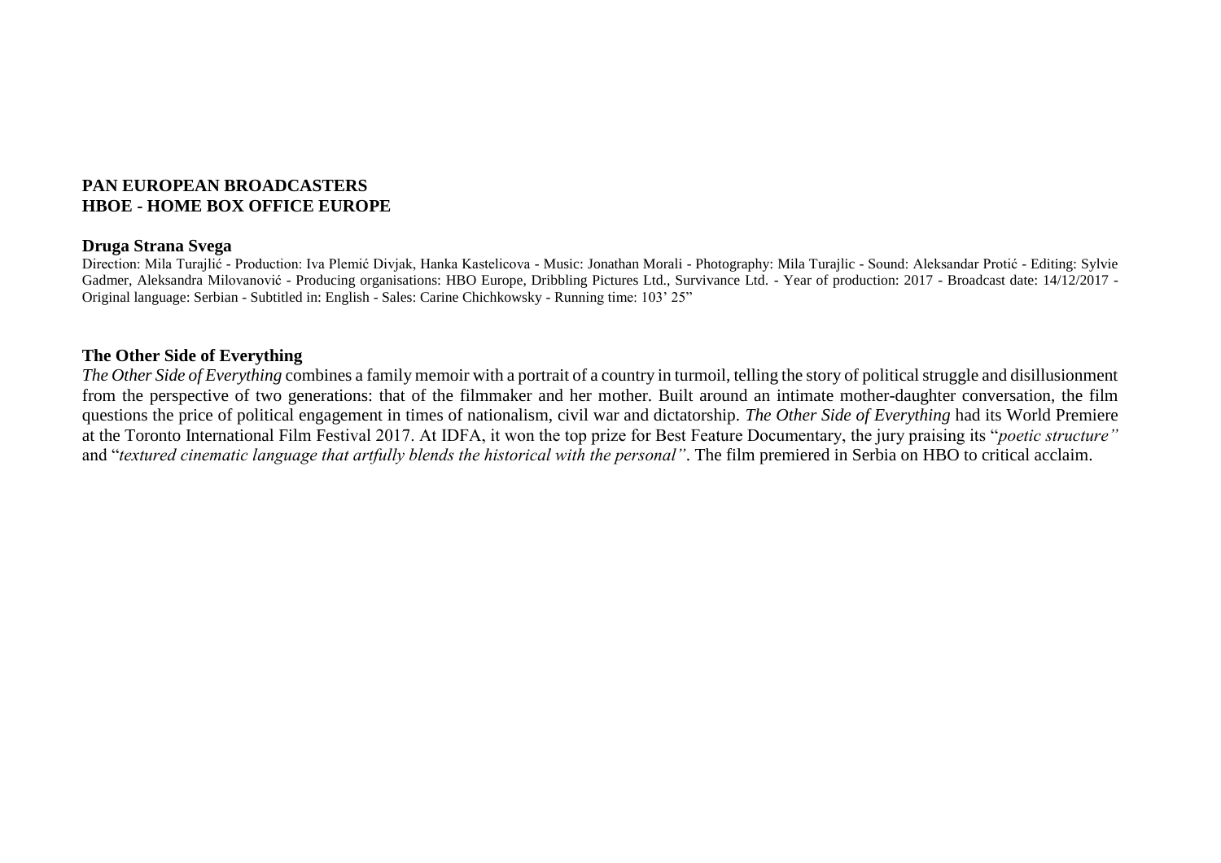**PAN EUROPEAN BROADCASTERS**
**HBOE - HOME BOX OFFICE EUROPE**

**Druga Strana Svega**

Direction: Mila Turajlić - Production: Iva Plemić Divjak, Hanka Kastelicova - Music: Jonathan Morali - Photography: Mila Turajlic - Sound: Aleksandar Protić - Editing: Sylvie Gadmer, Aleksandra Milovanović - Producing organisations: HBO Europe, Dribbling Pictures Ltd., Survivance Ltd. - Year of production: 2017 - Broadcast date: 14/12/2017 - Original language: Serbian - Subtitled in: English - Sales: Carine Chichkowsky - Running time: 103' 25"

**The Other Side of Everything**

*The Other Side of Everything* combines a family memoir with a portrait of a country in turmoil, telling the story of political struggle and disillusionment from the perspective of two generations: that of the filmmaker and her mother. Built around an intimate mother-daughter conversation, the film questions the price of political engagement in times of nationalism, civil war and dictatorship. *The Other Side of Everything* had its World Premiere at the Toronto International Film Festival 2017. At IDFA, it won the top prize for Best Feature Documentary, the jury praising its "*poetic structure"* and "*textured cinematic language that artfully blends the historical with the personal"*. The film premiered in Serbia on HBO to critical acclaim.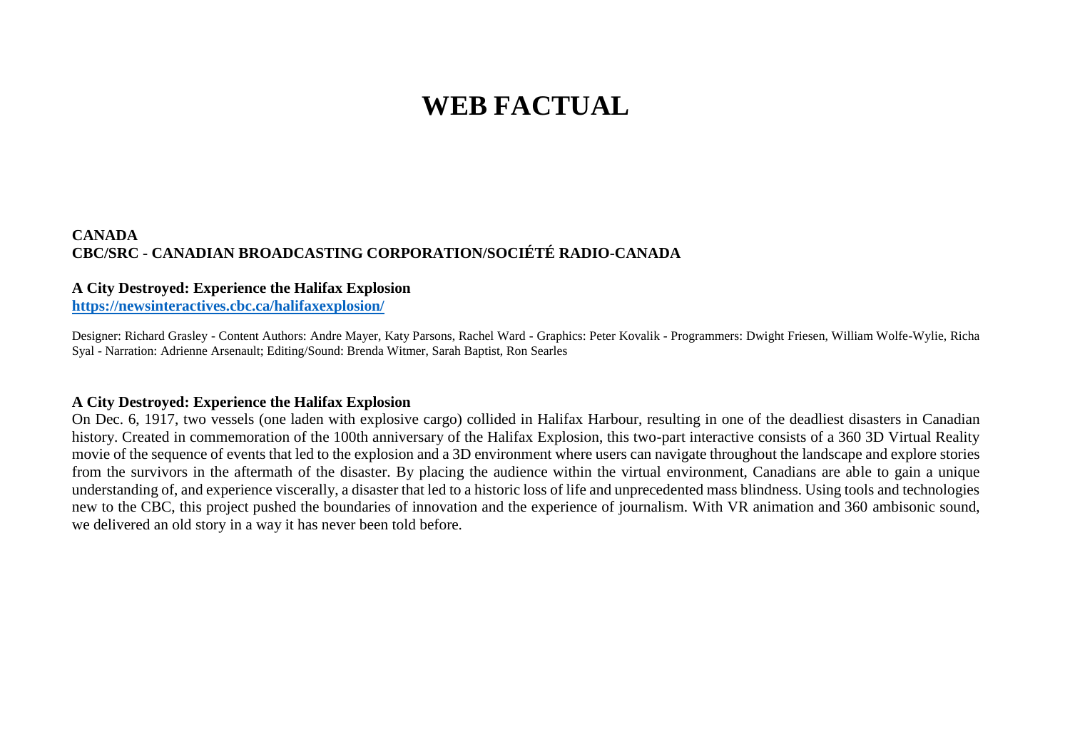# WEB FACTUAL

**CANADA**
**CBC/SRC - CANADIAN BROADCASTING CORPORATION/SOCIÉTÉ RADIO-CANADA**

**A City Destroyed: Experience the Halifax Explosion**
**https://newsinteractives.cbc.ca/halifaxexplosion/**

Designer: Richard Grasley - Content Authors: Andre Mayer, Katy Parsons, Rachel Ward - Graphics: Peter Kovalik - Programmers: Dwight Friesen, William Wolfe-Wylie, Richa Syal - Narration: Adrienne Arsenault; Editing/Sound: Brenda Witmer, Sarah Baptist, Ron Searles

**A City Destroyed: Experience the Halifax Explosion**

On Dec. 6, 1917, two vessels (one laden with explosive cargo) collided in Halifax Harbour, resulting in one of the deadliest disasters in Canadian history. Created in commemoration of the 100th anniversary of the Halifax Explosion, this two-part interactive consists of a 360 3D Virtual Reality movie of the sequence of events that led to the explosion and a 3D environment where users can navigate throughout the landscape and explore stories from the survivors in the aftermath of the disaster. By placing the audience within the virtual environment, Canadians are able to gain a unique understanding of, and experience viscerally, a disaster that led to a historic loss of life and unprecedented mass blindness. Using tools and technologies new to the CBC, this project pushed the boundaries of innovation and the experience of journalism. With VR animation and 360 ambisonic sound, we delivered an old story in a way it has never been told before.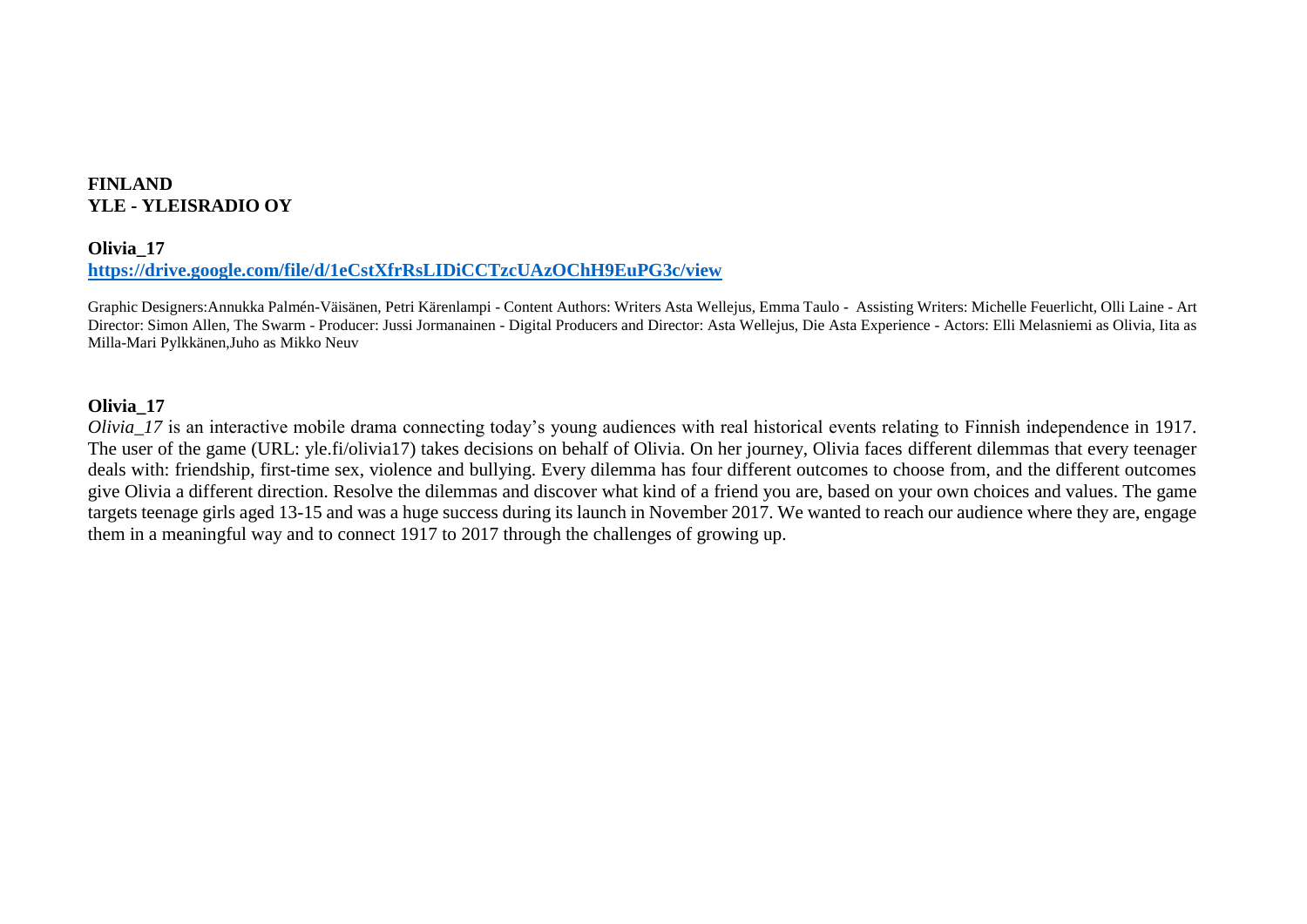**FINLAND**
**YLE - YLEISRADIO OY**

**Olivia_17**
**[https://drive.google.com/file/d/1eCstXfrRsLIDiCCTzcUAzOChH9EuPG3c/view](https://drive.google.com/file/d/1eCstXfrRsLIDiCCTzcUAzOChH9EuPG3c/view)**

Graphic Designers:Annukka Palmén-Väisänen, Petri Kärenlampi - Content Authors: Writers Asta Wellejus, Emma Taulo - Assisting Writers: Michelle Feuerlicht, Olli Laine - Art Director: Simon Allen, The Swarm - Producer: Jussi Jormanainen - Digital Producers and Director: Asta Wellejus, Die Asta Experience - Actors: Elli Melasniemi as Olivia, Iita as Milla-Mari Pylkkänen,Juho as Mikko Neuv

**Olivia_17**

*Olivia_17* is an interactive mobile drama connecting today's young audiences with real historical events relating to Finnish independence in 1917. The user of the game (URL: yle.fi/olivia17) takes decisions on behalf of Olivia. On her journey, Olivia faces different dilemmas that every teenager deals with: friendship, first-time sex, violence and bullying. Every dilemma has four different outcomes to choose from, and the different outcomes give Olivia a different direction. Resolve the dilemmas and discover what kind of a friend you are, based on your own choices and values. The game targets teenage girls aged 13-15 and was a huge success during its launch in November 2017. We wanted to reach our audience where they are, engage them in a meaningful way and to connect 1917 to 2017 through the challenges of growing up.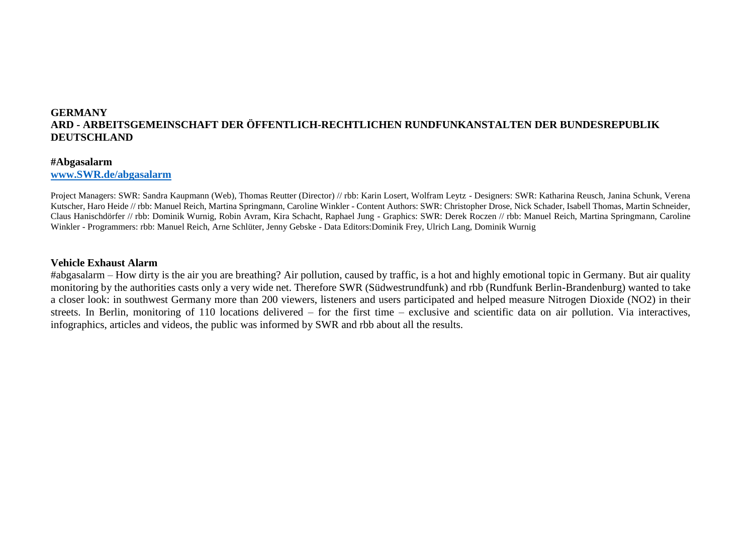**GERMANY**
**ARD - ARBEITSGEMEINSCHAFT DER ÖFFENTLICH-RECHTLICHEN RUNDFUNKANSTALTEN DER BUNDESREPUBLIK DEUTSCHLAND**

**#Abgasalarm**
**[www.SWR.de/abgasalarm](www.SWR.de/abgasalarm)**

Project Managers: SWR: Sandra Kaupmann (Web), Thomas Reutter (Director) // rbb: Karin Losert, Wolfram Leytz - Designers: SWR: Katharina Reusch, Janina Schunk, Verena Kutscher, Haro Heide // rbb: Manuel Reich, Martina Springmann, Caroline Winkler - Content Authors: SWR: Christopher Drose, Nick Schader, Isabell Thomas, Martin Schneider, Claus Hanischdörfer // rbb: Dominik Wurnig, Robin Avram, Kira Schacht, Raphael Jung - Graphics: SWR: Derek Roczen // rbb: Manuel Reich, Martina Springmann, Caroline Winkler - Programmers: rbb: Manuel Reich, Arne Schlüter, Jenny Gebske - Data Editors:Dominik Frey, Ulrich Lang, Dominik Wurnig

**Vehicle Exhaust Alarm**

#abgasalarm – How dirty is the air you are breathing? Air pollution, caused by traffic, is a hot and highly emotional topic in Germany. But air quality monitoring by the authorities casts only a very wide net. Therefore SWR (Südwestrundfunk) and rbb (Rundfunk Berlin-Brandenburg) wanted to take a closer look: in southwest Germany more than 200 viewers, listeners and users participated and helped measure Nitrogen Dioxide ($NO_2$) in their streets. In Berlin, monitoring of 110 locations delivered – for the first time – exclusive and scientific data on air pollution. Via interactives, infographics, articles and videos, the public was informed by SWR and rbb about all the results.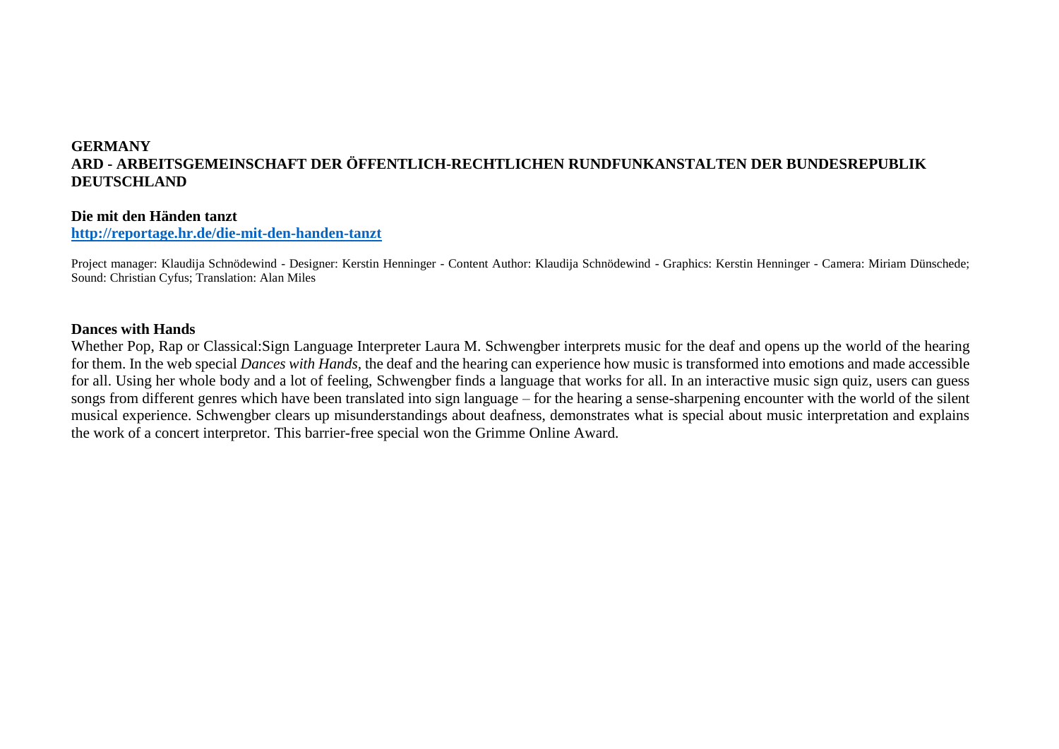**GERMANY**
**ARD - ARBEITSGEMEINSCHAFT DER ÖFFENTLICH-RECHTLICHEN RUNDFUNKANSTALTEN DER BUNDESREPUBLIK DEUTSCHLAND**

**Die mit den Händen tanzt**
**http://reportage.hr.de/die-mit-den-handen-tanzt**

Project manager: Klaudija Schnödewind - Designer: Kerstin Henninger - Content Author: Klaudija Schnödewind - Graphics: Kerstin Henninger - Camera: Miriam Dünschede; Sound: Christian Cyfus; Translation: Alan Miles

**Dances with Hands**
Whether Pop, Rap or Classical:Sign Language Interpreter Laura M. Schwengber interprets music for the deaf and opens up the world of the hearing for them. In the web special *Dances with Hands*, the deaf and the hearing can experience how music is transformed into emotions and made accessible for all. Using her whole body and a lot of feeling, Schwengber finds a language that works for all. In an interactive music sign quiz, users can guess songs from different genres which have been translated into sign language – for the hearing a sense-sharpening encounter with the world of the silent musical experience. Schwengber clears up misunderstandings about deafness, demonstrates what is special about music interpretation and explains the work of a concert interpretor. This barrier-free special won the Grimme Online Award.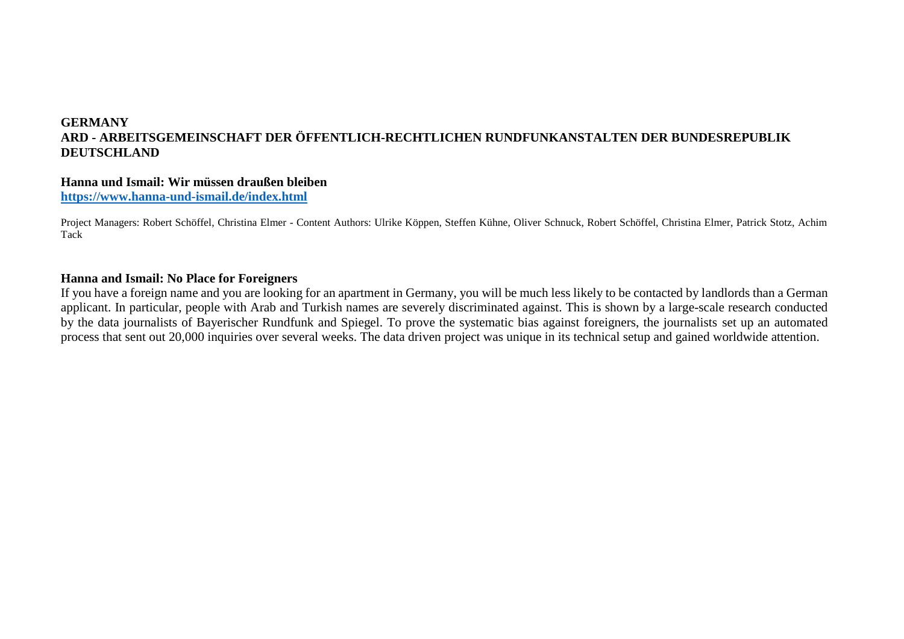**GERMANY**
**ARD - ARBEITSGEMEINSCHAFT DER ÖFFENTLICH-RECHTLICHEN RUNDFUNKANSTALTEN DER BUNDESREPUBLIK DEUTSCHLAND**

**Hanna und Ismail: Wir müssen draußen bleiben**
**[https://www.hanna-und-ismail.de/index.html](https://www.hanna-und-ismail.de/index.html)**

Project Managers: Robert Schöffel, Christina Elmer - Content Authors: Ulrike Köppen, Steffen Kühne, Oliver Schnuck, Robert Schöffel, Christina Elmer, Patrick Stotz, Achim Tack

**Hanna and Ismail: No Place for Foreigners**
If you have a foreign name and you are looking for an apartment in Germany, you will be much less likely to be contacted by landlords than a German applicant. In particular, people with Arab and Turkish names are severely discriminated against. This is shown by a large-scale research conducted by the data journalists of Bayerischer Rundfunk and Spiegel. To prove the systematic bias against foreigners, the journalists set up an automated process that sent out 20,000 inquiries over several weeks. The data driven project was unique in its technical setup and gained worldwide attention.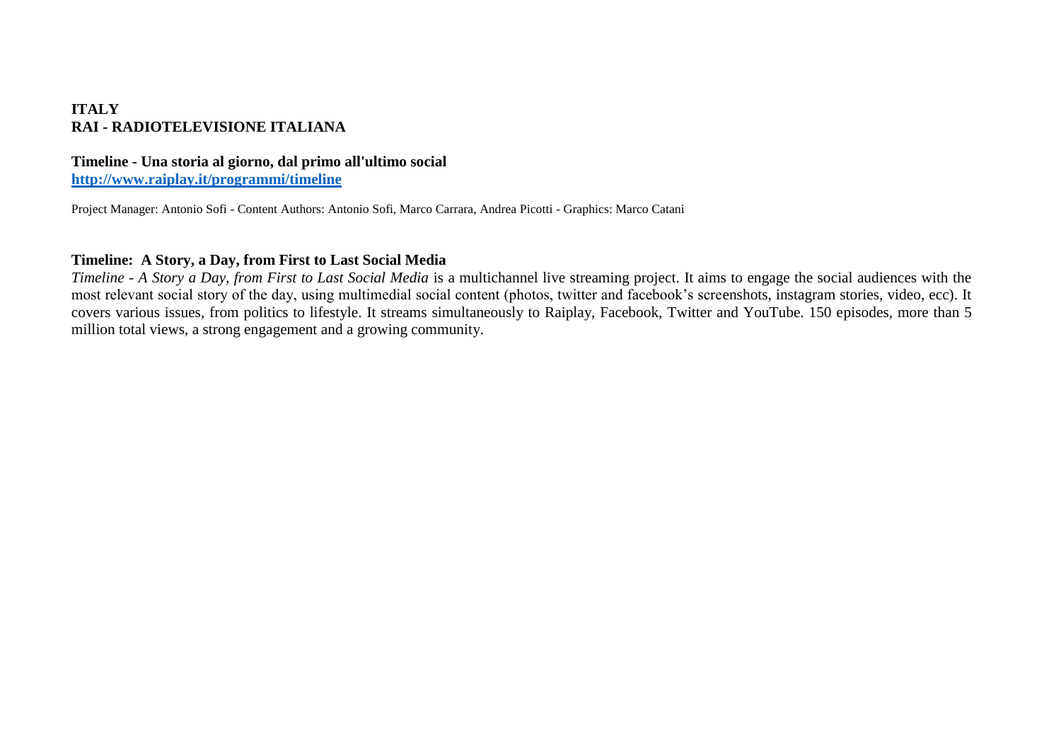**ITALY**
**RAI - RADIOTELEVISIONE ITALIANA**

**Timeline - Una storia al giorno, dal primo all'ultimo social**
**[http://www.raiplay.it/programmi/timeline](http://www.raiplay.it/programmi/timeline)**

Project Manager: Antonio Sofi - Content Authors: Antonio Sofi, Marco Carrara, Andrea Picotti - Graphics: Marco Catani

**Timeline: A Story, a Day, from First to Last Social Media**

*Timeline - A Story a Day, from First to Last Social Media* is a multichannel live streaming project. It aims to engage the social audiences with the most relevant social story of the day, using multimedial social content (photos, twitter and facebook's screenshots, instagram stories, video, ecc). It covers various issues, from politics to lifestyle. It streams simultaneously to Raiplay, Facebook, Twitter and YouTube. 150 episodes, more than 5 million total views, a strong engagement and a growing community.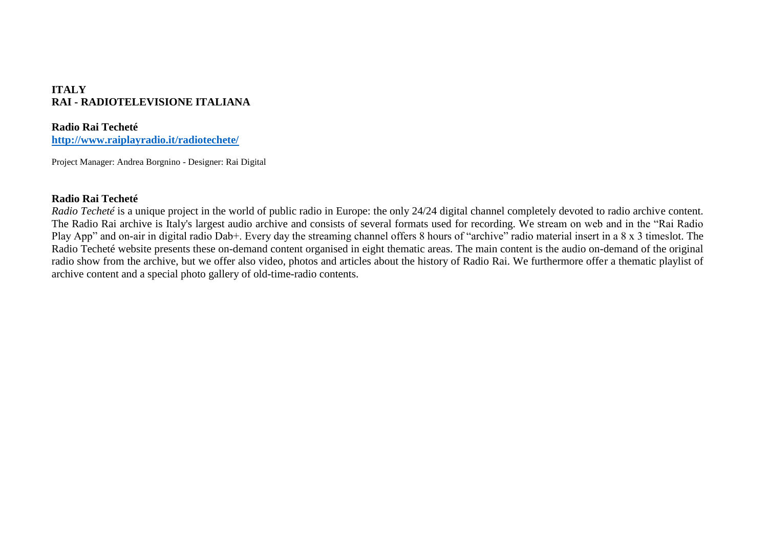**ITALY**
**RAI - RADIOTELEVISIONE ITALIANA**

**Radio Rai Techeté**
**[http://www.raiplayradio.it/radiotechete/](http://www.raiplayradio.it/radiotechete/)**

Project Manager: Andrea Borgnino - Designer: Rai Digital

**Radio Rai Techeté**
*Radio Techeté* is a unique project in the world of public radio in Europe: the only 24/24 digital channel completely devoted to radio archive content. The Radio Rai archive is Italy's largest audio archive and consists of several formats used for recording. We stream on web and in the "Rai Radio Play App" and on-air in digital radio Dab+. Every day the streaming channel offers 8 hours of "archive" radio material insert in a 8 x 3 timeslot. The Radio Techeté website presents these on-demand content organised in eight thematic areas. The main content is the audio on-demand of the original radio show from the archive, but we offer also video, photos and articles about the history of Radio Rai. We furthermore offer a thematic playlist of archive content and a special photo gallery of old-time-radio contents.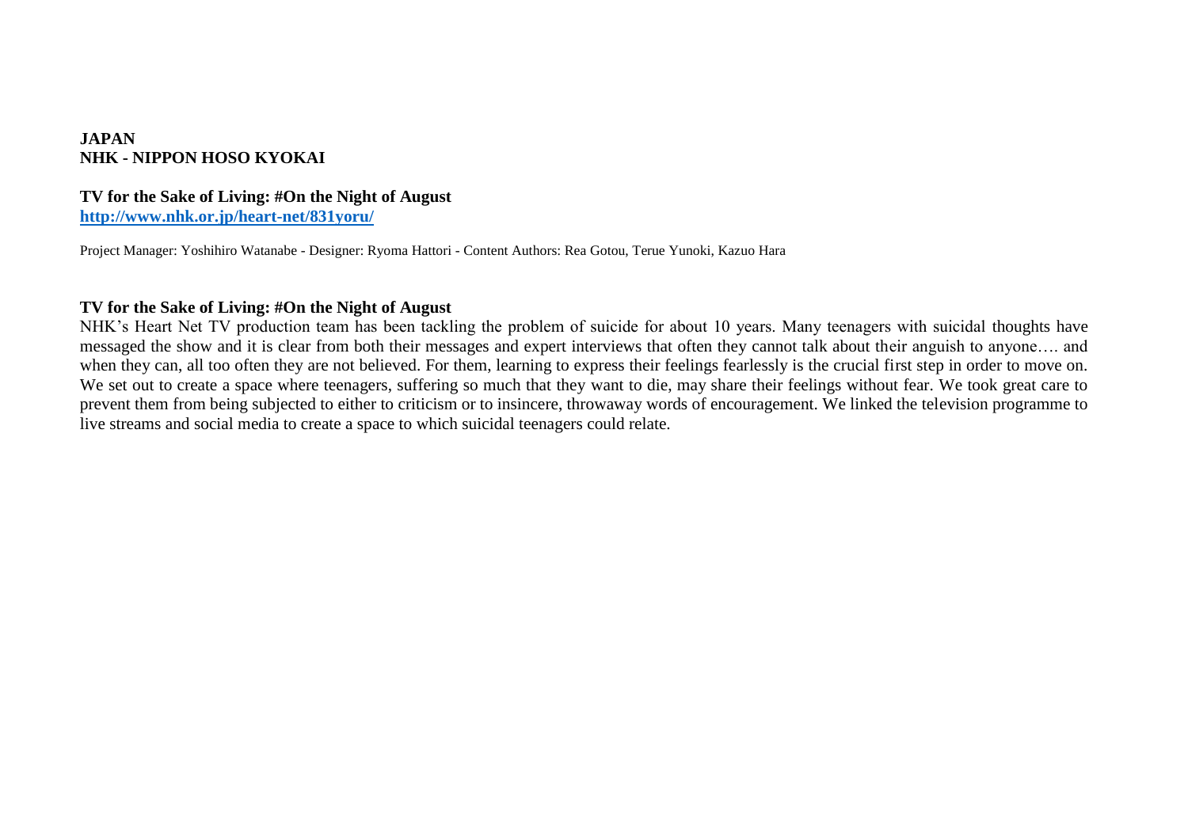**JAPAN**
**NHK - NIPPON HOSO KYOKAI**

**TV for the Sake of Living: #On the Night of August**
**[http://www.nhk.or.jp/heart-net/831yoru/](http://www.nhk.or.jp/heart-net/831yoru/)**

Project Manager: Yoshihiro Watanabe - Designer: Ryoma Hattori - Content Authors: Rea Gotou, Terue Yunoki, Kazuo Hara

**TV for the Sake of Living: #On the Night of August**

NHK's Heart Net TV production team has been tackling the problem of suicide for about 10 years. Many teenagers with suicidal thoughts have messaged the show and it is clear from both their messages and expert interviews that often they cannot talk about their anguish to anyone…. and when they can, all too often they are not believed. For them, learning to express their feelings fearlessly is the crucial first step in order to move on. We set out to create a space where teenagers, suffering so much that they want to die, may share their feelings without fear. We took great care to prevent them from being subjected to either to criticism or to insincere, throwaway words of encouragement. We linked the television programme to live streams and social media to create a space to which suicidal teenagers could relate.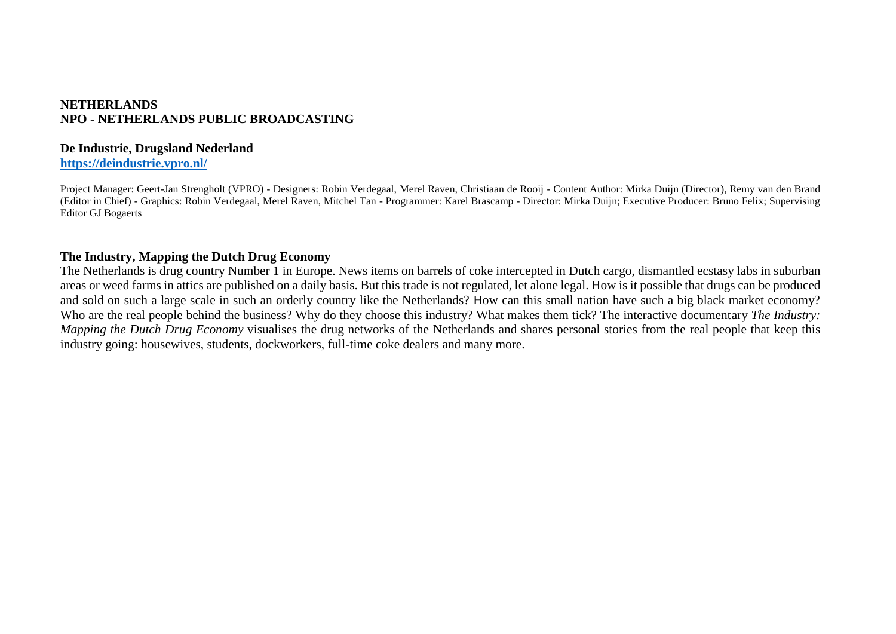**NETHERLANDS**
**NPO - NETHERLANDS PUBLIC BROADCASTING**

**De Industrie, Drugsland Nederland**
**[https://deindustrie.vpro.nl/](https://deindustrie.vpro.nl/)**

Project Manager: Geert-Jan Strengholt (VPRO) - Designers: Robin Verdegaal, Merel Raven, Christiaan de Rooij - Content Author: Mirka Duijn (Director), Remy van den Brand (Editor in Chief) - Graphics: Robin Verdegaal, Merel Raven, Mitchel Tan - Programmer: Karel Brascamp - Director: Mirka Duijn; Executive Producer: Bruno Felix; Supervising Editor GJ Bogaerts

**The Industry, Mapping the Dutch Drug Economy**

The Netherlands is drug country Number 1 in Europe. News items on barrels of coke intercepted in Dutch cargo, dismantled ecstasy labs in suburban areas or weed farms in attics are published on a daily basis. But this trade is not regulated, let alone legal. How is it possible that drugs can be produced and sold on such a large scale in such an orderly country like the Netherlands? How can this small nation have such a big black market economy? Who are the real people behind the business? Why do they choose this industry? What makes them tick? The interactive documentary *The Industry: Mapping the Dutch Drug Economy* visualises the drug networks of the Netherlands and shares personal stories from the real people that keep this industry going: housewives, students, dockworkers, full-time coke dealers and many more.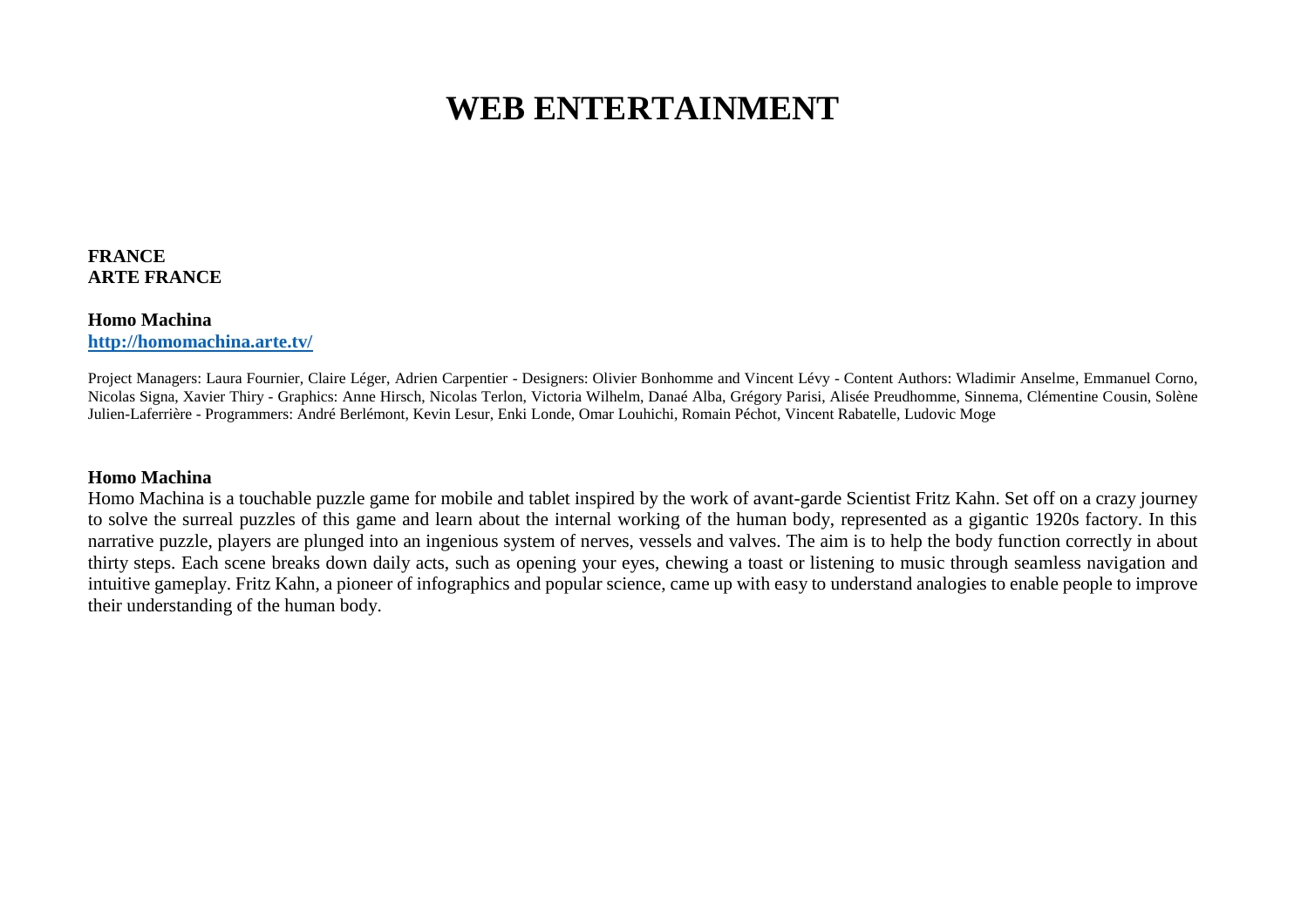# WEB ENTERTAINMENT

**FRANCE**
**ARTE FRANCE**

**Homo Machina**
**[http://homomachina.arte.tv/](http://homomachina.arte.tv/)**

Project Managers: Laura Fournier, Claire Léger, Adrien Carpentier - Designers: Olivier Bonhomme and Vincent Lévy - Content Authors: Wladimir Anselme, Emmanuel Corno, Nicolas Signa, Xavier Thiry - Graphics: Anne Hirsch, Nicolas Terlon, Victoria Wilhelm, Danaé Alba, Grégory Parisi, Alisée Preudhomme, Sinnema, Clémentine Cousin, Solène Julien-Laferrière - Programmers: André Berlémont, Kevin Lesur, Enki Londe, Omar Louhichi, Romain Péchot, Vincent Rabatelle, Ludovic Moge

**Homo Machina**
Homo Machina is a touchable puzzle game for mobile and tablet inspired by the work of avant-garde Scientist Fritz Kahn. Set off on a crazy journey to solve the surreal puzzles of this game and learn about the internal working of the human body, represented as a gigantic 1920s factory. In this narrative puzzle, players are plunged into an ingenious system of nerves, vessels and valves. The aim is to help the body function correctly in about thirty steps. Each scene breaks down daily acts, such as opening your eyes, chewing a toast or listening to music through seamless navigation and intuitive gameplay. Fritz Kahn, a pioneer of infographics and popular science, came up with easy to understand analogies to enable people to improve their understanding of the human body.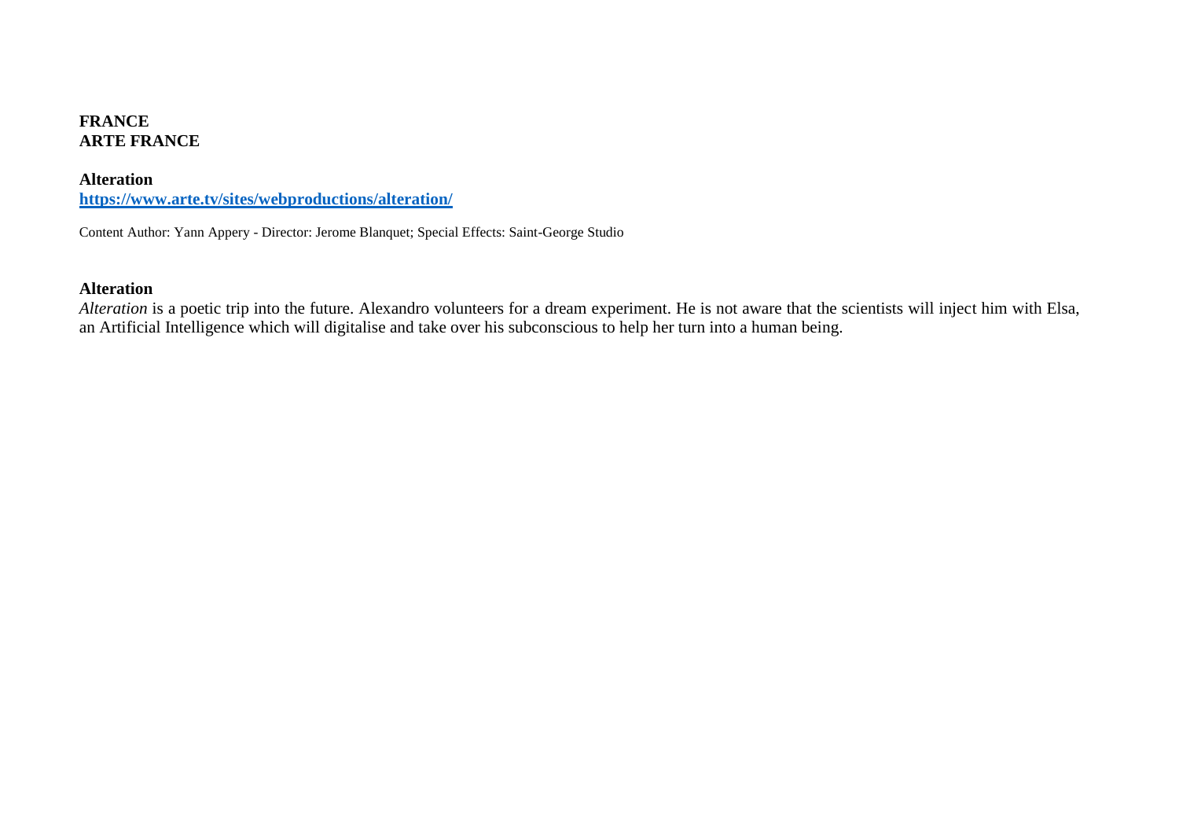**FRANCE**
**ARTE FRANCE**

**Alteration**
**[https://www.arte.tv/sites/webproductions/alteration/](https://www.arte.tv/sites/webproductions/alteration/)**

Content Author: Yann Appery - Director: Jerome Blanquet; Special Effects: Saint-George Studio

**Alteration**

*Alteration* is a poetic trip into the future. Alexandro volunteers for a dream experiment. He is not aware that the scientists will inject him with Elsa, an Artificial Intelligence which will digitalise and take over his subconscious to help her turn into a human being.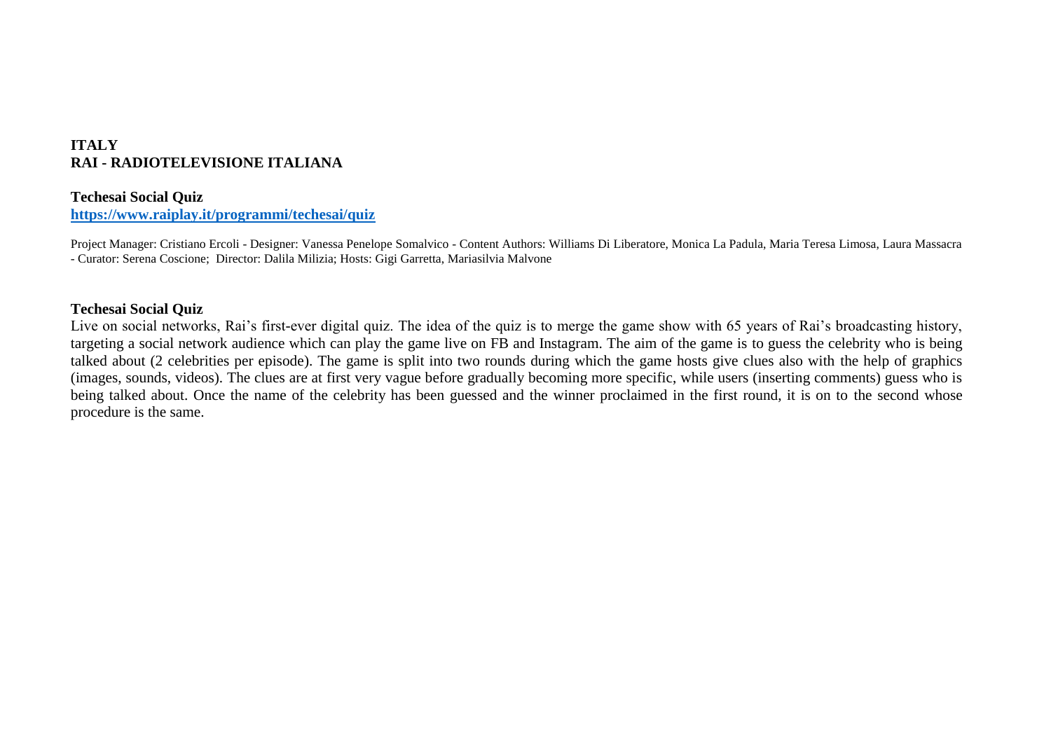**ITALY**
**RAI - RADIOTELEVISIONE ITALIANA**

**Techesai Social Quiz**
**https://www.raiplay.it/programmi/techesai/quiz**

Project Manager: Cristiano Ercoli - Designer: Vanessa Penelope Somalvico - Content Authors: Williams Di Liberatore, Monica La Padula, Maria Teresa Limosa, Laura Massacra - Curator: Serena Coscione; Director: Dalila Milizia; Hosts: Gigi Garretta, Mariasilvia Malvone

**Techesai Social Quiz**

Live on social networks, Rai's first-ever digital quiz. The idea of the quiz is to merge the game show with 65 years of Rai's broadcasting history, targeting a social network audience which can play the game live on FB and Instagram. The aim of the game is to guess the celebrity who is being talked about (2 celebrities per episode). The game is split into two rounds during which the game hosts give clues also with the help of graphics (images, sounds, videos). The clues are at first very vague before gradually becoming more specific, while users (inserting comments) guess who is being talked about. Once the name of the celebrity has been guessed and the winner proclaimed in the first round, it is on to the second whose procedure is the same.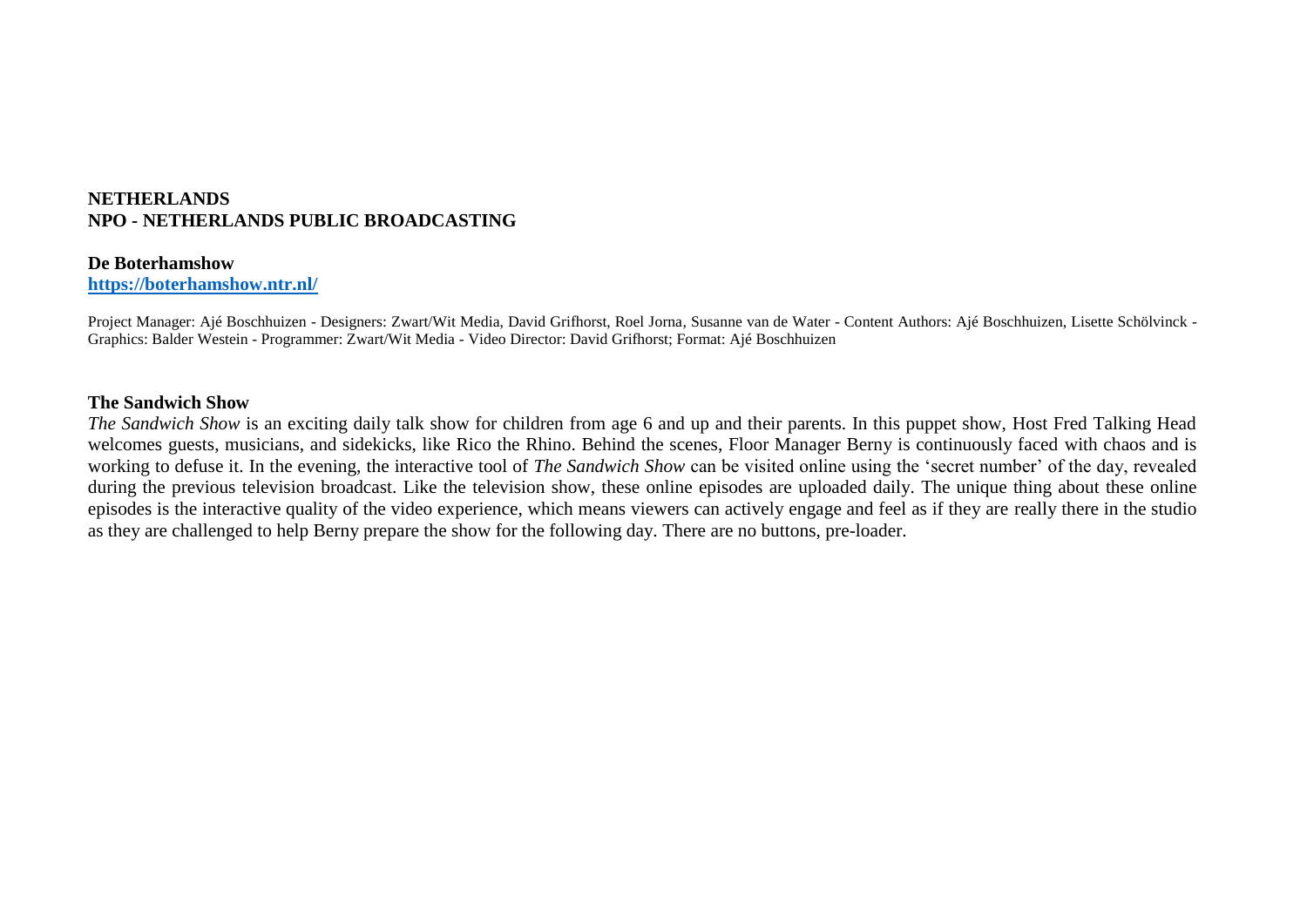**NETHERLANDS**
**NPO - NETHERLANDS PUBLIC BROADCASTING**

**De Boterhamshow**
**https://boterhamshow.ntr.nl/**

Project Manager: Ajé Boschhuizen - Designers: Zwart/Wit Media, David Grifhorst, Roel Jorna, Susanne van de Water - Content Authors: Ajé Boschhuizen, Lisette Schölvinck - Graphics: Balder Westein - Programmer: Zwart/Wit Media - Video Director: David Grifhorst; Format: Ajé Boschhuizen

**The Sandwich Show**

*The Sandwich Show* is an exciting daily talk show for children from age 6 and up and their parents. In this puppet show, Host Fred Talking Head welcomes guests, musicians, and sidekicks, like Rico the Rhino. Behind the scenes, Floor Manager Berny is continuously faced with chaos and is working to defuse it. In the evening, the interactive tool of *The Sandwich Show* can be visited online using the 'secret number' of the day, revealed during the previous television broadcast. Like the television show, these online episodes are uploaded daily. The unique thing about these online episodes is the interactive quality of the video experience, which means viewers can actively engage and feel as if they are really there in the studio as they are challenged to help Berny prepare the show for the following day. There are no buttons, pre-loader.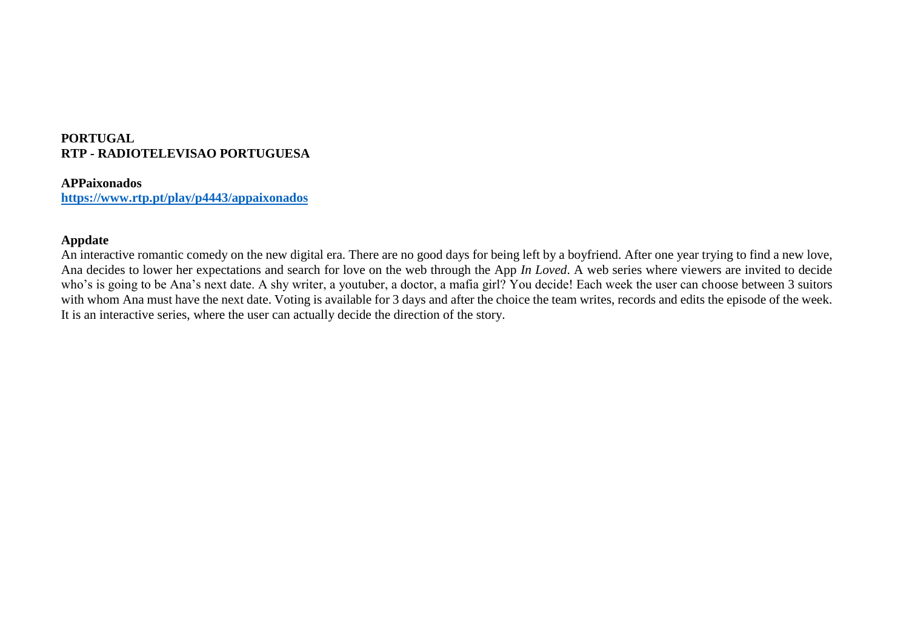**PORTUGAL**
**RTP - RADIOTELEVISAO PORTUGUESA**

**APPaixonados**
**https://www.rtp.pt/play/p4443/appaixonados**

**Appdate**
An interactive romantic comedy on the new digital era. There are no good days for being left by a boyfriend. After one year trying to find a new love, Ana decides to lower her expectations and search for love on the web through the App *In Loved*. A web series where viewers are invited to decide who's is going to be Ana's next date. A shy writer, a youtuber, a doctor, a mafia girl? You decide! Each week the user can choose between 3 suitors with whom Ana must have the next date. Voting is available for 3 days and after the choice the team writes, records and edits the episode of the week. It is an interactive series, where the user can actually decide the direction of the story.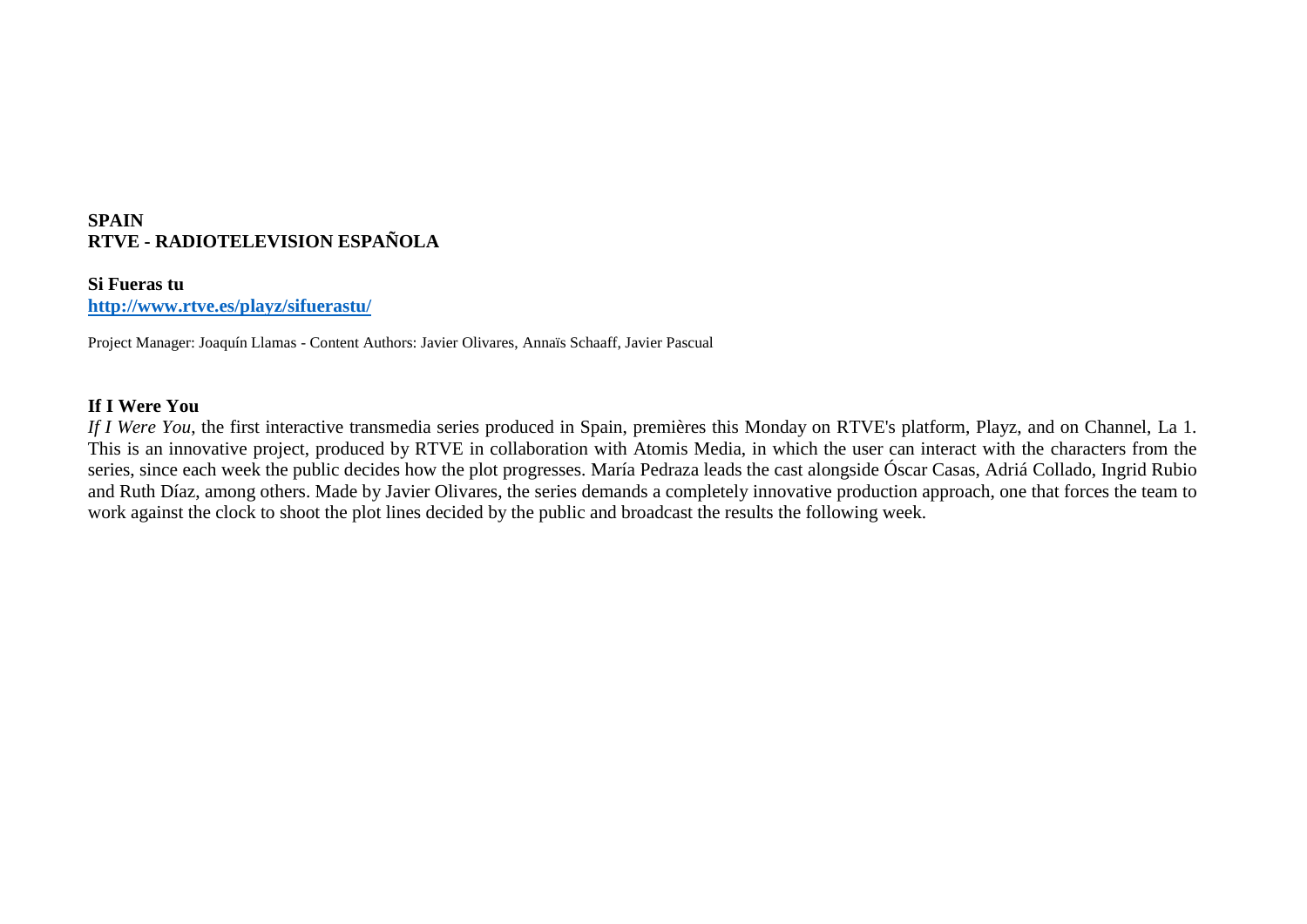**SPAIN**
**RTVE - RADIOTELEVISION ESPAÑOLA**

**Si Fueras tu**
**[http://www.rtve.es/playz/sifuerastu/](http://www.rtve.es/playz/sifuerastu/)**

Project Manager: Joaquín Llamas - Content Authors: Javier Olivares, Annaïs Schaaff, Javier Pascual

**If I Were You**

*If I Were You*, the first interactive transmedia series produced in Spain, premières this Monday on RTVE's platform, Playz, and on Channel, La 1. This is an innovative project, produced by RTVE in collaboration with Atomis Media, in which the user can interact with the characters from the series, since each week the public decides how the plot progresses. María Pedraza leads the cast alongside Óscar Casas, Adriá Collado, Ingrid Rubio and Ruth Díaz, among others. Made by Javier Olivares, the series demands a completely innovative production approach, one that forces the team to work against the clock to shoot the plot lines decided by the public and broadcast the results the following week.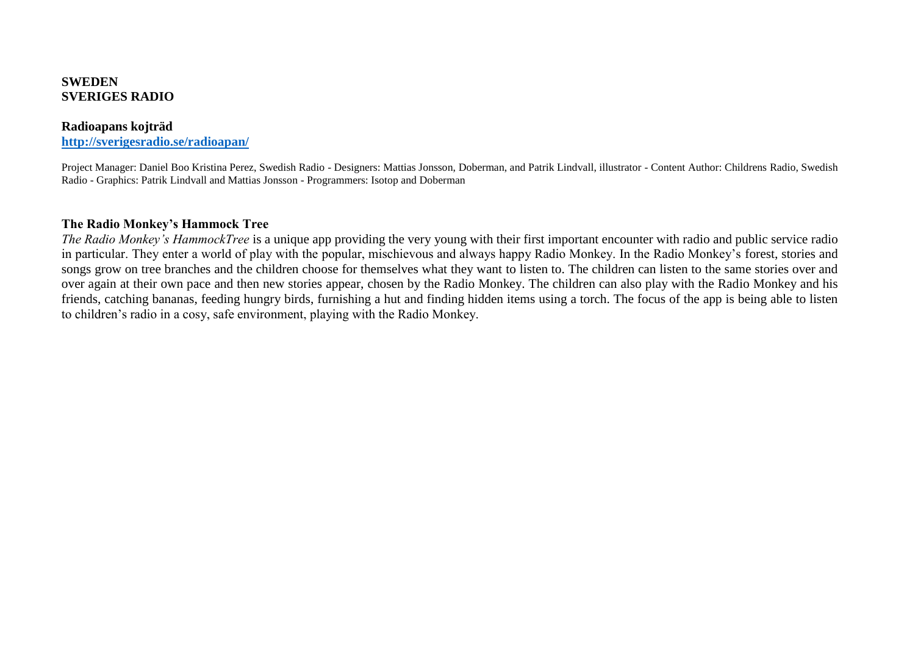**SWEDEN**
**SVERIGES RADIO**

**Radioapans kojträd**
**[http://sverigesradio.se/radioapan/](http://sverigesradio.se/radioapan/)**

Project Manager: Daniel Boo Kristina Perez, Swedish Radio - Designers: Mattias Jonsson, Doberman, and Patrik Lindvall, illustrator - Content Author: Childrens Radio, Swedish Radio - Graphics: Patrik Lindvall and Mattias Jonsson - Programmers: Isotop and Doberman

**The Radio Monkey's Hammock Tree**

*The Radio Monkey's HammockTree* is a unique app providing the very young with their first important encounter with radio and public service radio in particular. They enter a world of play with the popular, mischievous and always happy Radio Monkey. In the Radio Monkey's forest, stories and songs grow on tree branches and the children choose for themselves what they want to listen to. The children can listen to the same stories over and over again at their own pace and then new stories appear, chosen by the Radio Monkey. The children can also play with the Radio Monkey and his friends, catching bananas, feeding hungry birds, furnishing a hut and finding hidden items using a torch. The focus of the app is being able to listen to children's radio in a cosy, safe environment, playing with the Radio Monkey.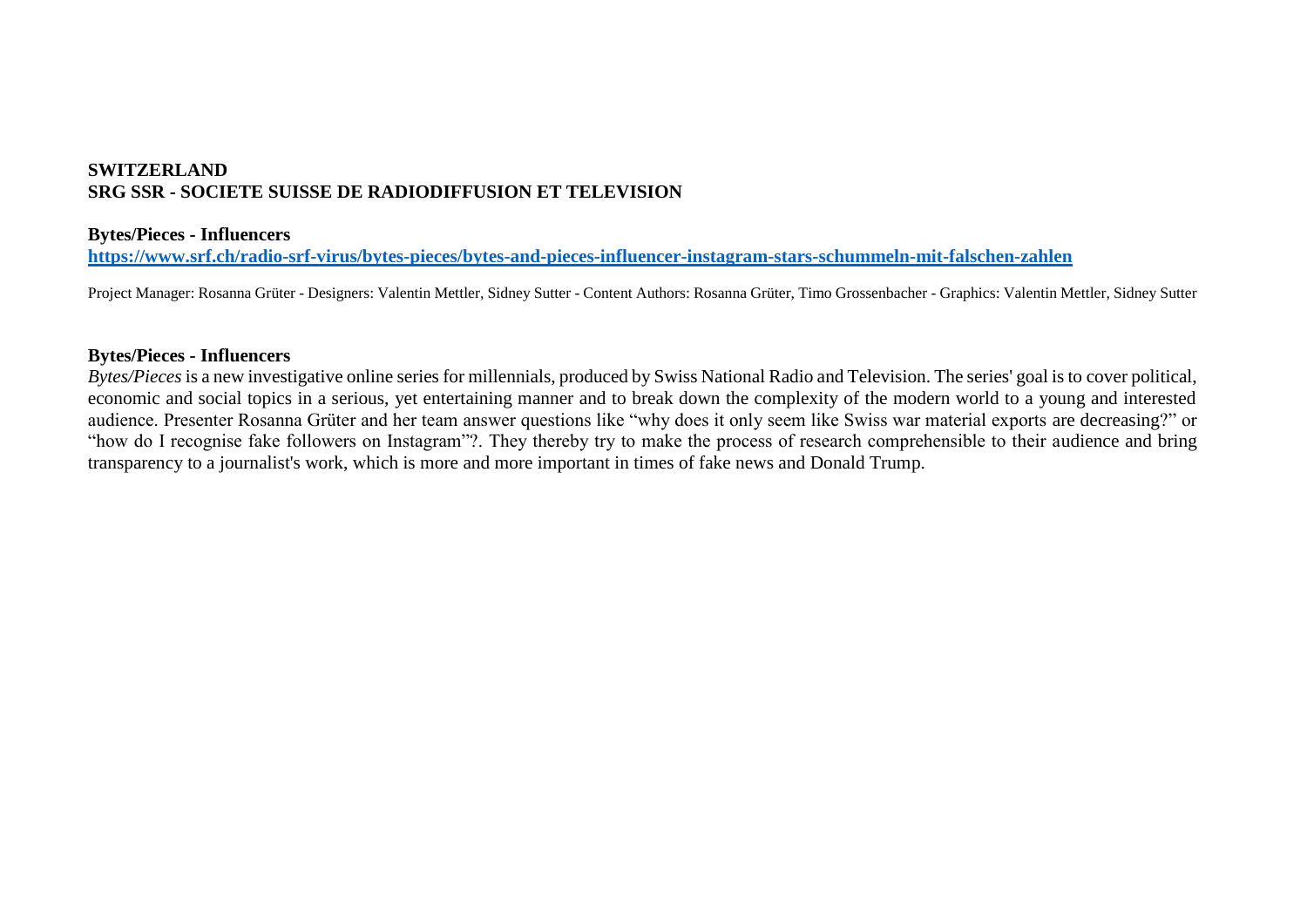**SWITZERLAND**
**SRG SSR - SOCIETE SUISSE DE RADIODIFFUSION ET TELEVISION**

**Bytes/Pieces - Influencers**
**https://www.srf.ch/radio-srf-virus/bytes-pieces/bytes-and-pieces-influencer-instagram-stars-schummeln-mit-falschen-zahlen**

Project Manager: Rosanna Grüter - Designers: Valentin Mettler, Sidney Sutter - Content Authors: Rosanna Grüter, Timo Grossenbacher - Graphics: Valentin Mettler, Sidney Sutter

**Bytes/Pieces - Influencers**
*Bytes/Pieces* is a new investigative online series for millennials, produced by Swiss National Radio and Television. The series' goal is to cover political, economic and social topics in a serious, yet entertaining manner and to break down the complexity of the modern world to a young and interested audience. Presenter Rosanna Grüter and her team answer questions like "why does it only seem like Swiss war material exports are decreasing?" or "how do I recognise fake followers on Instagram"?. They thereby try to make the process of research comprehensible to their audience and bring transparency to a journalist's work, which is more and more important in times of fake news and Donald Trump.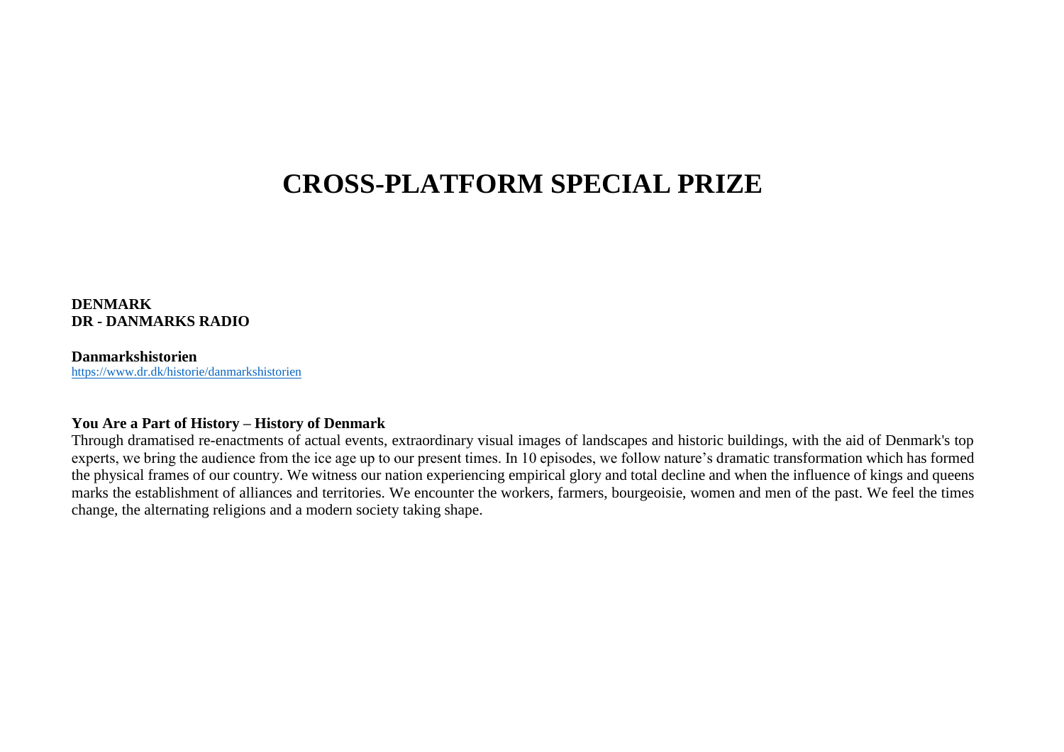# CROSS-PLATFORM SPECIAL PRIZE

**DENMARK**
**DR - DANMARKS RADIO**

**Danmarkshistorien**
https://www.dr.dk/historie/danmarkshistorien

**You Are a Part of History – History of Denmark**
Through dramatised re-enactments of actual events, extraordinary visual images of landscapes and historic buildings, with the aid of Denmark's top experts, we bring the audience from the ice age up to our present times. In 10 episodes, we follow nature's dramatic transformation which has formed the physical frames of our country. We witness our nation experiencing empirical glory and total decline and when the influence of kings and queens marks the establishment of alliances and territories. We encounter the workers, farmers, bourgeoisie, women and men of the past. We feel the times change, the alternating religions and a modern society taking shape.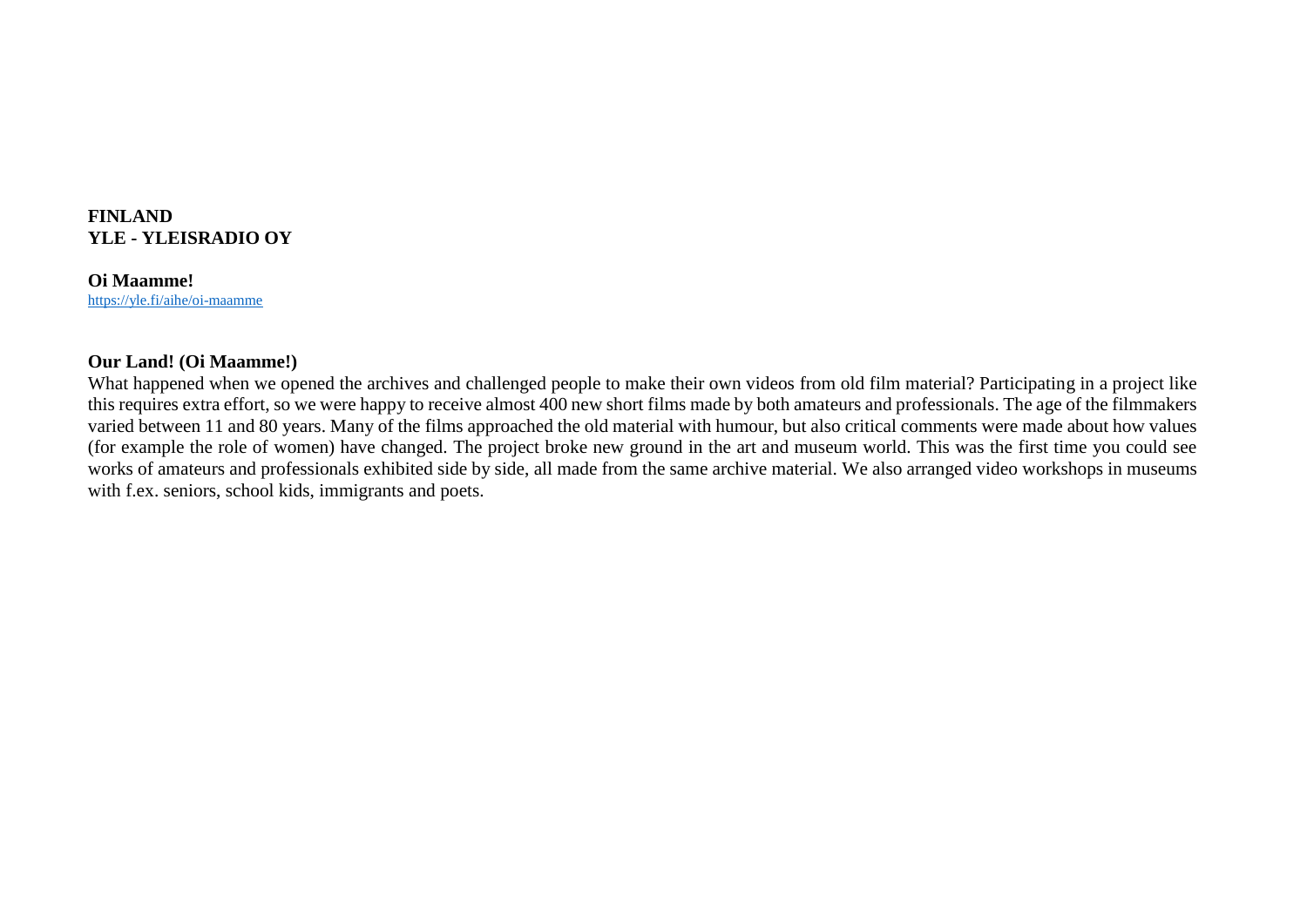**FINLAND**
**YLE - YLEISRADIO OY**

**Oi Maamme!**
[https://yle.fi/aihe/oi-maamme](https://yle.fi/aihe/oi-maamme)

**Our Land! (Oi Maamme!)**
What happened when we opened the archives and challenged people to make their own videos from old film material? Participating in a project like this requires extra effort, so we were happy to receive almost 400 new short films made by both amateurs and professionals. The age of the filmmakers varied between 11 and 80 years. Many of the films approached the old material with humour, but also critical comments were made about how values (for example the role of women) have changed. The project broke new ground in the art and museum world. This was the first time you could see works of amateurs and professionals exhibited side by side, all made from the same archive material. We also arranged video workshops in museums with f.ex. seniors, school kids, immigrants and poets.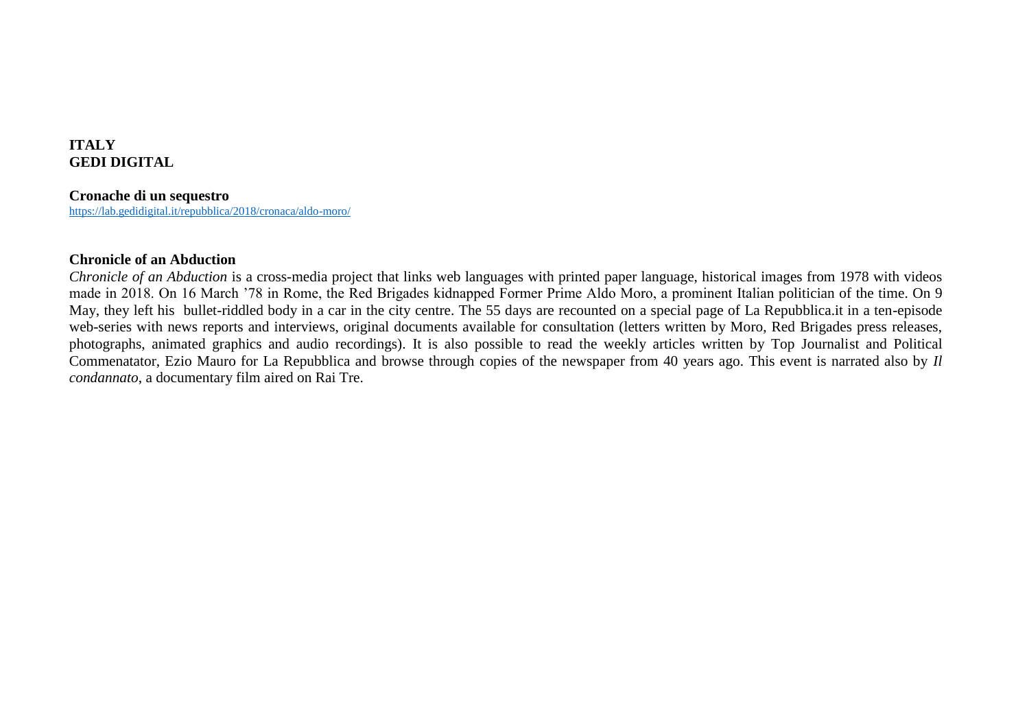**ITALY**
**GEDI DIGITAL**

**Cronache di un sequestro**
https://lab.gedidigital.it/repubblica/2018/cronaca/aldo-moro/

**Chronicle of an Abduction**

*Chronicle of an Abduction* is a cross-media project that links web languages with printed paper language, historical images from 1978 with videos made in 2018. On 16 March '78 in Rome, the Red Brigades kidnapped Former Prime Aldo Moro, a prominent Italian politician of the time. On 9 May, they left his bullet-riddled body in a car in the city centre. The 55 days are recounted on a special page of La Repubblica.it in a ten-episode web-series with news reports and interviews, original documents available for consultation (letters written by Moro, Red Brigades press releases, photographs, animated graphics and audio recordings). It is also possible to read the weekly articles written by Top Journalist and Political Commenatator, Ezio Mauro for La Repubblica and browse through copies of the newspaper from 40 years ago. This event is narrated also by *Il condannato*, a documentary film aired on Rai Tre.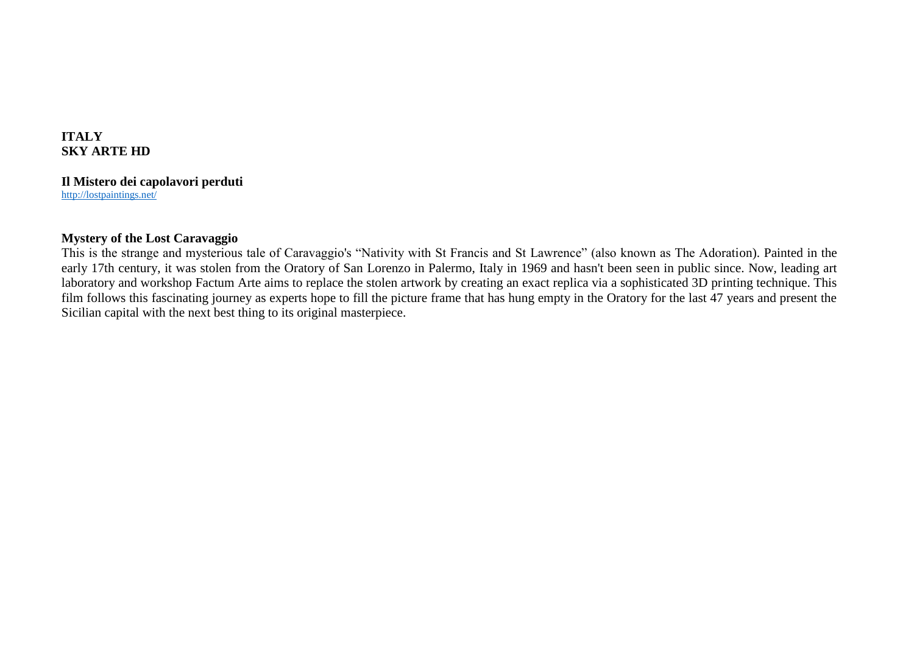**ITALY**
**SKY ARTE HD**

**Il Mistero dei capolavori perduti**
[http://lostpaintings.net/](http://lostpaintings.net/)

**Mystery of the Lost Caravaggio**
This is the strange and mysterious tale of Caravaggio's "Nativity with St Francis and St Lawrence" (also known as The Adoration). Painted in the early 17th century, it was stolen from the Oratory of San Lorenzo in Palermo, Italy in 1969 and hasn't been seen in public since. Now, leading art laboratory and workshop Factum Arte aims to replace the stolen artwork by creating an exact replica via a sophisticated 3D printing technique. This film follows this fascinating journey as experts hope to fill the picture frame that has hung empty in the Oratory for the last 47 years and present the Sicilian capital with the next best thing to its original masterpiece.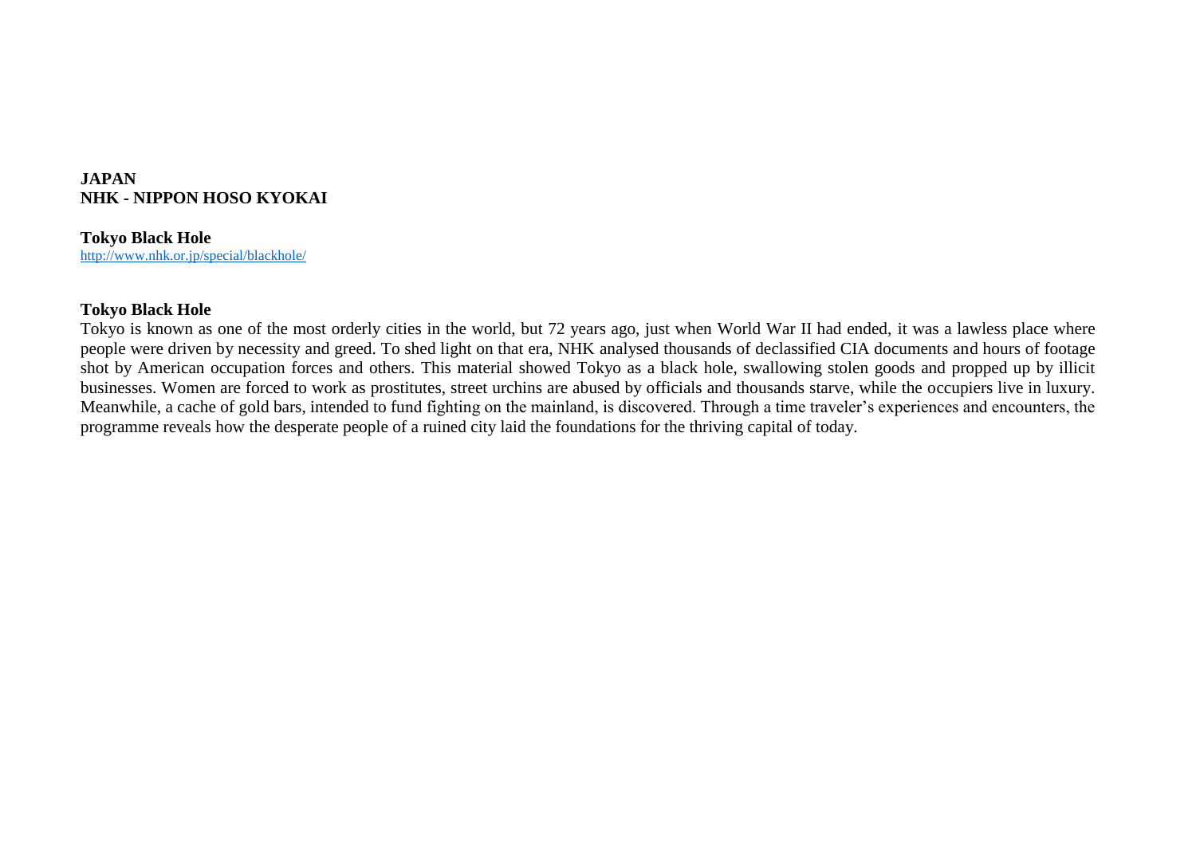**JAPAN**
**NHK - NIPPON HOSO KYOKAI**

**Tokyo Black Hole**
http://www.nhk.or.jp/special/blackhole/

**Tokyo Black Hole**
Tokyo is known as one of the most orderly cities in the world, but 72 years ago, just when World War II had ended, it was a lawless place where people were driven by necessity and greed. To shed light on that era, NHK analysed thousands of declassified CIA documents and hours of footage shot by American occupation forces and others. This material showed Tokyo as a black hole, swallowing stolen goods and propped up by illicit businesses. Women are forced to work as prostitutes, street urchins are abused by officials and thousands starve, while the occupiers live in luxury. Meanwhile, a cache of gold bars, intended to fund fighting on the mainland, is discovered. Through a time traveler's experiences and encounters, the programme reveals how the desperate people of a ruined city laid the foundations for the thriving capital of today.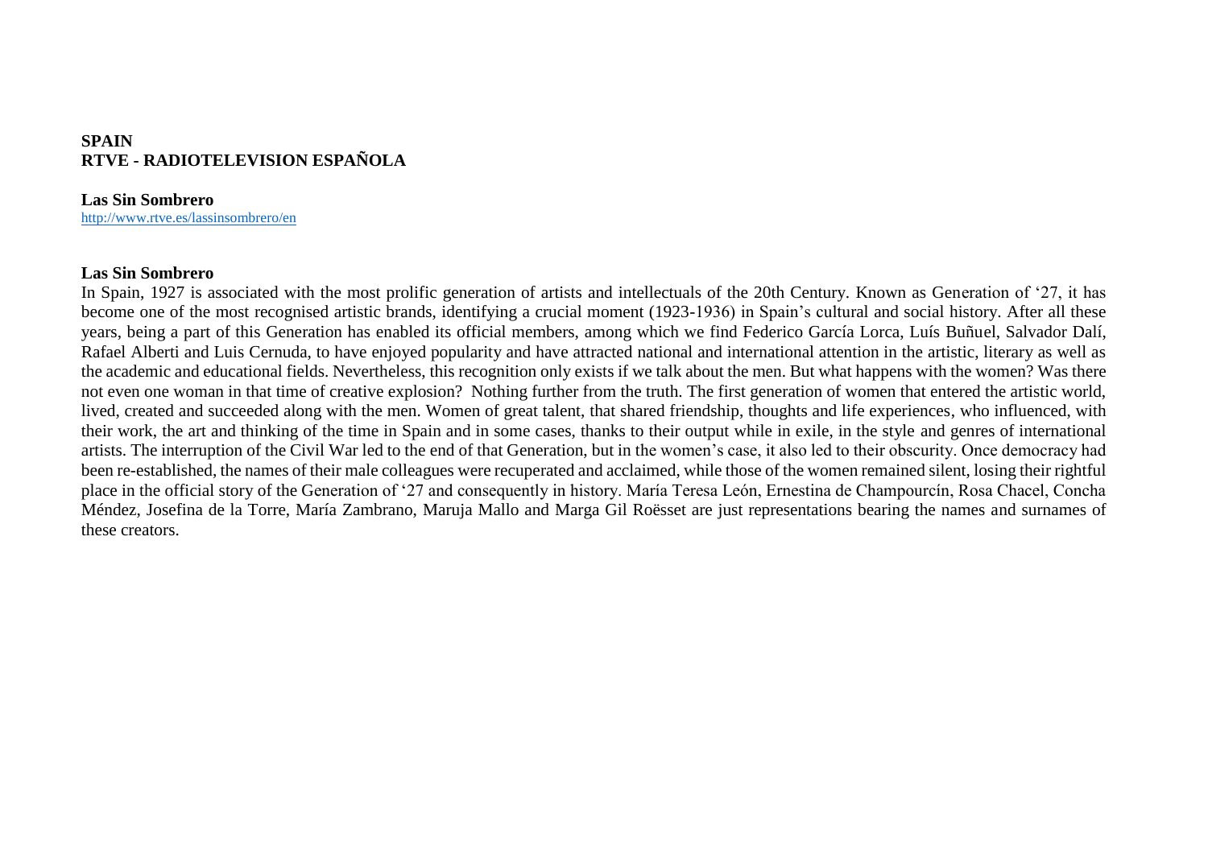**SPAIN**
**RTVE - RADIOTELEVISION ESPAÑOLA**

**Las Sin Sombrero**
http://www.rtve.es/lassinsombrero/en

**Las Sin Sombrero**
In Spain, 1927 is associated with the most prolific generation of artists and intellectuals of the 20th Century. Known as Generation of ‘27, it has become one of the most recognised artistic brands, identifying a crucial moment (1923-1936) in Spain’s cultural and social history. After all these years, being a part of this Generation has enabled its official members, among which we find Federico García Lorca, Luís Buñuel, Salvador Dalí, Rafael Alberti and Luis Cernuda, to have enjoyed popularity and have attracted national and international attention in the artistic, literary as well as the academic and educational fields. Nevertheless, this recognition only exists if we talk about the men. But what happens with the women? Was there not even one woman in that time of creative explosion? Nothing further from the truth. The first generation of women that entered the artistic world, lived, created and succeeded along with the men. Women of great talent, that shared friendship, thoughts and life experiences, who influenced, with their work, the art and thinking of the time in Spain and in some cases, thanks to their output while in exile, in the style and genres of international artists. The interruption of the Civil War led to the end of that Generation, but in the women’s case, it also led to their obscurity. Once democracy had been re-established, the names of their male colleagues were recuperated and acclaimed, while those of the women remained silent, losing their rightful place in the official story of the Generation of ‘27 and consequently in history. María Teresa León, Ernestina de Champourcín, Rosa Chacel, Concha Méndez, Josefina de la Torre, María Zambrano, Maruja Mallo and Marga Gil Roësset are just representations bearing the names and surnames of these creators.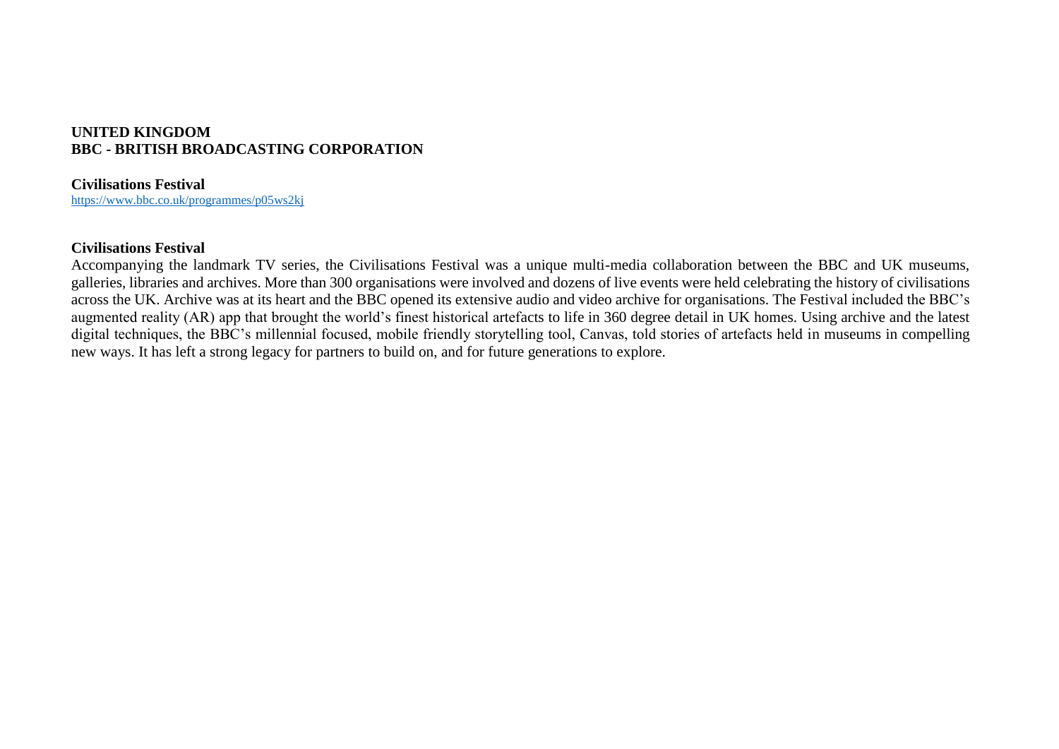**UNITED KINGDOM**
**BBC - BRITISH BROADCASTING CORPORATION**

**Civilisations Festival**
https://www.bbc.co.uk/programmes/p05ws2kj

**Civilisations Festival**
Accompanying the landmark TV series, the Civilisations Festival was a unique multi-media collaboration between the BBC and UK museums, galleries, libraries and archives. More than 300 organisations were involved and dozens of live events were held celebrating the history of civilisations across the UK. Archive was at its heart and the BBC opened its extensive audio and video archive for organisations. The Festival included the BBC's augmented reality (AR) app that brought the world's finest historical artefacts to life in 360 degree detail in UK homes. Using archive and the latest digital techniques, the BBC's millennial focused, mobile friendly storytelling tool, Canvas, told stories of artefacts held in museums in compelling new ways. It has left a strong legacy for partners to build on, and for future generations to explore.